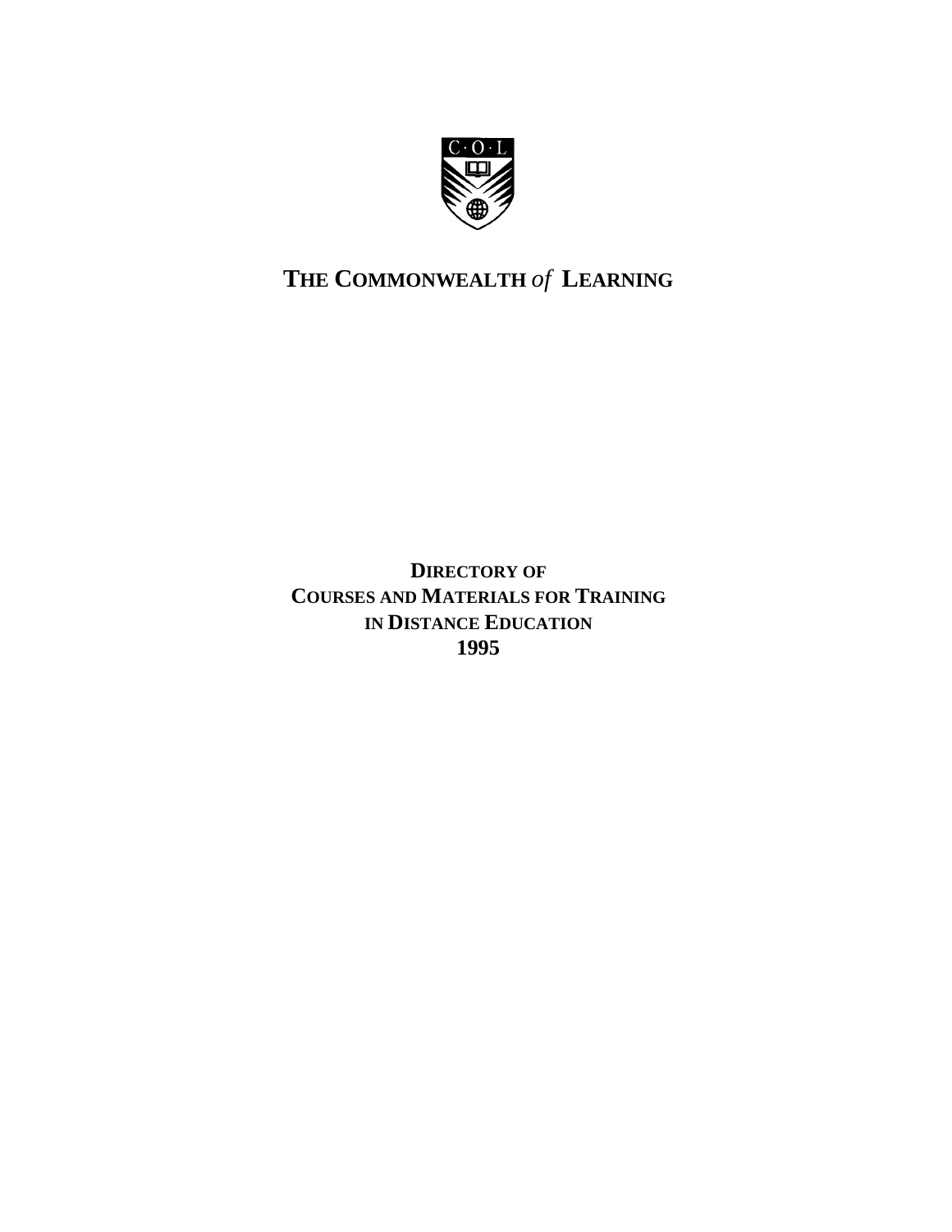C·O·L

# THE COMMONWEALTH *of* LEARNING

## DIRECTORY OF COURSES AND MATERIALS FOR TRAINING IN DISTANCE EDUCATION 1995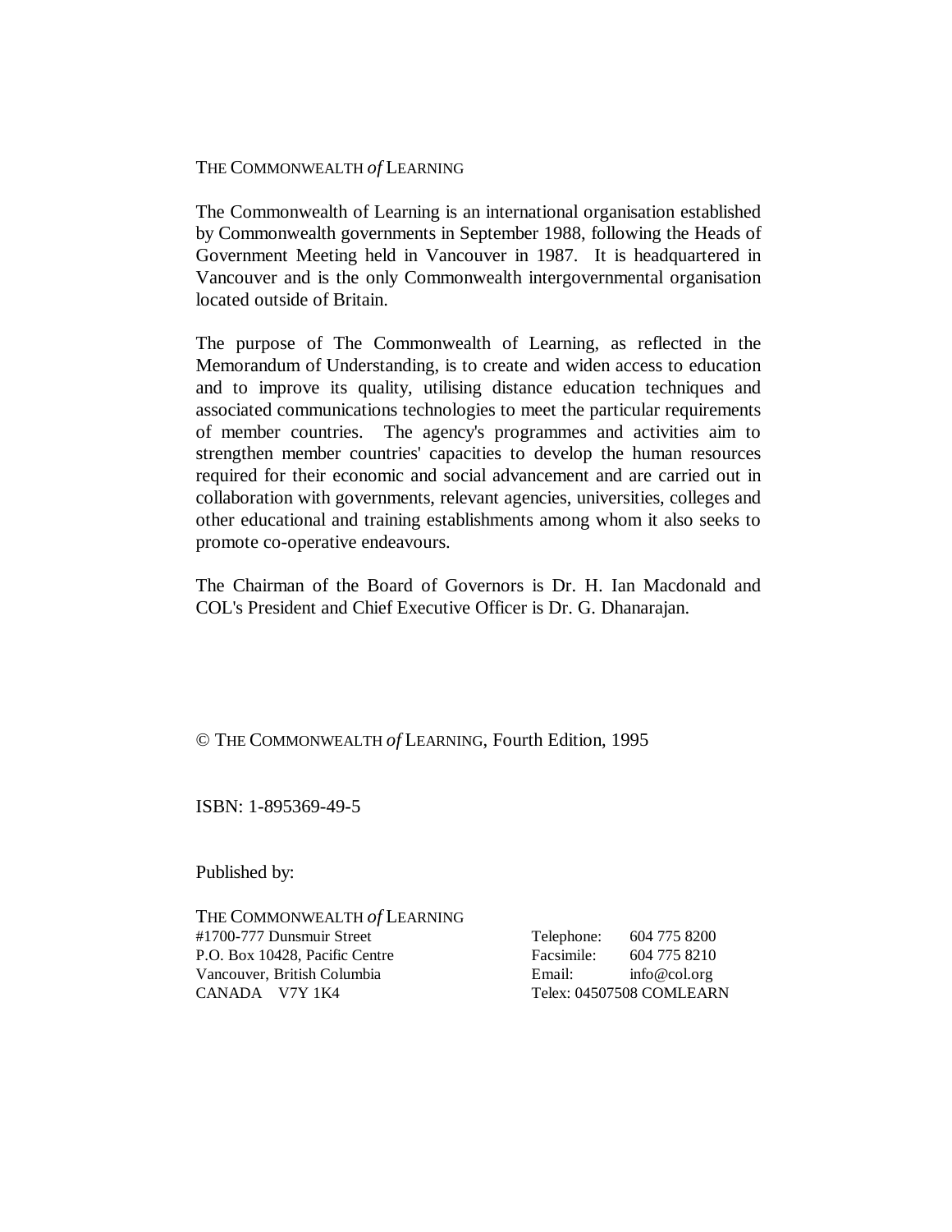THE COMMONWEALTH *of* LEARNING

The Commonwealth of Learning is an international organisation established by Commonwealth governments in September 1988, following the Heads of Government Meeting held in Vancouver in 1987. It is headquartered in Vancouver and is the only Commonwealth intergovernmental organisation located outside of Britain.

The purpose of The Commonwealth of Learning, as reflected in the Memorandum of Understanding, is to create and widen access to education and to improve its quality, utilising distance education techniques and associated communications technologies to meet the particular requirements of member countries. The agency's programmes and activities aim to strengthen member countries' capacities to develop the human resources required for their economic and social advancement and are carried out in collaboration with governments, relevant agencies, universities, colleges and other educational and training establishments among whom it also seeks to promote co-operative endeavours.

The Chairman of the Board of Governors is Dr. H. Ian Macdonald and COL's President and Chief Executive Officer is Dr. G. Dhanarajan.

© THE COMMONWEALTH *of* LEARNING, Fourth Edition, 1995

ISBN: 1-895369-49-5

Published by:

THE COMMONWEALTH *of* LEARNING
#1700-777 Dunsmuir Street
P.O. Box 10428, Pacific Centre
Vancouver, British Columbia
CANADA V7Y 1K4

Telephone: 604 775 8200
Facsimile: 604 775 8210
Email: info@col.org
Telex: 04507508 COMLEARN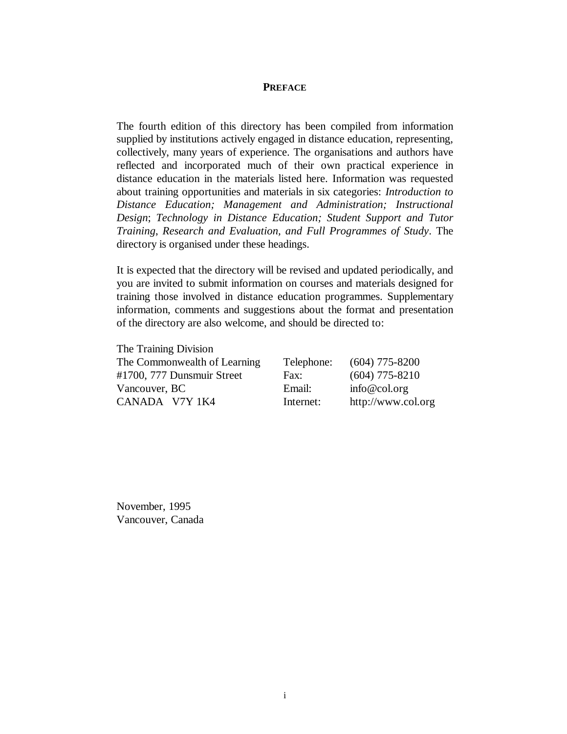# PREFACE

The fourth edition of this directory has been compiled from information supplied by institutions actively engaged in distance education, representing, collectively, many years of experience. The organisations and authors have reflected and incorporated much of their own practical experience in distance education in the materials listed here. Information was requested about training opportunities and materials in six categories: *Introduction to Distance Education; Management and Administration; Instructional Design*; *Technology in Distance Education; Student Support and Tutor Training*, *Research and Evaluation, and Full Programmes of Study*. The directory is organised under these headings.

It is expected that the directory will be revised and updated periodically, and you are invited to submit information on courses and materials designed for training those involved in distance education programmes. Supplementary information, comments and suggestions about the format and presentation of the directory are also welcome, and should be directed to:

The Training Division
The Commonwealth of Learning
#1700, 777 Dunsmuir Street
Vancouver, BC
CANADA V7Y 1K4

Telephone: (604) 775-8200
Fax: (604) 775-8210
Email: info@col.org
Internet: http://www.col.org

November, 1995
Vancouver, Canada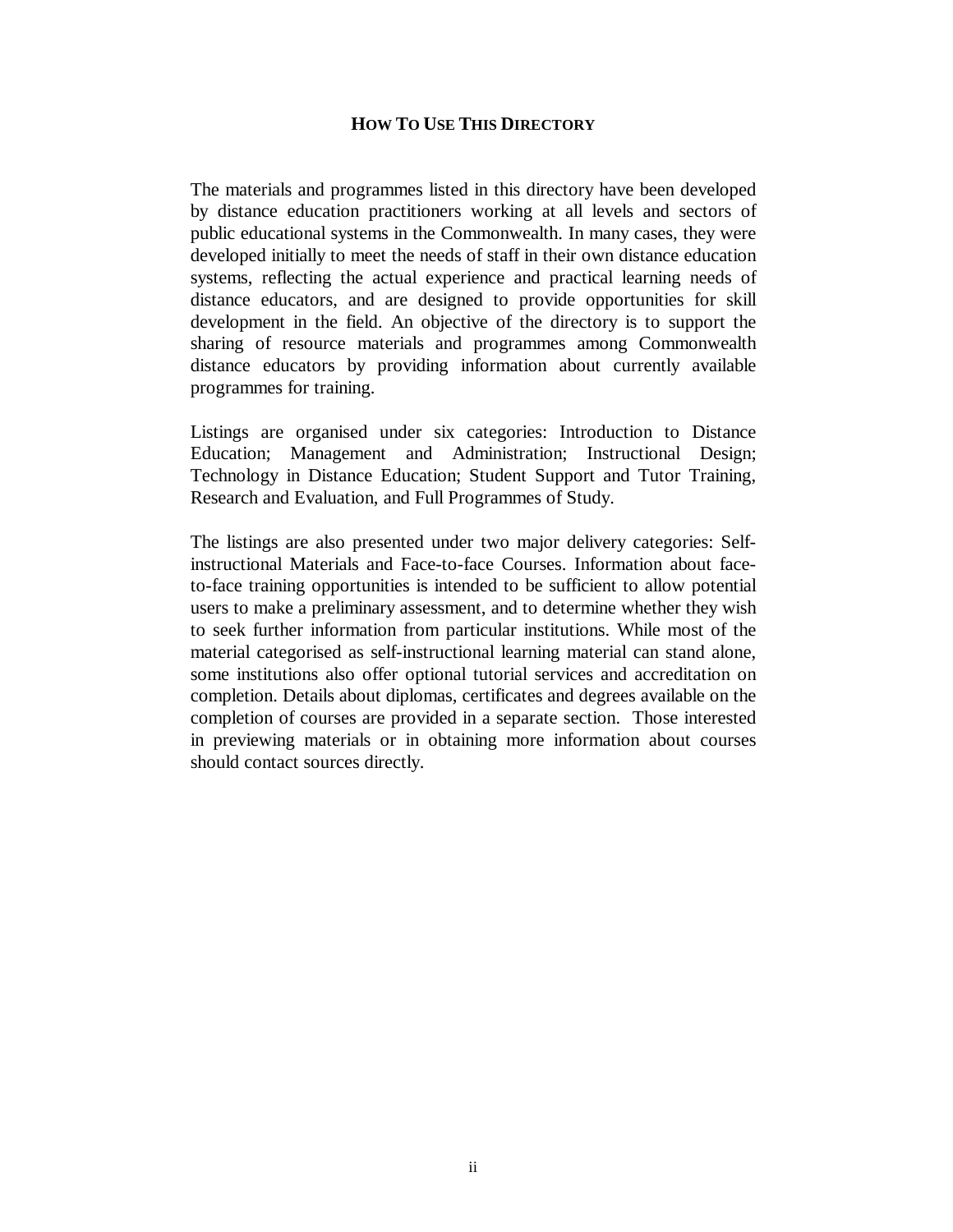## HOW TO USE THIS DIRECTORY

The materials and programmes listed in this directory have been developed by distance education practitioners working at all levels and sectors of public educational systems in the Commonwealth. In many cases, they were developed initially to meet the needs of staff in their own distance education systems, reflecting the actual experience and practical learning needs of distance educators, and are designed to provide opportunities for skill development in the field. An objective of the directory is to support the sharing of resource materials and programmes among Commonwealth distance educators by providing information about currently available programmes for training.

Listings are organised under six categories: Introduction to Distance Education; Management and Administration; Instructional Design; Technology in Distance Education; Student Support and Tutor Training, Research and Evaluation, and Full Programmes of Study.

The listings are also presented under two major delivery categories: Self-instructional Materials and Face-to-face Courses. Information about face-to-face training opportunities is intended to be sufficient to allow potential users to make a preliminary assessment, and to determine whether they wish to seek further information from particular institutions. While most of the material categorised as self-instructional learning material can stand alone, some institutions also offer optional tutorial services and accreditation on completion. Details about diplomas, certificates and degrees available on the completion of courses are provided in a separate section. Those interested in previewing materials or in obtaining more information about courses should contact sources directly.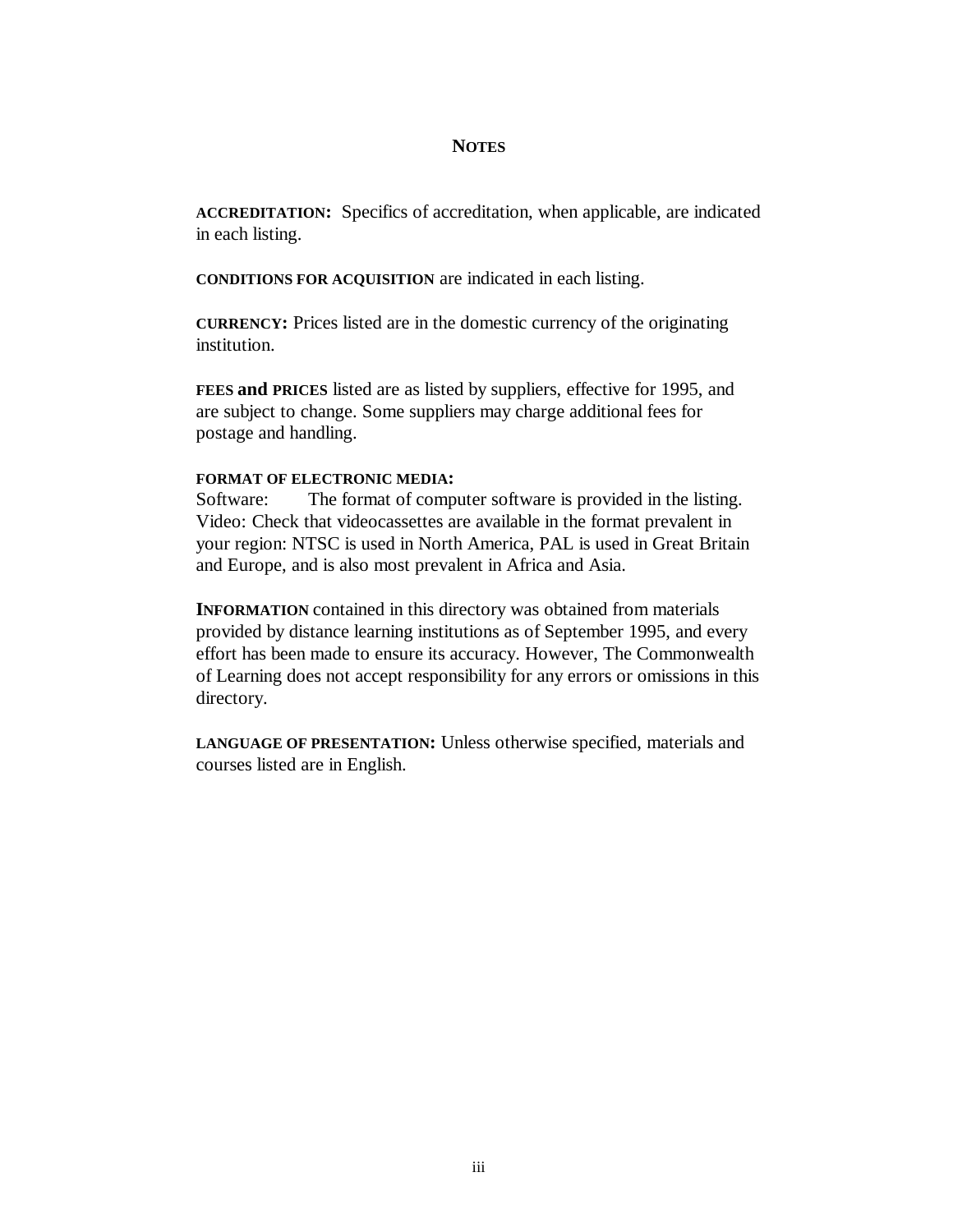# NOTES

**ACCREDITATION:** Specifics of accreditation, when applicable, are indicated in each listing.

**CONDITIONS FOR ACQUISITION** are indicated in each listing.

**CURRENCY:** Prices listed are in the domestic currency of the originating institution.

**FEES and PRICES** listed are as listed by suppliers, effective for 1995, and are subject to change. Some suppliers may charge additional fees for postage and handling.

**FORMAT OF ELECTRONIC MEDIA:**
Software: The format of computer software is provided in the listing.
Video: Check that videocassettes are available in the format prevalent in your region: NTSC is used in North America, PAL is used in Great Britain and Europe, and is also most prevalent in Africa and Asia.

**INFORMATION** contained in this directory was obtained from materials provided by distance learning institutions as of September 1995, and every effort has been made to ensure its accuracy. However, The Commonwealth of Learning does not accept responsibility for any errors or omissions in this directory.

**LANGUAGE OF PRESENTATION:** Unless otherwise specified, materials and courses listed are in English.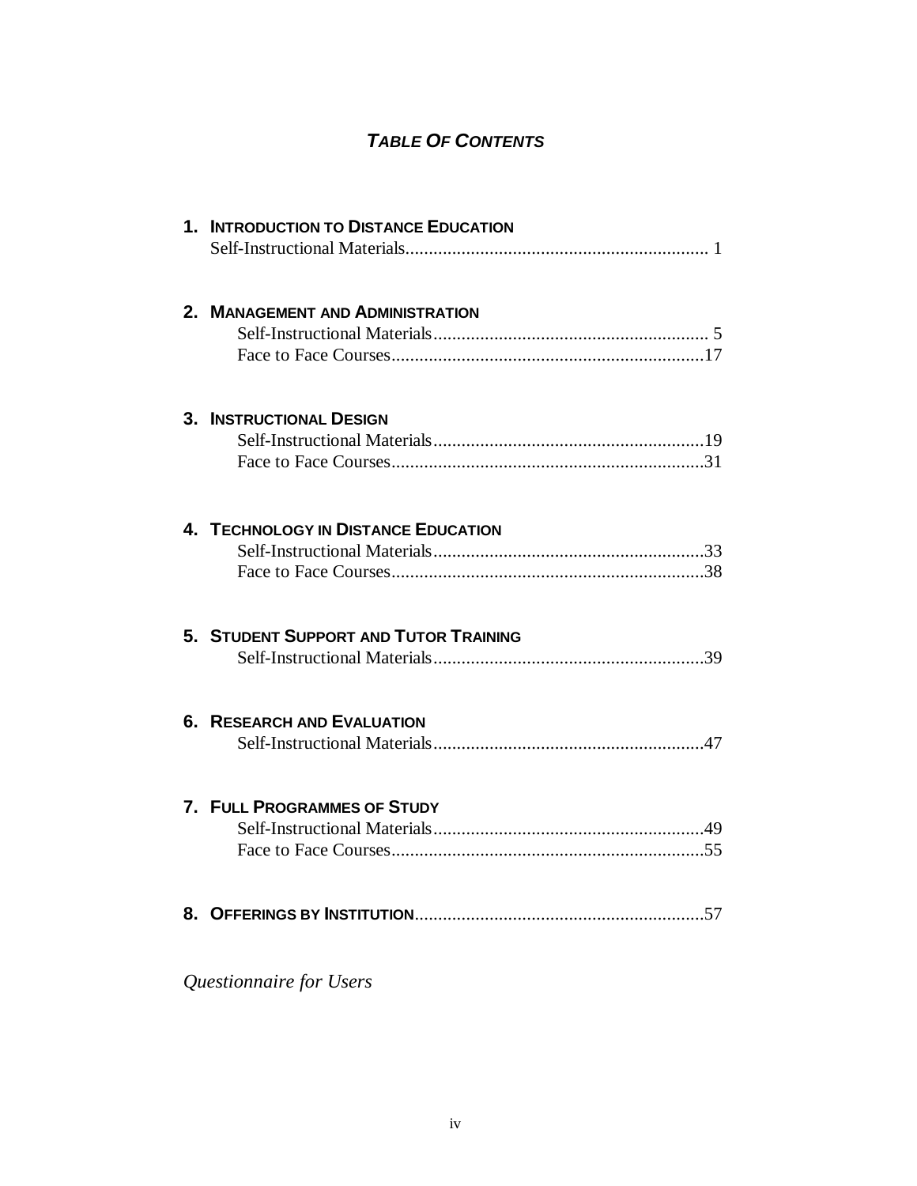# *TABLE OF CONTENTS*

**1. INTRODUCTION TO DISTANCE EDUCATION**

Self-Instructional Materials................................................................ 1

**2. MANAGEMENT AND ADMINISTRATION**

Self-Instructional Materials.......................................................... 5

Face to Face Courses..................................................................17

**3. INSTRUCTIONAL DESIGN**

Self-Instructional Materials..........................................................19

Face to Face Courses..................................................................31

**4. TECHNOLOGY IN DISTANCE EDUCATION**

Self-Instructional Materials..........................................................33

Face to Face Courses..................................................................38

**5. STUDENT SUPPORT AND TUTOR TRAINING**

Self-Instructional Materials..........................................................39

**6. RESEARCH AND EVALUATION**

Self-Instructional Materials..........................................................47

**7. FULL PROGRAMMES OF STUDY**

Self-Instructional Materials..........................................................49

Face to Face Courses..................................................................55

**8. OFFERINGS BY INSTITUTION**..............................................................57

*Questionnaire for Users*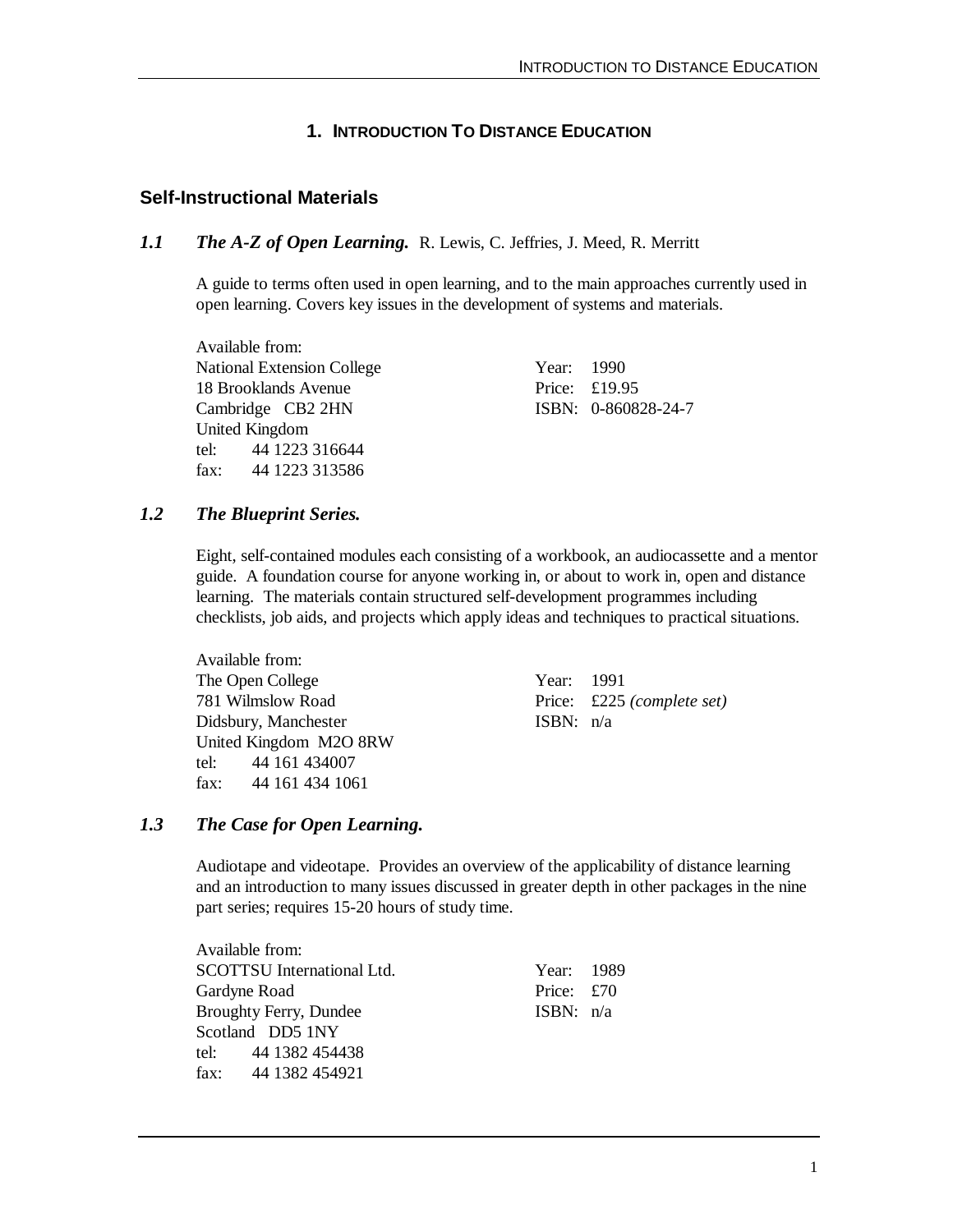# 1. Introduction To Distance Education

## Self-Instructional Materials

### *1.1 The A-Z of Open Learning.* R. Lewis, C. Jeffries, J. Meed, R. Merritt

A guide to terms often used in open learning, and to the main approaches currently used in open learning. Covers key issues in the development of systems and materials.

Available from:
National Extension College
18 Brooklands Avenue
Cambridge CB2 2HN
United Kingdom
tel: 44 1223 316644
fax: 44 1223 313586

Year: 1990
Price: £19.95
ISBN: 0-860828-24-7

### *1.2 The Blueprint Series.*

Eight, self-contained modules each consisting of a workbook, an audiocassette and a mentor guide. A foundation course for anyone working in, or about to work in, open and distance learning. The materials contain structured self-development programmes including checklists, job aids, and projects which apply ideas and techniques to practical situations.

Available from:
The Open College
781 Wilmslow Road
Didsbury, Manchester
United Kingdom M2O 8RW
tel: 44 161 434007
fax: 44 161 434 1061

Year: 1991
Price: £225 *(complete set)*
ISBN: n/a

### *1.3 The Case for Open Learning.*

Audiotape and videotape. Provides an overview of the applicability of distance learning and an introduction to many issues discussed in greater depth in other packages in the nine part series; requires 15-20 hours of study time.

Available from:
SCOTTSU International Ltd.
Gardyne Road
Broughty Ferry, Dundee
Scotland DD5 1NY
tel: 44 1382 454438
fax: 44 1382 454921

Year: 1989
Price: £70
ISBN: n/a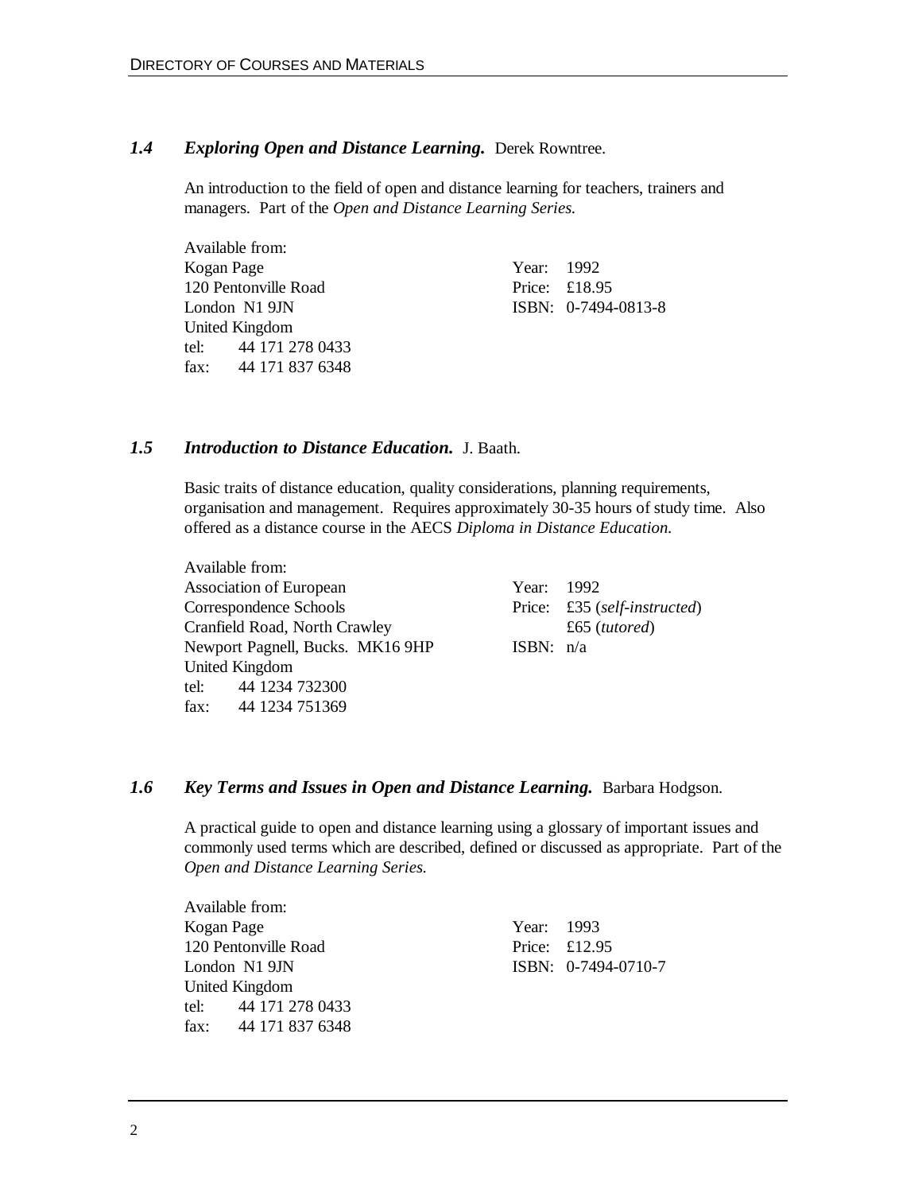### *1.4 Exploring Open and Distance Learning.* Derek Rowntree.

An introduction to the field of open and distance learning for teachers, trainers and managers. Part of the *Open and Distance Learning Series.*

Available from:
Kogan Page
120 Pentonville Road
London N1 9JN
United Kingdom
tel: 44 171 278 0433
fax: 44 171 837 6348

Year: 1992
Price: £18.95
ISBN: 0-7494-0813-8

### *1.5 Introduction to Distance Education.* J. Baath.

Basic traits of distance education, quality considerations, planning requirements, organisation and management. Requires approximately 30-35 hours of study time. Also offered as a distance course in the AECS *Diploma in Distance Education.*

Available from:
Association of European Correspondence Schools
Cranfield Road, North Crawley
Newport Pagnell, Bucks. MK16 9HP
United Kingdom
tel: 44 1234 732300
fax: 44 1234 751369

Year: 1992
Price: £35 (*self-instructed*)
£65 (*tutored*)
ISBN: n/a

### *1.6 Key Terms and Issues in Open and Distance Learning.* Barbara Hodgson.

A practical guide to open and distance learning using a glossary of important issues and commonly used terms which are described, defined or discussed as appropriate. Part of the *Open and Distance Learning Series.*

Available from:
Kogan Page
120 Pentonville Road
London N1 9JN
United Kingdom
tel: 44 171 278 0433
fax: 44 171 837 6348

Year: 1993
Price: £12.95
ISBN: 0-7494-0710-7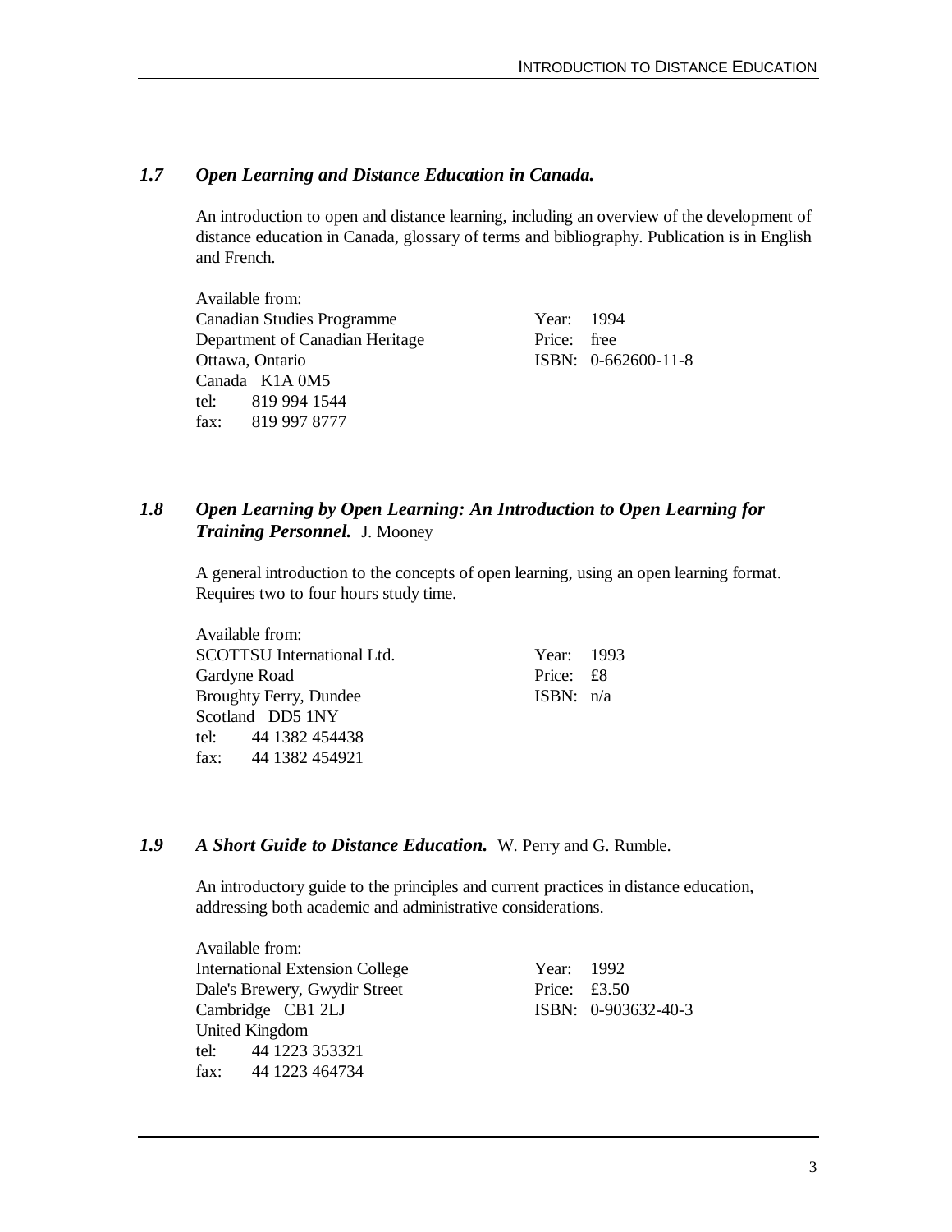### *1.7 Open Learning and Distance Education in Canada.*

An introduction to open and distance learning, including an overview of the development of distance education in Canada, glossary of terms and bibliography. Publication is in English and French.

Available from:
Canadian Studies Programme
Department of Canadian Heritage
Ottawa, Ontario
Canada K1A 0M5
tel: 819 994 1544
fax: 819 997 8777

Year: 1994
Price: free
ISBN: 0-662600-11-8

### *1.8 Open Learning by Open Learning: An Introduction to Open Learning for Training Personnel.* J. Mooney

A general introduction to the concepts of open learning, using an open learning format. Requires two to four hours study time.

Available from:
SCOTTSU International Ltd.
Gardyne Road
Broughty Ferry, Dundee
Scotland DD5 1NY
tel: 44 1382 454438
fax: 44 1382 454921

Year: 1993
Price: £8
ISBN: n/a

### *1.9 A Short Guide to Distance Education.* W. Perry and G. Rumble.

An introductory guide to the principles and current practices in distance education, addressing both academic and administrative considerations.

Available from:
International Extension College
Dale's Brewery, Gwydir Street
Cambridge CB1 2LJ
United Kingdom
tel: 44 1223 353321
fax: 44 1223 464734

Year: 1992
Price: £3.50
ISBN: 0-903632-40-3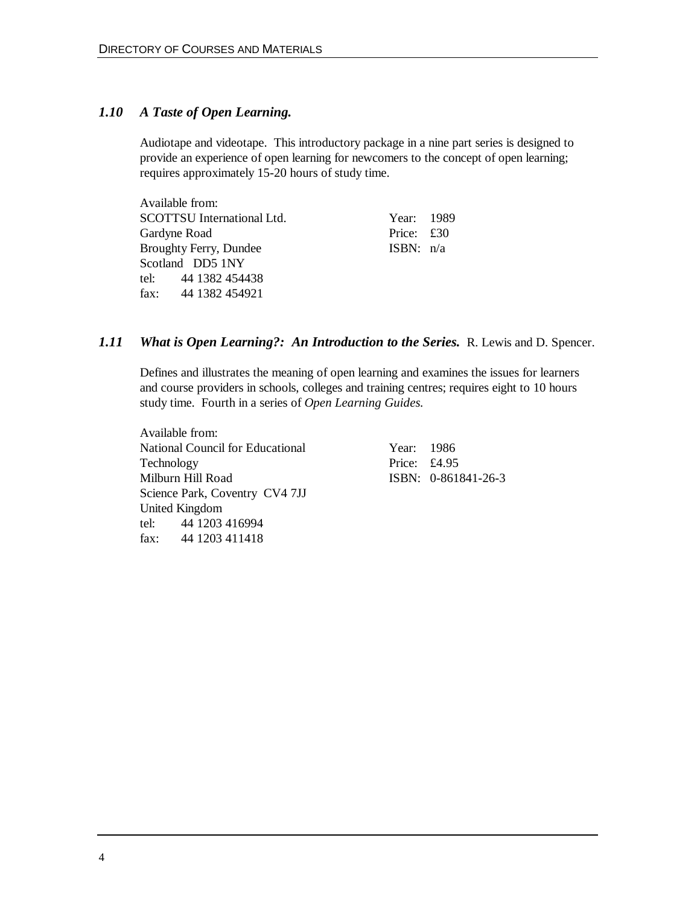### *1.10 A Taste of Open Learning.*

Audiotape and videotape. This introductory package in a nine part series is designed to provide an experience of open learning for newcomers to the concept of open learning; requires approximately 15-20 hours of study time.

| Available from: | |
|---|---|
| SCOTTSU International Ltd. | Year: 1989 |
| Gardyne Road | Price: £30 |
| Broughty Ferry, Dundee | ISBN: n/a |
| Scotland DD5 1NY | |
| tel: 44 1382 454438 | |
| fax: 44 1382 454921 | |

### *1.11 What is Open Learning?: An Introduction to the Series.* R. Lewis and D. Spencer.

Defines and illustrates the meaning of open learning and examines the issues for learners and course providers in schools, colleges and training centres; requires eight to 10 hours study time. Fourth in a series of *Open Learning Guides.*

| Available from: | |
|---|---|
| National Council for Educational Technology | Year: 1986 |
| Milburn Hill Road | Price: £4.95 |
| Science Park, Coventry CV4 7JJ | ISBN: 0-861841-26-3 |
| United Kingdom | |
| tel: 44 1203 416994 | |
| fax: 44 1203 411418 | |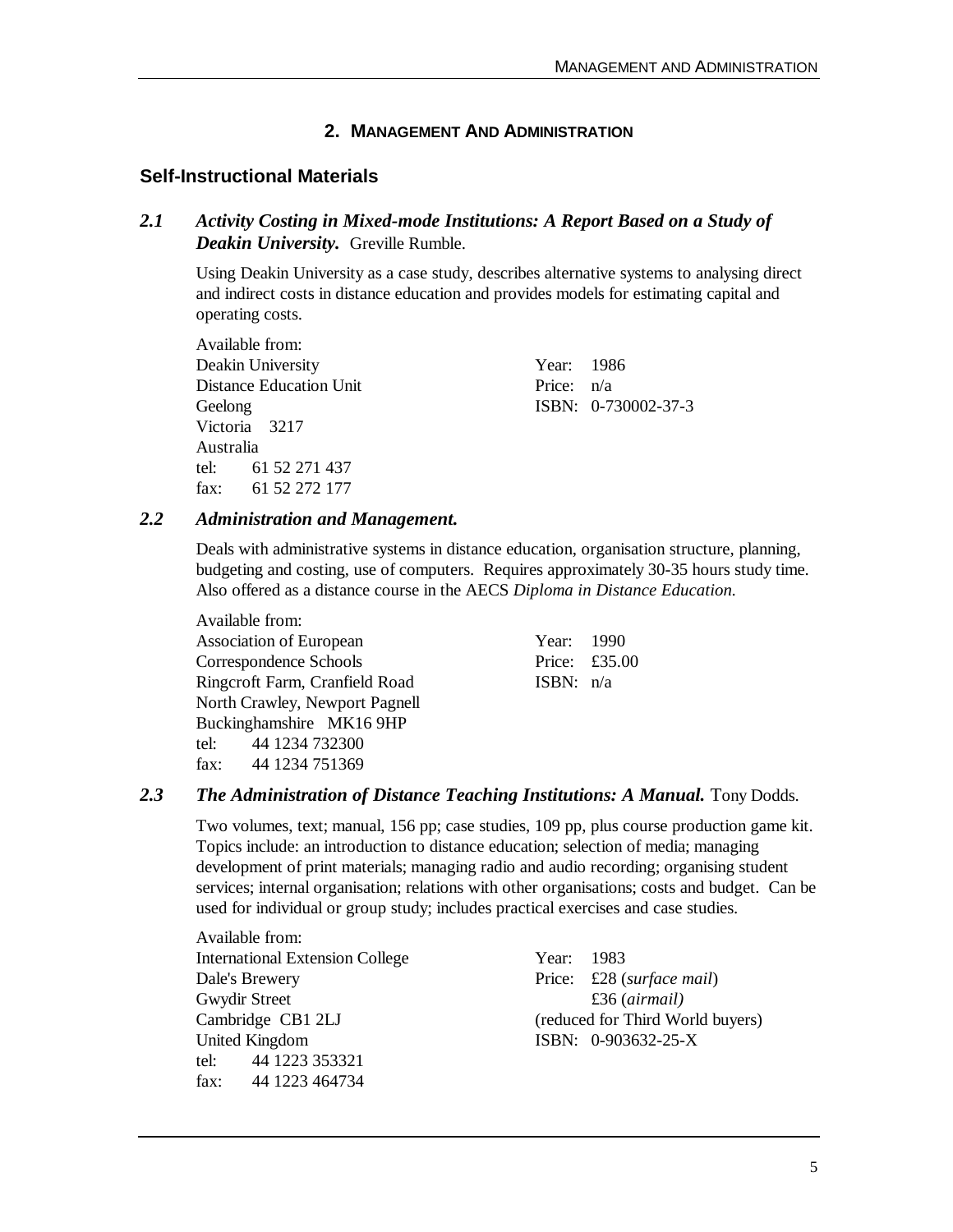## 2. Management And Administration

### Self-Instructional Materials

**2.1** ***Activity Costing in Mixed-mode Institutions: A Report Based on a Study of Deakin University.*** Greville Rumble.

Using Deakin University as a case study, describes alternative systems to analysing direct and indirect costs in distance education and provides models for estimating capital and operating costs.

Available from:
Deakin University
Distance Education Unit
Geelong
Victoria 3217
Australia
tel: 61 52 271 437
fax: 61 52 272 177

Year: 1986
Price: n/a
ISBN: 0-730002-37-3

**2.2** ***Administration and Management.***

Deals with administrative systems in distance education, organisation structure, planning, budgeting and costing, use of computers. Requires approximately 30-35 hours study time. Also offered as a distance course in the AECS *Diploma in Distance Education.*

Available from:
Association of European
Correspondence Schools
Ringcroft Farm, Cranfield Road
North Crawley, Newport Pagnell
Buckinghamshire MK16 9HP
tel: 44 1234 732300
fax: 44 1234 751369

Year: 1990
Price: £35.00
ISBN: n/a

**2.3** ***The Administration of Distance Teaching Institutions: A Manual.*** Tony Dodds.

Two volumes, text; manual, 156 pp; case studies, 109 pp, plus course production game kit. Topics include: an introduction to distance education; selection of media; managing development of print materials; managing radio and audio recording; organising student services; internal organisation; relations with other organisations; costs and budget. Can be used for individual or group study; includes practical exercises and case studies.

Available from:
International Extension College
Dale's Brewery
Gwydir Street
Cambridge CB1 2LJ
United Kingdom
tel: 44 1223 353321
fax: 44 1223 464734

Year: 1983
Price: £28 (*surface mail*)
£36 (*airmail)*
(reduced for Third World buyers)
ISBN: 0-903632-25-X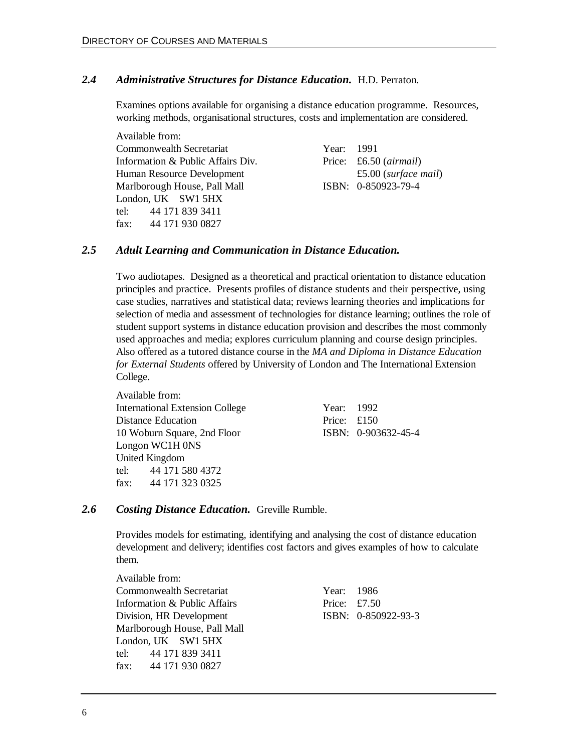### *2.4 Administrative Structures for Distance Education.* H.D. Perraton.

Examines options available for organising a distance education programme. Resources, working methods, organisational structures, costs and implementation are considered.

Available from:
Commonwealth Secretariat
Information & Public Affairs Div.
Human Resource Development
Marlborough House, Pall Mall
London, UK SW1 5HX
tel: 44 171 839 3411
fax: 44 171 930 0827

Year: 1991
Price: £6.50 (*airmail*)
£5.00 (*surface mail*)
ISBN: 0-850923-79-4

### *2.5 Adult Learning and Communication in Distance Education.*

Two audiotapes. Designed as a theoretical and practical orientation to distance education principles and practice. Presents profiles of distance students and their perspective, using case studies, narratives and statistical data; reviews learning theories and implications for selection of media and assessment of technologies for distance learning; outlines the role of student support systems in distance education provision and describes the most commonly used approaches and media; explores curriculum planning and course design principles. Also offered as a tutored distance course in the *MA and Diploma in Distance Education for External Students* offered by University of London and The International Extension College.

Available from:
International Extension College
Distance Education
10 Woburn Square, 2nd Floor
Longon WC1H 0NS
United Kingdom
tel: 44 171 580 4372
fax: 44 171 323 0325

Year: 1992
Price: £150
ISBN: 0-903632-45-4

### *2.6 Costing Distance Education.* Greville Rumble.

Provides models for estimating, identifying and analysing the cost of distance education development and delivery; identifies cost factors and gives examples of how to calculate them.

Available from:
Commonwealth Secretariat
Information & Public Affairs
Division, HR Development
Marlborough House, Pall Mall
London, UK SW1 5HX
tel: 44 171 839 3411
fax: 44 171 930 0827

Year: 1986
Price: £7.50
ISBN: 0-850922-93-3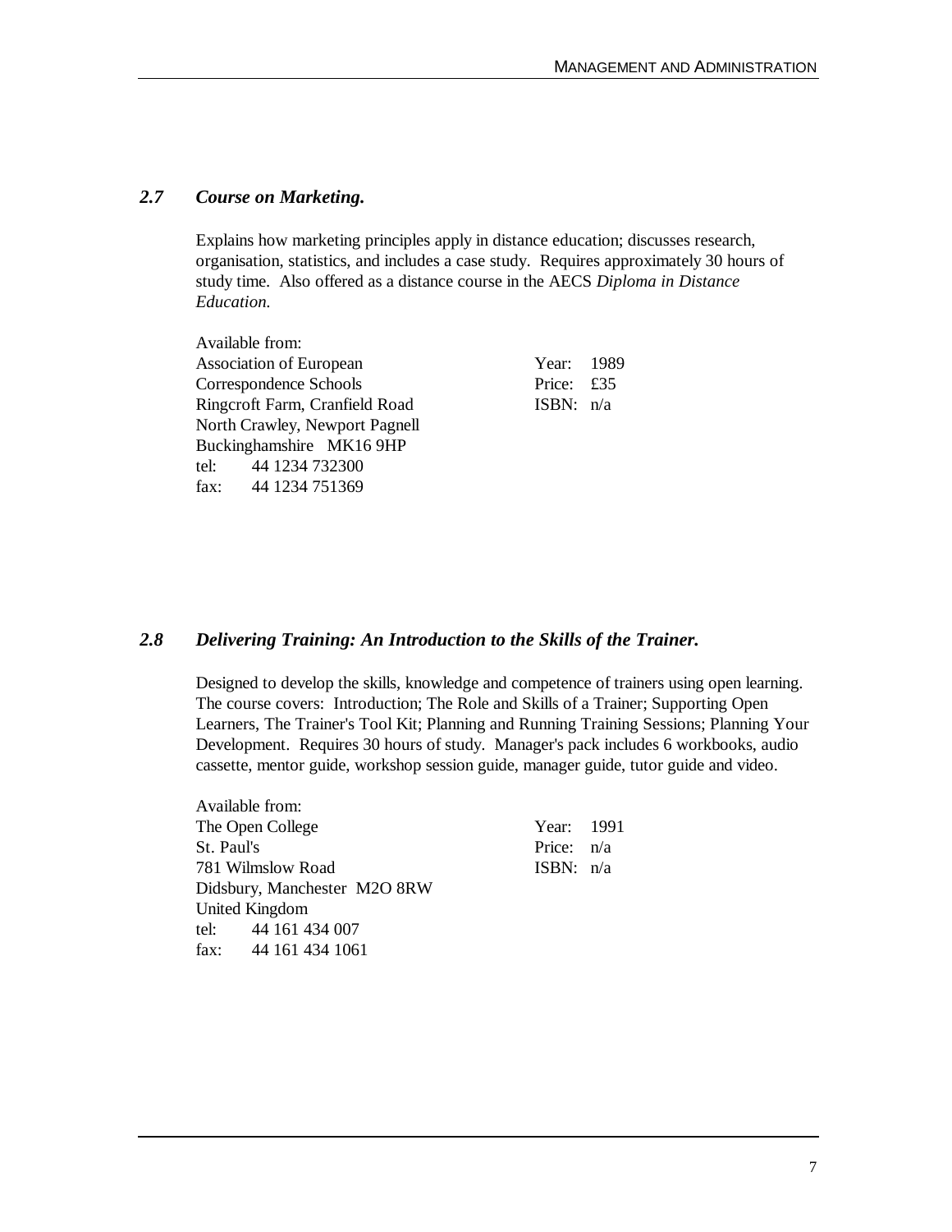### *2.7 Course on Marketing.*

Explains how marketing principles apply in distance education; discusses research, organisation, statistics, and includes a case study. Requires approximately 30 hours of study time. Also offered as a distance course in the AECS *Diploma in Distance Education.*

Available from:
Association of European Correspondence Schools
Ringcroft Farm, Cranfield Road
North Crawley, Newport Pagnell
Buckinghamshire MK16 9HP
tel: 44 1234 732300
fax: 44 1234 751369

Year: 1989
Price: £35
ISBN: n/a

### *2.8 Delivering Training: An Introduction to the Skills of the Trainer.*

Designed to develop the skills, knowledge and competence of trainers using open learning. The course covers: Introduction; The Role and Skills of a Trainer; Supporting Open Learners, The Trainer's Tool Kit; Planning and Running Training Sessions; Planning Your Development. Requires 30 hours of study. Manager's pack includes 6 workbooks, audio cassette, mentor guide, workshop session guide, manager guide, tutor guide and video.

Available from:
The Open College
St. Paul's
781 Wilmslow Road
Didsbury, Manchester M2O 8RW
United Kingdom
tel: 44 161 434 007
fax: 44 161 434 1061

Year: 1991
Price: n/a
ISBN: n/a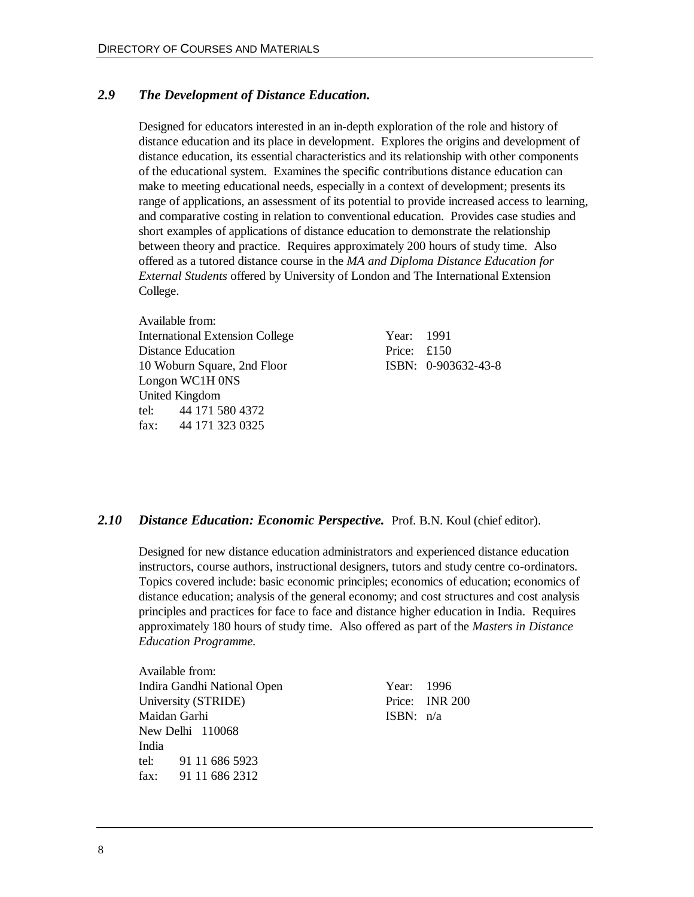### *2.9 The Development of Distance Education.*

Designed for educators interested in an in-depth exploration of the role and history of distance education and its place in development. Explores the origins and development of distance education, its essential characteristics and its relationship with other components of the educational system. Examines the specific contributions distance education can make to meeting educational needs, especially in a context of development; presents its range of applications, an assessment of its potential to provide increased access to learning, and comparative costing in relation to conventional education. Provides case studies and short examples of applications of distance education to demonstrate the relationship between theory and practice. Requires approximately 200 hours of study time. Also offered as a tutored distance course in the *MA and Diploma Distance Education for External Students* offered by University of London and The International Extension College.

Available from:
International Extension College
Distance Education
10 Woburn Square, 2nd Floor
Longon WC1H 0NS
United Kingdom
tel: 44 171 580 4372
fax: 44 171 323 0325

Year: 1991
Price: £150
ISBN: 0-903632-43-8

### *2.10 Distance Education: Economic Perspective.* Prof. B.N. Koul (chief editor).

Designed for new distance education administrators and experienced distance education instructors, course authors, instructional designers, tutors and study centre co-ordinators. Topics covered include: basic economic principles; economics of education; economics of distance education; analysis of the general economy; and cost structures and cost analysis principles and practices for face to face and distance higher education in India. Requires approximately 180 hours of study time. Also offered as part of the *Masters in Distance Education Programme.*

Available from:
Indira Gandhi National Open University (STRIDE)
Maidan Garhi
New Delhi 110068
India
tel: 91 11 686 5923
fax: 91 11 686 2312

Year: 1996
Price: INR 200
ISBN: n/a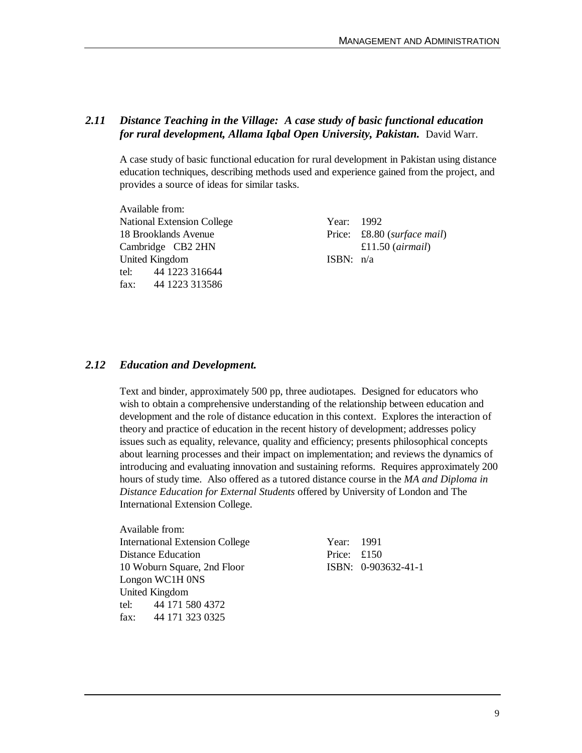## *2.11 Distance Teaching in the Village: A case study of basic functional education for rural development, Allama Iqbal Open University, Pakistan.* David Warr.

A case study of basic functional education for rural development in Pakistan using distance education techniques, describing methods used and experience gained from the project, and provides a source of ideas for similar tasks.

Available from:
National Extension College
18 Brooklands Avenue
Cambridge CB2 2HN
United Kingdom
tel: 44 1223 316644
fax: 44 1223 313586

Year: 1992
Price: £8.80 (*surface mail*)
£11.50 (*airmail*)
ISBN: n/a

## *2.12 Education and Development.*

Text and binder, approximately 500 pp, three audiotapes. Designed for educators who wish to obtain a comprehensive understanding of the relationship between education and development and the role of distance education in this context. Explores the interaction of theory and practice of education in the recent history of development; addresses policy issues such as equality, relevance, quality and efficiency; presents philosophical concepts about learning processes and their impact on implementation; and reviews the dynamics of introducing and evaluating innovation and sustaining reforms. Requires approximately 200 hours of study time. Also offered as a tutored distance course in the *MA and Diploma in Distance Education for External Students* offered by University of London and The International Extension College.

Available from:
International Extension College
Distance Education
10 Woburn Square, 2nd Floor
Longon WC1H 0NS
United Kingdom
tel: 44 171 580 4372
fax: 44 171 323 0325

Year: 1991
Price: £150
ISBN: 0-903632-41-1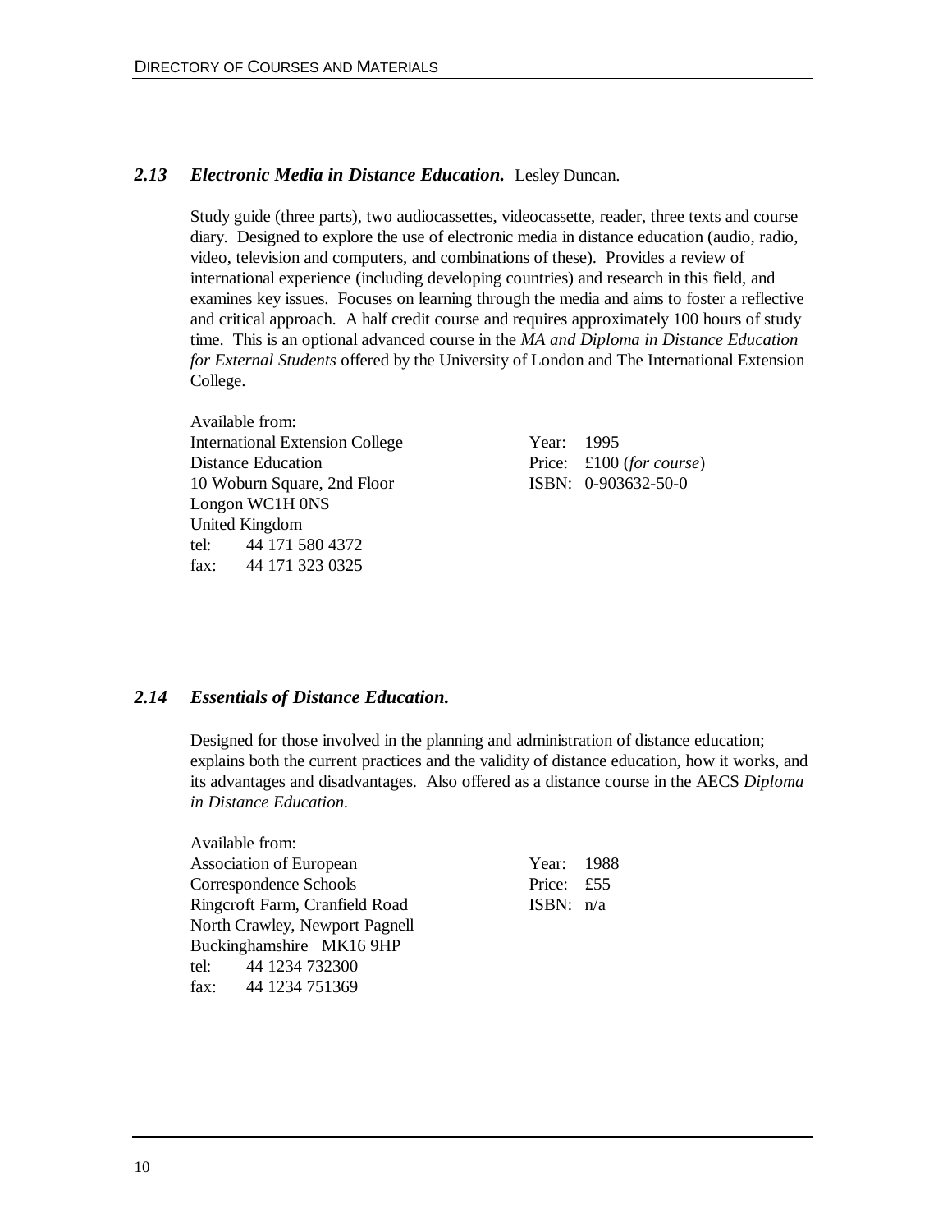### 2.13 *Electronic Media in Distance Education.* Lesley Duncan.

Study guide (three parts), two audiocassettes, videocassette, reader, three texts and course diary. Designed to explore the use of electronic media in distance education (audio, radio, video, television and computers, and combinations of these). Provides a review of international experience (including developing countries) and research in this field, and examines key issues. Focuses on learning through the media and aims to foster a reflective and critical approach. A half credit course and requires approximately 100 hours of study time. This is an optional advanced course in the *MA and Diploma in Distance Education for External Students* offered by the University of London and The International Extension College.

Available from:
International Extension College
Distance Education
10 Woburn Square, 2nd Floor
Longon WC1H 0NS
United Kingdom
tel: 44 171 580 4372
fax: 44 171 323 0325

Year: 1995
Price: £100 (*for course*)
ISBN: 0-903632-50-0

### 2.14 *Essentials of Distance Education.*

Designed for those involved in the planning and administration of distance education; explains both the current practices and the validity of distance education, how it works, and its advantages and disadvantages. Also offered as a distance course in the AECS *Diploma in Distance Education.*

Available from:
Association of European
Correspondence Schools
Ringcroft Farm, Cranfield Road
North Crawley, Newport Pagnell
Buckinghamshire MK16 9HP
tel: 44 1234 732300
fax: 44 1234 751369

Year: 1988
Price: £55
ISBN: n/a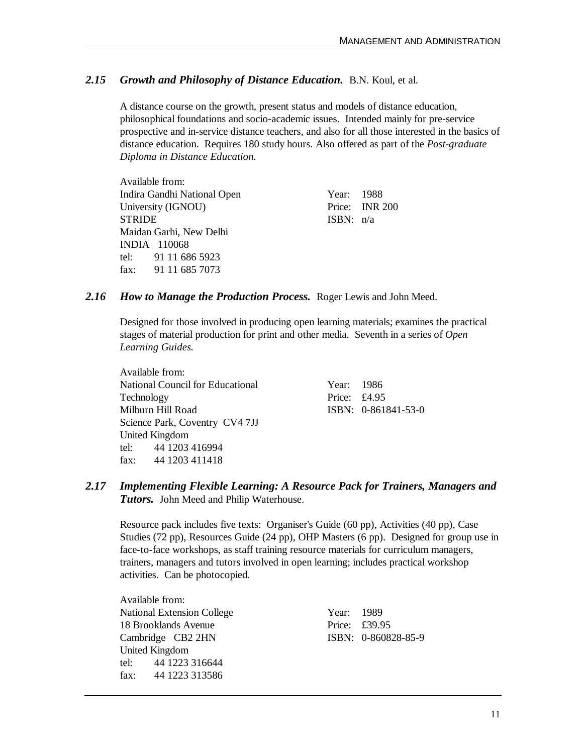### 2.15 *Growth and Philosophy of Distance Education.* B.N. Koul, et al.

A distance course on the growth, present status and models of distance education, philosophical foundations and socio-academic issues. Intended mainly for pre-service prospective and in-service distance teachers, and also for all those interested in the basics of distance education. Requires 180 study hours. Also offered as part of the *Post-graduate Diploma in Distance Education.*

Available from:
Indira Gandhi National Open University (IGNOU)
STRIDE
Maidan Garhi, New Delhi
INDIA 110068
tel: 91 11 686 5923
fax: 91 11 685 7073

Year: 1988
Price: INR 200
ISBN: n/a

### 2.16 *How to Manage the Production Process.* Roger Lewis and John Meed.

Designed for those involved in producing open learning materials; examines the practical stages of material production for print and other media. Seventh in a series of *Open Learning Guides.*

Available from:
National Council for Educational Technology
Milburn Hill Road
Science Park, Coventry CV4 7JJ
United Kingdom
tel: 44 1203 416994
fax: 44 1203 411418

Year: 1986
Price: £4.95
ISBN: 0-861841-53-0

### 2.17 *Implementing Flexible Learning: A Resource Pack for Trainers, Managers and Tutors.* John Meed and Philip Waterhouse.

Resource pack includes five texts: Organiser's Guide (60 pp), Activities (40 pp), Case Studies (72 pp), Resources Guide (24 pp), OHP Masters (6 pp). Designed for group use in face-to-face workshops, as staff training resource materials for curriculum managers, trainers, managers and tutors involved in open learning; includes practical workshop activities. Can be photocopied.

Available from:
National Extension College
18 Brooklands Avenue
Cambridge CB2 2HN
United Kingdom
tel: 44 1223 316644
fax: 44 1223 313586

Year: 1989
Price: £39.95
ISBN: 0-860828-85-9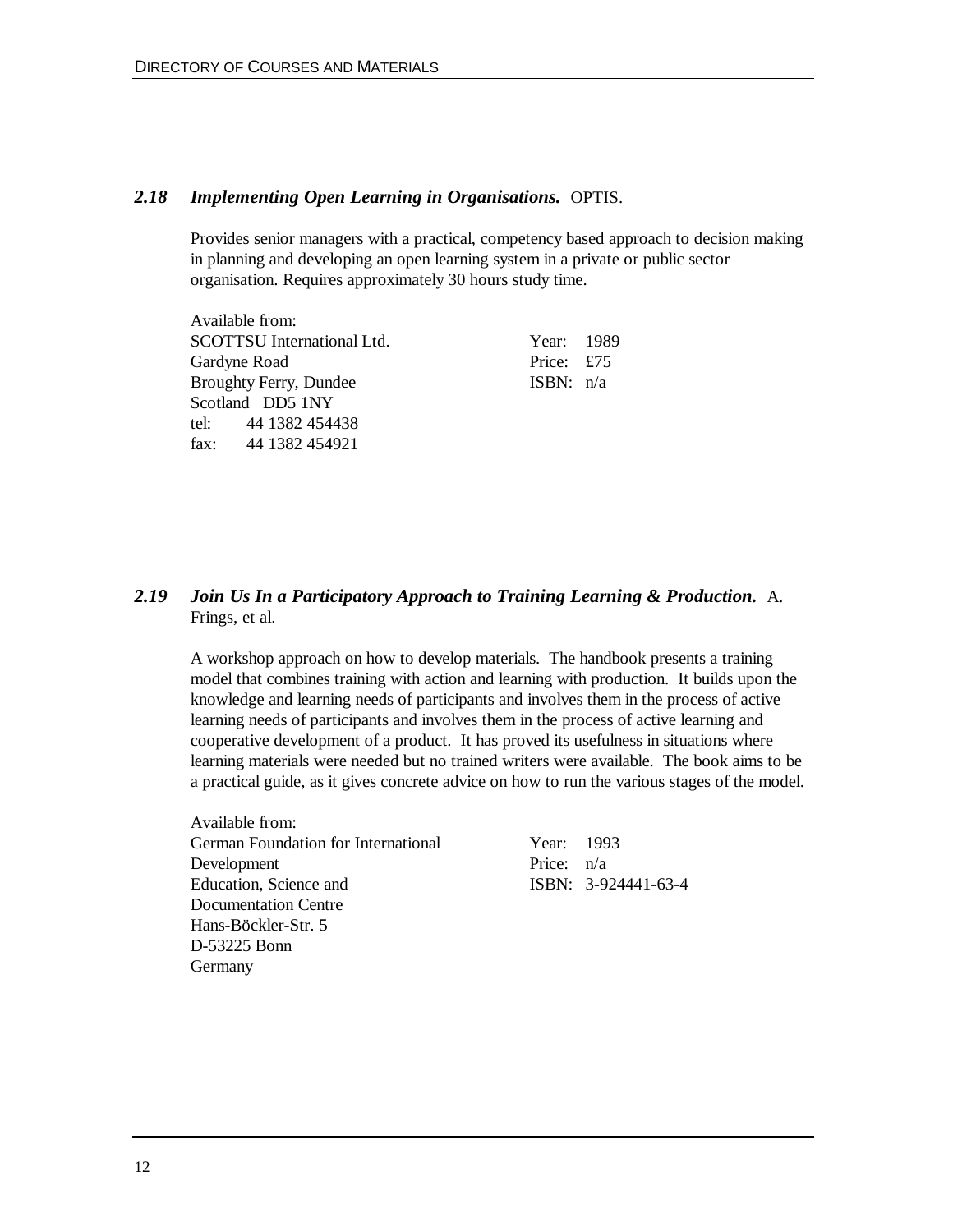### *2.18 Implementing Open Learning in Organisations.* OPTIS.

Provides senior managers with a practical, competency based approach to decision making in planning and developing an open learning system in a private or public sector organisation. Requires approximately 30 hours study time.

Available from:
SCOTTSU International Ltd.
Gardyne Road
Broughty Ferry, Dundee
Scotland DD5 1NY
tel: 44 1382 454438
fax: 44 1382 454921

Year: 1989
Price: £75
ISBN: n/a

### *2.19 Join Us In a Participatory Approach to Training Learning & Production.* A. Frings, et al.

A workshop approach on how to develop materials. The handbook presents a training model that combines training with action and learning with production. It builds upon the knowledge and learning needs of participants and involves them in the process of active learning needs of participants and involves them in the process of active learning and cooperative development of a product. It has proved its usefulness in situations where learning materials were needed but no trained writers were available. The book aims to be a practical guide, as it gives concrete advice on how to run the various stages of the model.

Available from:
German Foundation for International Development
Education, Science and Documentation Centre
Hans-Böckler-Str. 5
D-53225 Bonn
Germany

Year: 1993
Price: n/a
ISBN: 3-924441-63-4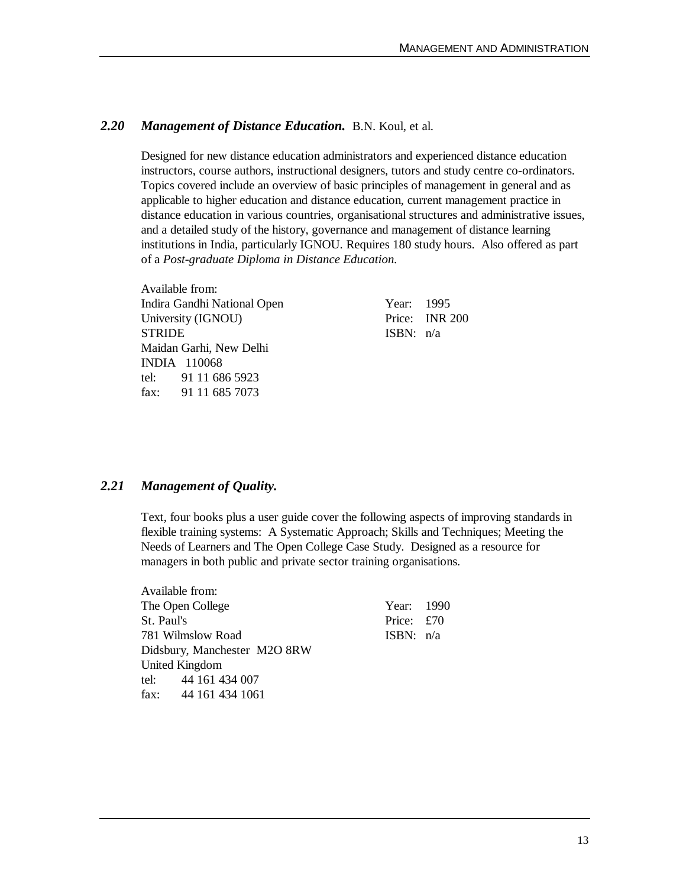### *2.20 Management of Distance Education.* B.N. Koul, et al.

Designed for new distance education administrators and experienced distance education instructors, course authors, instructional designers, tutors and study centre co-ordinators. Topics covered include an overview of basic principles of management in general and as applicable to higher education and distance education, current management practice in distance education in various countries, organisational structures and administrative issues, and a detailed study of the history, governance and management of distance learning institutions in India, particularly IGNOU. Requires 180 study hours. Also offered as part of a *Post-graduate Diploma in Distance Education.*

Available from:
Indira Gandhi National Open
University (IGNOU)
STRIDE
Maidan Garhi, New Delhi
INDIA 110068
tel: 91 11 686 5923
fax: 91 11 685 7073

Year: 1995
Price: INR 200
ISBN: n/a

### *2.21 Management of Quality.*

Text, four books plus a user guide cover the following aspects of improving standards in flexible training systems: A Systematic Approach; Skills and Techniques; Meeting the Needs of Learners and The Open College Case Study. Designed as a resource for managers in both public and private sector training organisations.

Available from:
The Open College
St. Paul's
781 Wilmslow Road
Didsbury, Manchester M2O 8RW
United Kingdom
tel: 44 161 434 007
fax: 44 161 434 1061

Year: 1990
Price: £70
ISBN: n/a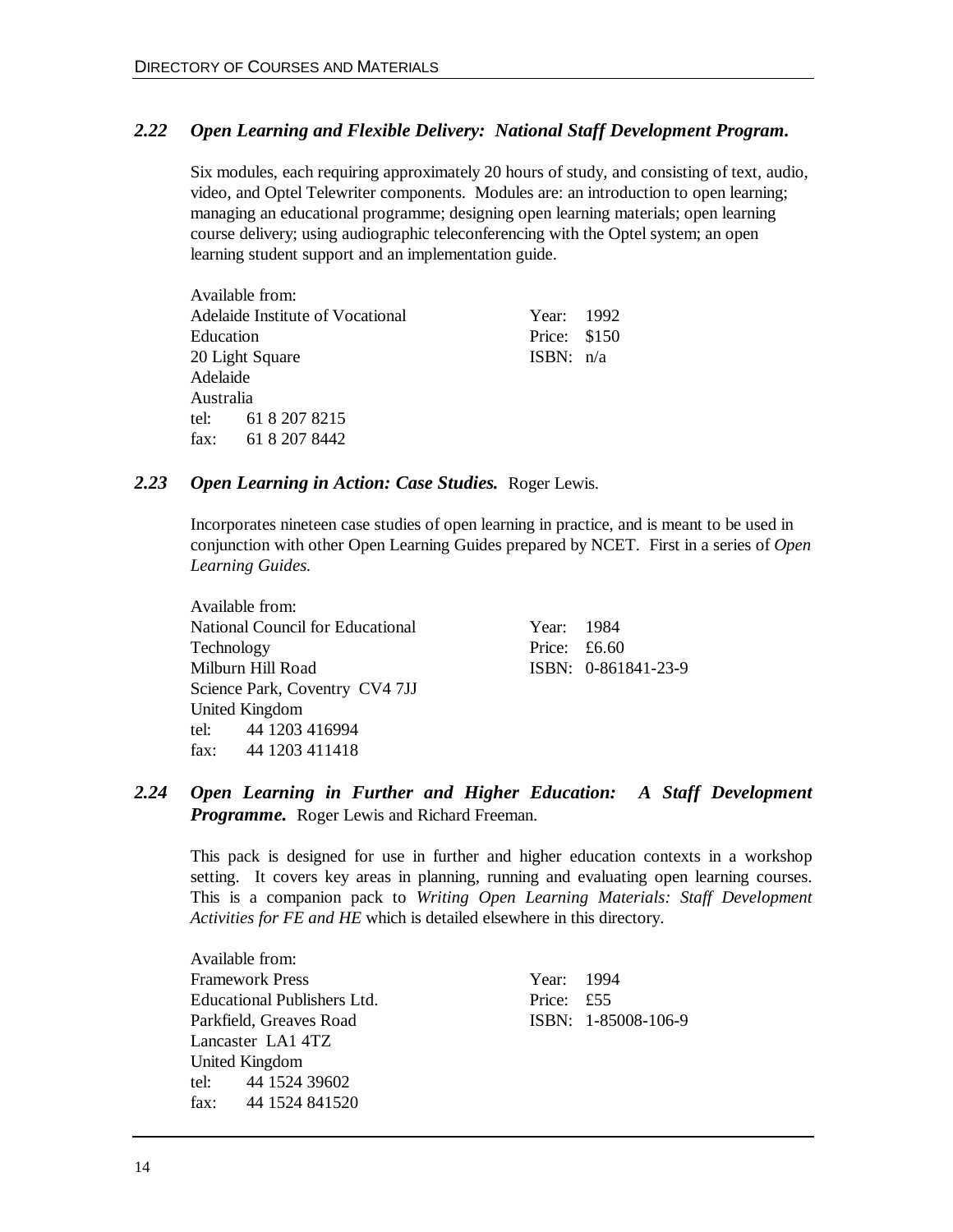### 2.22 *Open Learning and Flexible Delivery: National Staff Development Program.*

Six modules, each requiring approximately 20 hours of study, and consisting of text, audio, video, and Optel Telewriter components. Modules are: an introduction to open learning; managing an educational programme; designing open learning materials; open learning course delivery; using audiographic teleconferencing with the Optel system; an open learning student support and an implementation guide.

Available from:
Adelaide Institute of Vocational Education
20 Light Square
Adelaide
Australia
tel: 61 8 207 8215
fax: 61 8 207 8442

Year: 1992
Price: $150
ISBN: n/a

### 2.23 *Open Learning in Action: Case Studies.* Roger Lewis.

Incorporates nineteen case studies of open learning in practice, and is meant to be used in conjunction with other Open Learning Guides prepared by NCET. First in a series of *Open Learning Guides.*

Available from:
National Council for Educational Technology
Milburn Hill Road
Science Park, Coventry CV4 7JJ
United Kingdom
tel: 44 1203 416994
fax: 44 1203 411418

Year: 1984
Price: £6.60
ISBN: 0-861841-23-9

### 2.24 *Open Learning in Further and Higher Education: A Staff Development Programme.* Roger Lewis and Richard Freeman.

This pack is designed for use in further and higher education contexts in a workshop setting. It covers key areas in planning, running and evaluating open learning courses. This is a companion pack to *Writing Open Learning Materials: Staff Development Activities for FE and HE* which is detailed elsewhere in this directory.

Available from:
Framework Press
Educational Publishers Ltd.
Parkfield, Greaves Road
Lancaster LA1 4TZ
United Kingdom
tel: 44 1524 39602
fax: 44 1524 841520

Year: 1994
Price: £55
ISBN: 1-85008-106-9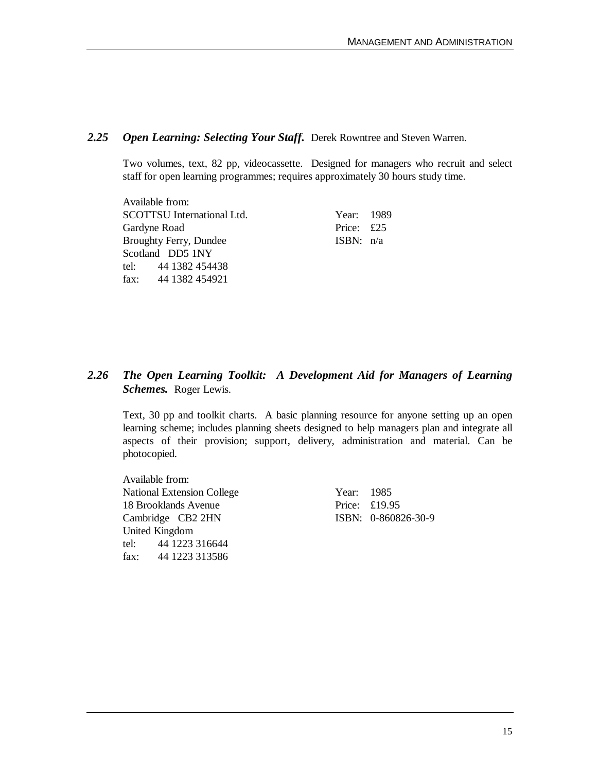### *2.25 Open Learning: Selecting Your Staff.* Derek Rowntree and Steven Warren.

Two volumes, text, 82 pp, videocassette. Designed for managers who recruit and select staff for open learning programmes; requires approximately 30 hours study time.

Available from:
SCOTTSU International Ltd.
Gardyne Road
Broughty Ferry, Dundee
Scotland DD5 1NY
tel: 44 1382 454438
fax: 44 1382 454921

Year: 1989
Price: £25
ISBN: n/a

### *2.26 The Open Learning Toolkit: A Development Aid for Managers of Learning Schemes.* Roger Lewis.

Text, 30 pp and toolkit charts. A basic planning resource for anyone setting up an open learning scheme; includes planning sheets designed to help managers plan and integrate all aspects of their provision; support, delivery, administration and material. Can be photocopied.

Available from:
National Extension College
18 Brooklands Avenue
Cambridge CB2 2HN
United Kingdom
tel: 44 1223 316644
fax: 44 1223 313586

Year: 1985
Price: £19.95
ISBN: 0-860826-30-9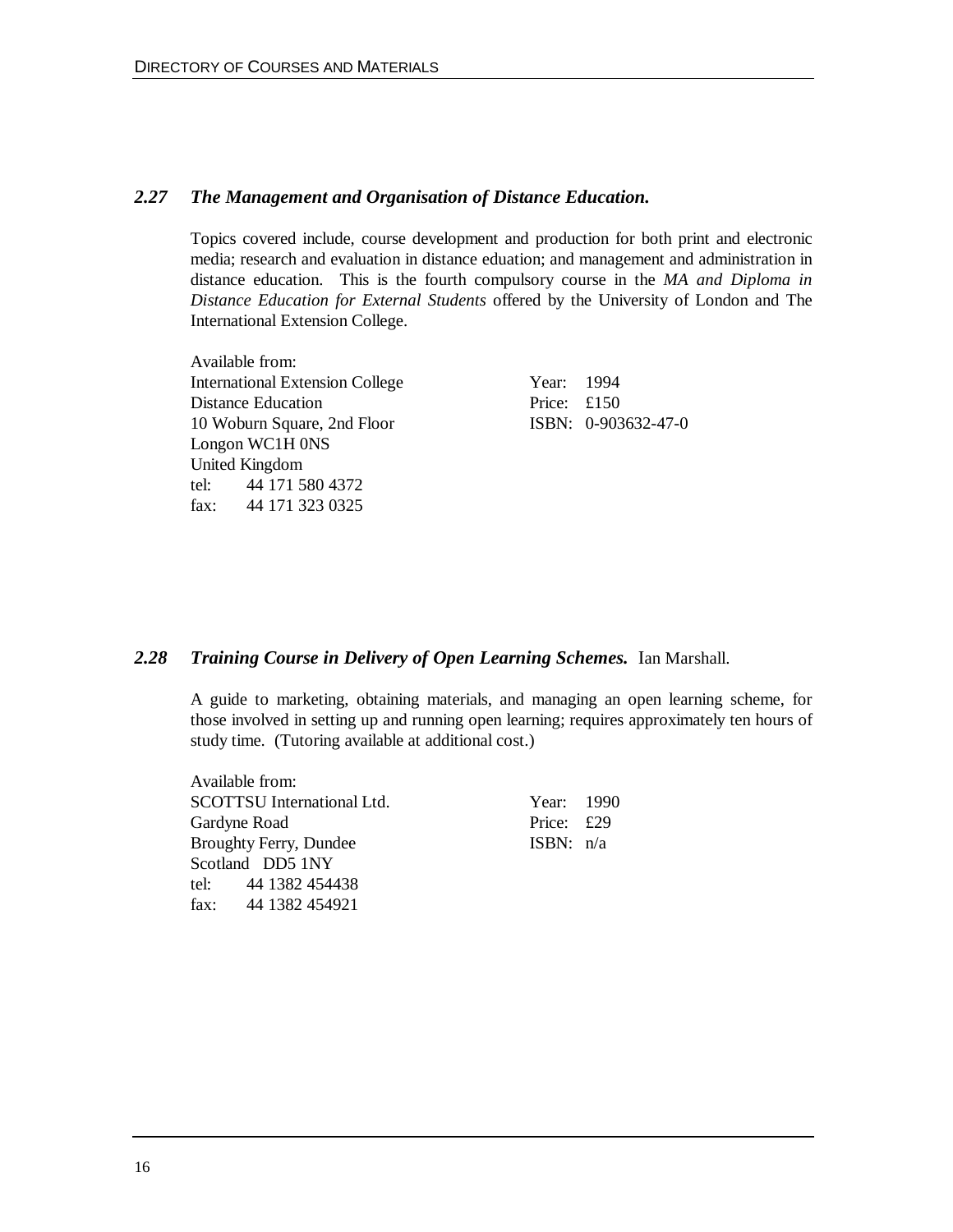### *2.27 The Management and Organisation of Distance Education.*

Topics covered include, course development and production for both print and electronic media; research and evaluation in distance eduation; and management and administration in distance education. This is the fourth compulsory course in the *MA and Diploma in Distance Education for External Students* offered by the University of London and The International Extension College.

Available from:
International Extension College
Distance Education
10 Woburn Square, 2nd Floor
Longon WC1H 0NS
United Kingdom
tel: 44 171 580 4372
fax: 44 171 323 0325

Year: 1994
Price: £150
ISBN: 0-903632-47-0

### *2.28 Training Course in Delivery of Open Learning Schemes.* Ian Marshall.

A guide to marketing, obtaining materials, and managing an open learning scheme, for those involved in setting up and running open learning; requires approximately ten hours of study time. (Tutoring available at additional cost.)

Available from:
SCOTTSU International Ltd.
Gardyne Road
Broughty Ferry, Dundee
Scotland DD5 1NY
tel: 44 1382 454438
fax: 44 1382 454921

Year: 1990
Price: £29
ISBN: n/a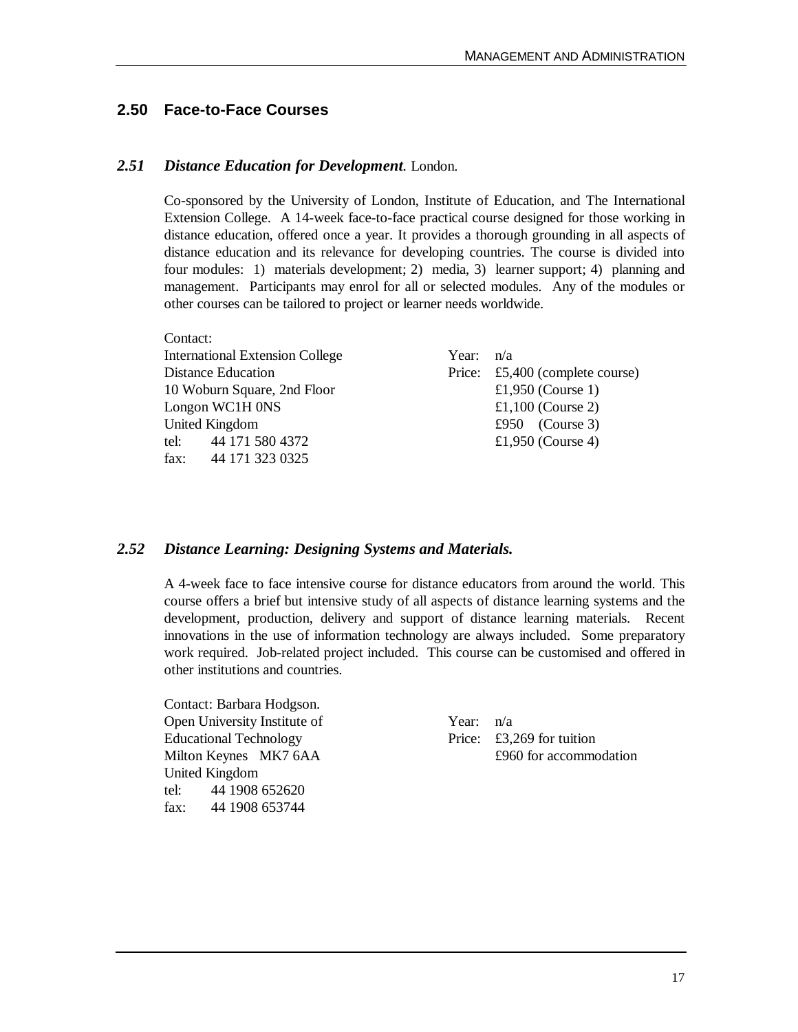## 2.50 Face-to-Face Courses

### *2.51 Distance Education for Development*. London.

Co-sponsored by the University of London, Institute of Education, and The International Extension College. A 14-week face-to-face practical course designed for those working in distance education, offered once a year. It provides a thorough grounding in all aspects of distance education and its relevance for developing countries. The course is divided into four modules: 1) materials development; 2) media, 3) learner support; 4) planning and management. Participants may enrol for all or selected modules. Any of the modules or other courses can be tailored to project or learner needs worldwide.

Contact:
International Extension College
Distance Education
10 Woburn Square, 2nd Floor
Longon WC1H 0NS
United Kingdom
tel: 44 171 580 4372
fax: 44 171 323 0325

Year: n/a
Price: £5,400 (complete course)
£1,950 (Course 1)
£1,100 (Course 2)
£950 (Course 3)
£1,950 (Course 4)

### *2.52 Distance Learning: Designing Systems and Materials.*

A 4-week face to face intensive course for distance educators from around the world. This course offers a brief but intensive study of all aspects of distance learning systems and the development, production, delivery and support of distance learning materials. Recent innovations in the use of information technology are always included. Some preparatory work required. Job-related project included. This course can be customised and offered in other institutions and countries.

Contact: Barbara Hodgson.
Open University Institute of
Educational Technology
Milton Keynes MK7 6AA
United Kingdom
tel: 44 1908 652620
fax: 44 1908 653744

Year: n/a
Price: £3,269 for tuition
£960 for accommodation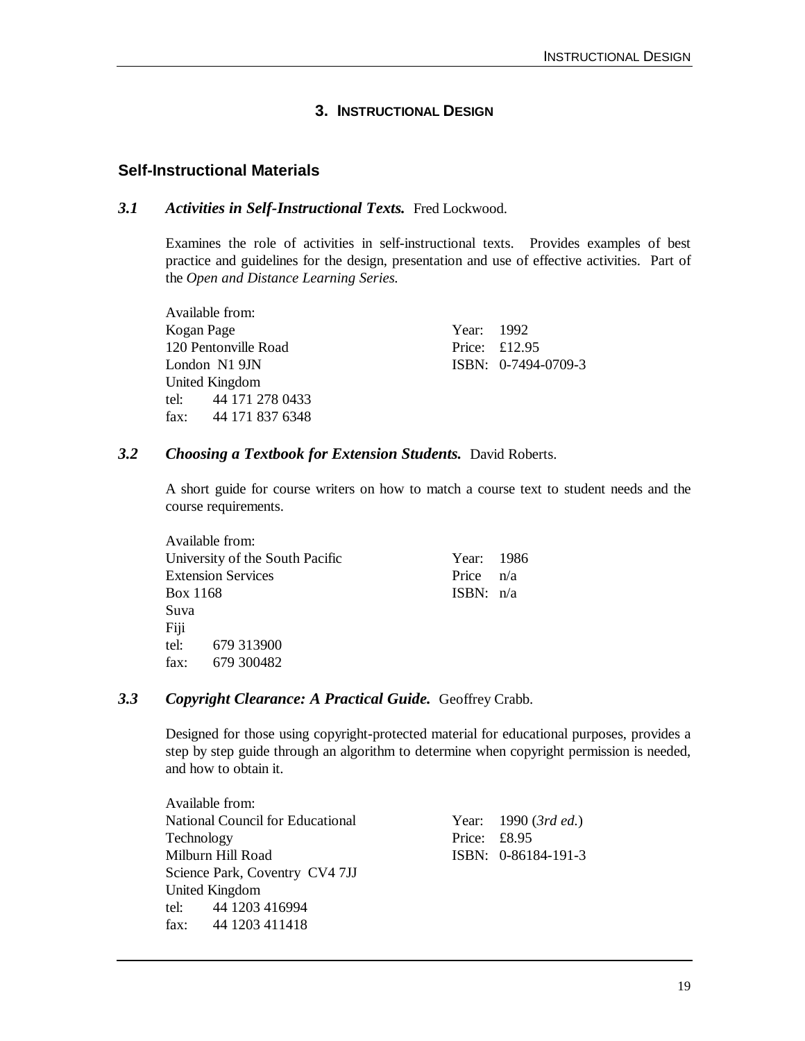# 3. Instructional Design

## Self-Instructional Materials

### *3.1 Activities in Self-Instructional Texts.* Fred Lockwood.

Examines the role of activities in self-instructional texts. Provides examples of best practice and guidelines for the design, presentation and use of effective activities. Part of the *Open and Distance Learning Series.*

Available from:
Kogan Page
120 Pentonville Road
London N1 9JN
United Kingdom
tel: 44 171 278 0433
fax: 44 171 837 6348

Year: 1992
Price: £12.95
ISBN: 0-7494-0709-3

### *3.2 Choosing a Textbook for Extension Students.* David Roberts.

A short guide for course writers on how to match a course text to student needs and the course requirements.

Available from:
University of the South Pacific
Extension Services
Box 1168
Suva
Fiji
tel: 679 313900
fax: 679 300482

Year: 1986
Price n/a
ISBN: n/a

### *3.3 Copyright Clearance: A Practical Guide.* Geoffrey Crabb.

Designed for those using copyright-protected material for educational purposes, provides a step by step guide through an algorithm to determine when copyright permission is needed, and how to obtain it.

Available from:
National Council for Educational Technology
Milburn Hill Road
Science Park, Coventry CV4 7JJ
United Kingdom
tel: 44 1203 416994
fax: 44 1203 411418

Year: 1990 (*3rd ed.*)
Price: £8.95
ISBN: 0-86184-191-3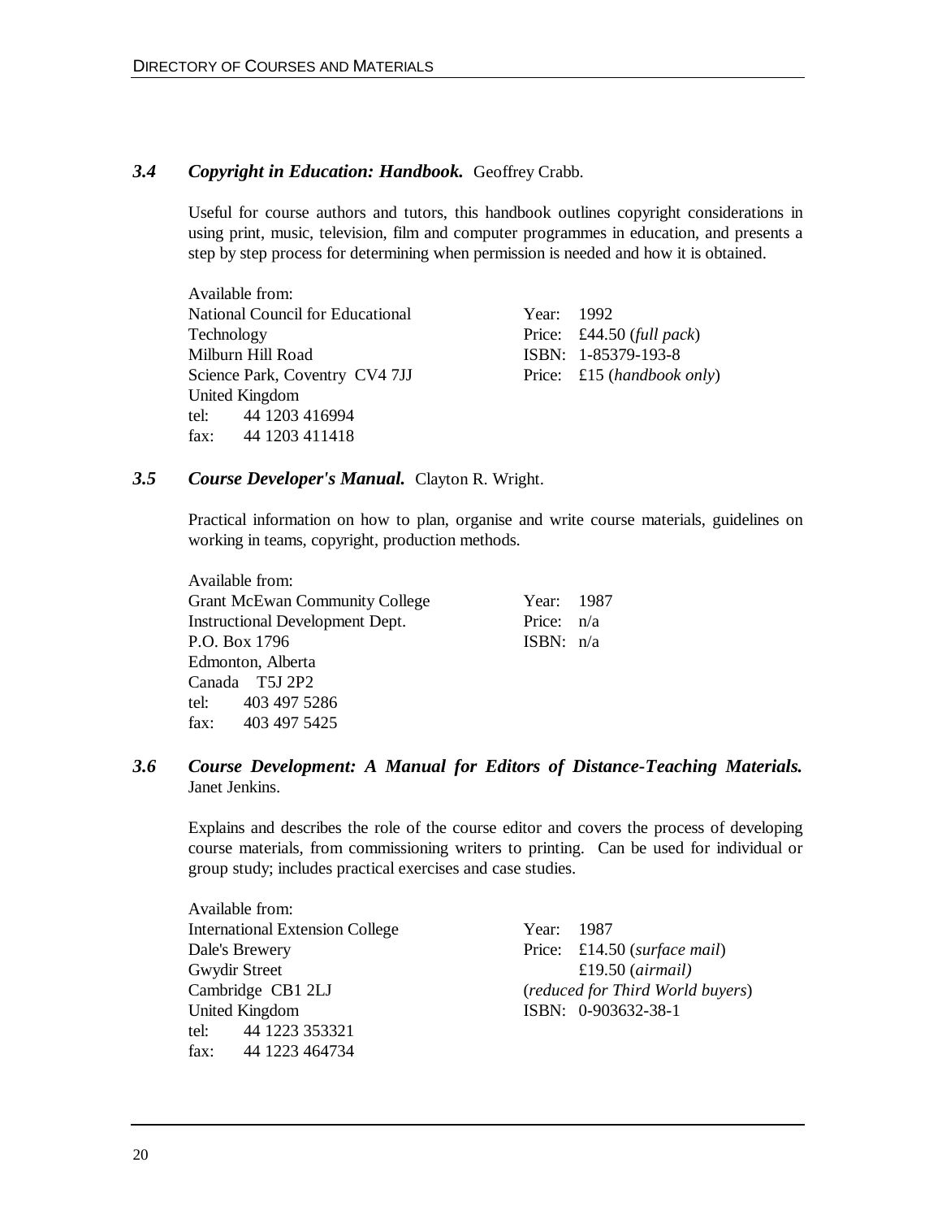### 3.4 *Copyright in Education: Handbook.* Geoffrey Crabb.

Useful for course authors and tutors, this handbook outlines copyright considerations in using print, music, television, film and computer programmes in education, and presents a step by step process for determining when permission is needed and how it is obtained.

Available from:
National Council for Educational Technology
Milburn Hill Road
Science Park, Coventry CV4 7JJ
United Kingdom
tel: 44 1203 416994
fax: 44 1203 411418

Year: 1992
Price: £44.50 (*full pack*)
ISBN: 1-85379-193-8
Price: £15 (*handbook only*)

### 3.5 *Course Developer's Manual.* Clayton R. Wright.

Practical information on how to plan, organise and write course materials, guidelines on working in teams, copyright, production methods.

Available from:
Grant McEwan Community College
Instructional Development Dept.
P.O. Box 1796
Edmonton, Alberta
Canada T5J 2P2
tel: 403 497 5286
fax: 403 497 5425

Year: 1987
Price: n/a
ISBN: n/a

### 3.6 *Course Development: A Manual for Editors of Distance-Teaching Materials.* Janet Jenkins.

Explains and describes the role of the course editor and covers the process of developing course materials, from commissioning writers to printing. Can be used for individual or group study; includes practical exercises and case studies.

Available from:
International Extension College
Dale's Brewery
Gwydir Street
Cambridge CB1 2LJ
United Kingdom
tel: 44 1223 353321
fax: 44 1223 464734

Year: 1987
Price: £14.50 (*surface mail*)
£19.50 (*airmail)*
(*reduced for Third World buyers*)
ISBN: 0-903632-38-1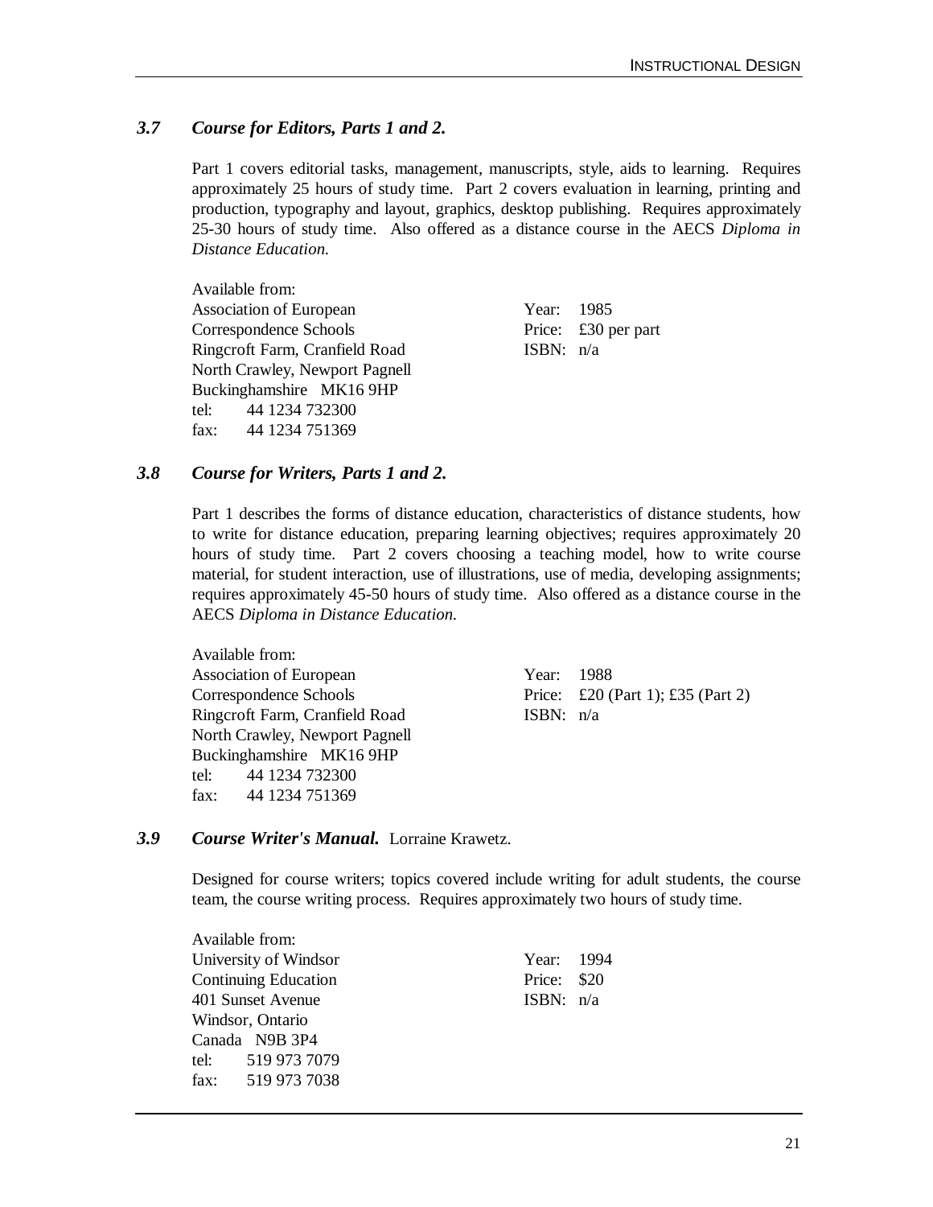### *3.7 Course for Editors, Parts 1 and 2.*

Part 1 covers editorial tasks, management, manuscripts, style, aids to learning. Requires approximately 25 hours of study time. Part 2 covers evaluation in learning, printing and production, typography and layout, graphics, desktop publishing. Requires approximately 25-30 hours of study time. Also offered as a distance course in the AECS *Diploma in Distance Education.*

Available from:
Association of European
Correspondence Schools
Ringcroft Farm, Cranfield Road
North Crawley, Newport Pagnell
Buckinghamshire MK16 9HP
tel: 44 1234 732300
fax: 44 1234 751369

Year: 1985
Price: £30 per part
ISBN: n/a

### *3.8 Course for Writers, Parts 1 and 2.*

Part 1 describes the forms of distance education, characteristics of distance students, how to write for distance education, preparing learning objectives; requires approximately 20 hours of study time. Part 2 covers choosing a teaching model, how to write course material, for student interaction, use of illustrations, use of media, developing assignments; requires approximately 45-50 hours of study time. Also offered as a distance course in the AECS *Diploma in Distance Education.*

Available from:
Association of European
Correspondence Schools
Ringcroft Farm, Cranfield Road
North Crawley, Newport Pagnell
Buckinghamshire MK16 9HP
tel: 44 1234 732300
fax: 44 1234 751369

Year: 1988
Price: £20 (Part 1); £35 (Part 2)
ISBN: n/a

### *3.9 Course Writer's Manual.* Lorraine Krawetz.

Designed for course writers; topics covered include writing for adult students, the course team, the course writing process. Requires approximately two hours of study time.

Available from:
University of Windsor
Continuing Education
401 Sunset Avenue
Windsor, Ontario
Canada N9B 3P4
tel: 519 973 7079
fax: 519 973 7038

Year: 1994
Price: $20
ISBN: n/a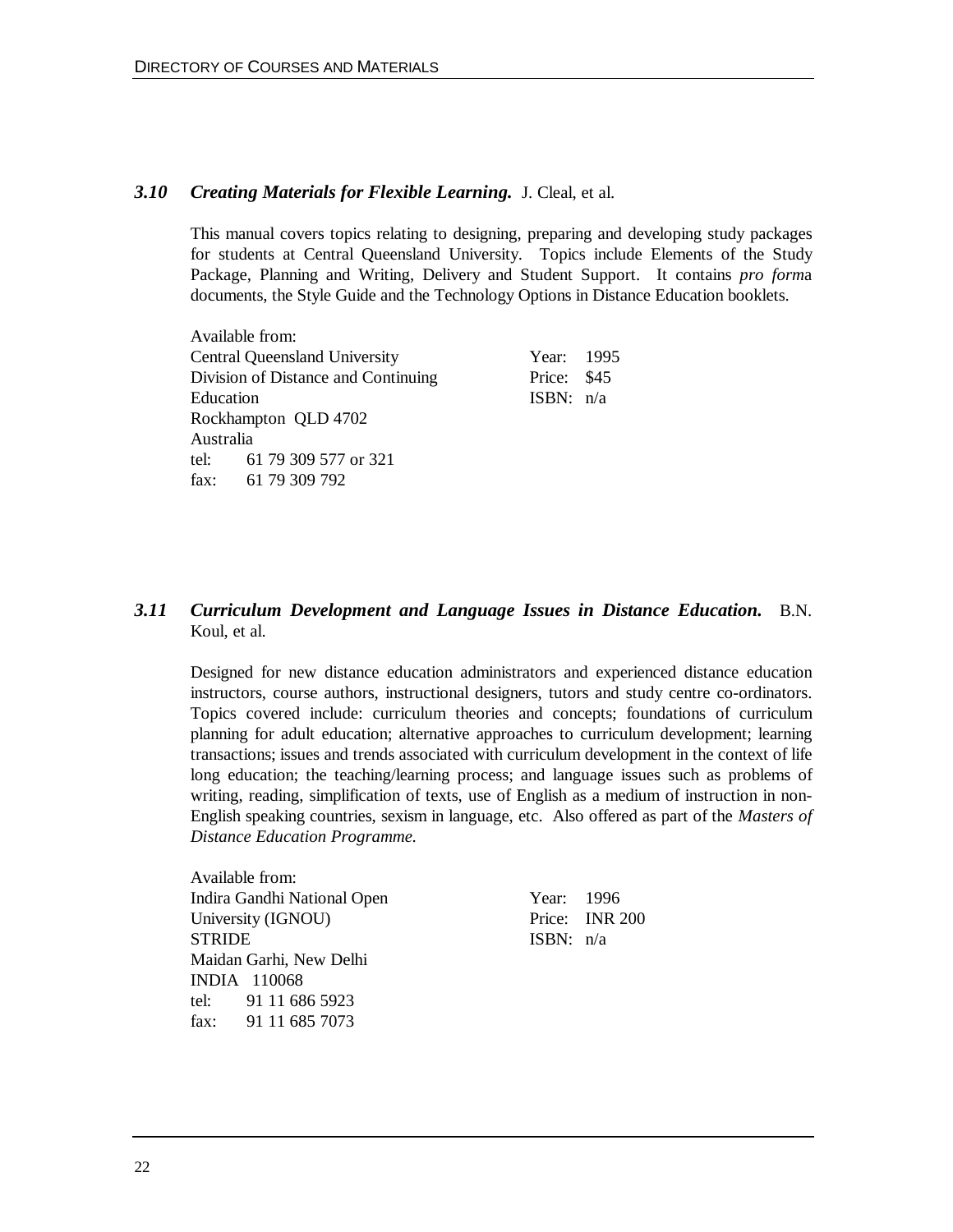### *3.10 Creating Materials for Flexible Learning.* J. Cleal, et al.

This manual covers topics relating to designing, preparing and developing study packages for students at Central Queensland University. Topics include Elements of the Study Package, Planning and Writing, Delivery and Student Support. It contains *pro forma* documents, the Style Guide and the Technology Options in Distance Education booklets.

Available from:
Central Queensland University
Division of Distance and Continuing Education
Rockhampton QLD 4702
Australia
tel: 61 79 309 577 or 321
fax: 61 79 309 792

Year: 1995
Price: $45
ISBN: n/a

### *3.11 Curriculum Development and Language Issues in Distance Education.* B.N. Koul, et al.

Designed for new distance education administrators and experienced distance education instructors, course authors, instructional designers, tutors and study centre co-ordinators. Topics covered include: curriculum theories and concepts; foundations of curriculum planning for adult education; alternative approaches to curriculum development; learning transactions; issues and trends associated with curriculum development in the context of life long education; the teaching/learning process; and language issues such as problems of writing, reading, simplification of texts, use of English as a medium of instruction in non-English speaking countries, sexism in language, etc. Also offered as part of the *Masters of Distance Education Programme.*

Available from:
Indira Gandhi National Open University (IGNOU)
STRIDE
Maidan Garhi, New Delhi
INDIA 110068
tel: 91 11 686 5923
fax: 91 11 685 7073

Year: 1996
Price: INR 200
ISBN: n/a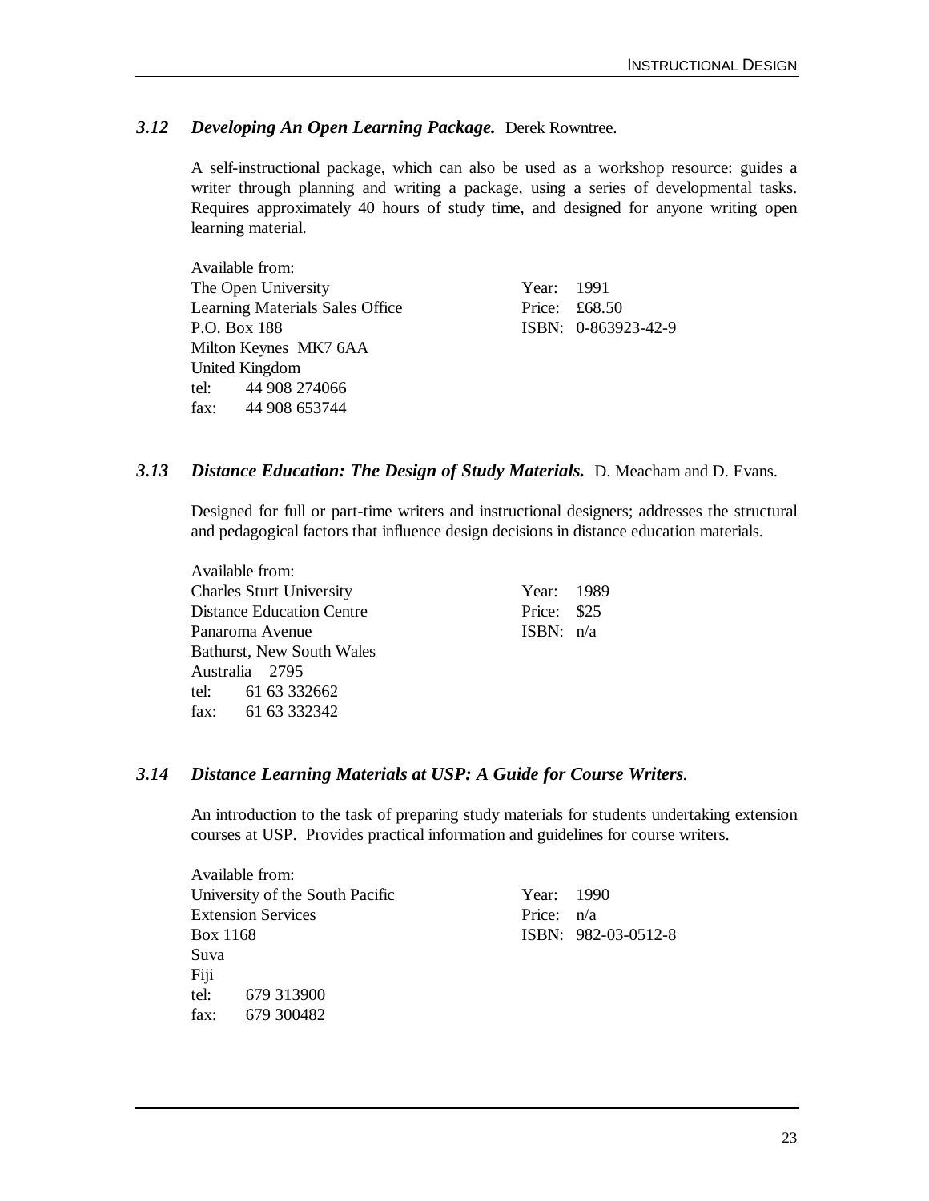### *3.12 Developing An Open Learning Package.* Derek Rowntree.

A self-instructional package, which can also be used as a workshop resource: guides a writer through planning and writing a package, using a series of developmental tasks. Requires approximately 40 hours of study time, and designed for anyone writing open learning material.

Available from:
The Open University
Learning Materials Sales Office
P.O. Box 188
Milton Keynes MK7 6AA
United Kingdom
tel: 44 908 274066
fax: 44 908 653744

Year: 1991
Price: £68.50
ISBN: 0-863923-42-9

### *3.13 Distance Education: The Design of Study Materials.* D. Meacham and D. Evans.

Designed for full or part-time writers and instructional designers; addresses the structural and pedagogical factors that influence design decisions in distance education materials.

Available from:
Charles Sturt University
Distance Education Centre
Panaroma Avenue
Bathurst, New South Wales
Australia 2795
tel: 61 63 332662
fax: 61 63 332342

Year: 1989
Price: $25
ISBN: n/a

### *3.14 Distance Learning Materials at USP: A Guide for Course Writers.*

An introduction to the task of preparing study materials for students undertaking extension courses at USP. Provides practical information and guidelines for course writers.

Available from:
University of the South Pacific
Extension Services
Box 1168
Suva
Fiji
tel: 679 313900
fax: 679 300482

Year: 1990
Price: n/a
ISBN: 982-03-0512-8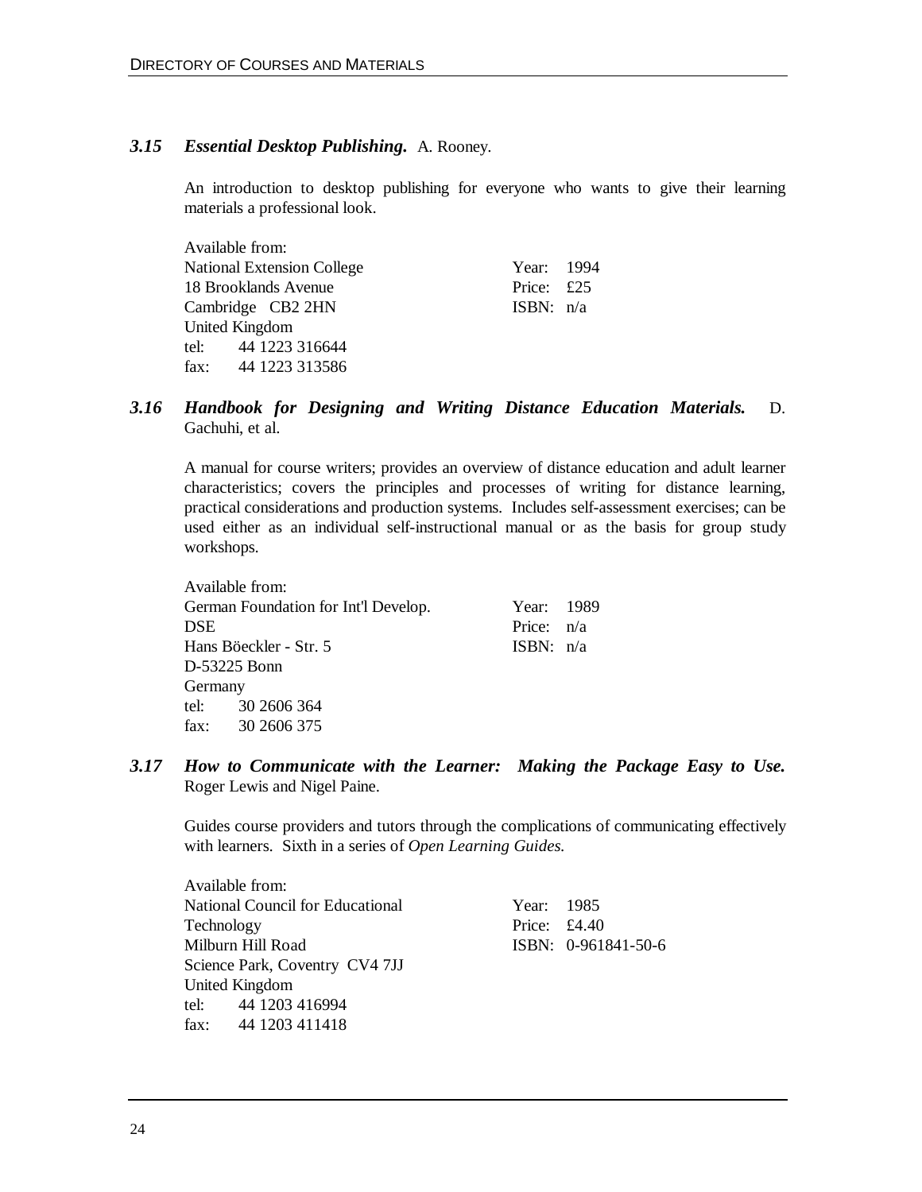### *3.15 Essential Desktop Publishing.* A. Rooney.

An introduction to desktop publishing for everyone who wants to give their learning materials a professional look.

Available from:
National Extension College
18 Brooklands Avenue
Cambridge CB2 2HN
United Kingdom
tel: 44 1223 316644
fax: 44 1223 313586

Year: 1994
Price: £25
ISBN: n/a

### *3.16 Handbook for Designing and Writing Distance Education Materials.* D. Gachuhi, et al.

A manual for course writers; provides an overview of distance education and adult learner characteristics; covers the principles and processes of writing for distance learning, practical considerations and production systems. Includes self-assessment exercises; can be used either as an individual self-instructional manual or as the basis for group study workshops.

Available from:
German Foundation for Int'l Develop.
DSE
Hans Böeckler - Str. 5
D-53225 Bonn
Germany
tel: 30 2606 364
fax: 30 2606 375

Year: 1989
Price: n/a
ISBN: n/a

### *3.17 How to Communicate with the Learner: Making the Package Easy to Use.* Roger Lewis and Nigel Paine.

Guides course providers and tutors through the complications of communicating effectively with learners. Sixth in a series of *Open Learning Guides.*

Available from:
National Council for Educational Technology
Milburn Hill Road
Science Park, Coventry CV4 7JJ
United Kingdom
tel: 44 1203 416994
fax: 44 1203 411418

Year: 1985
Price: £4.40
ISBN: 0-961841-50-6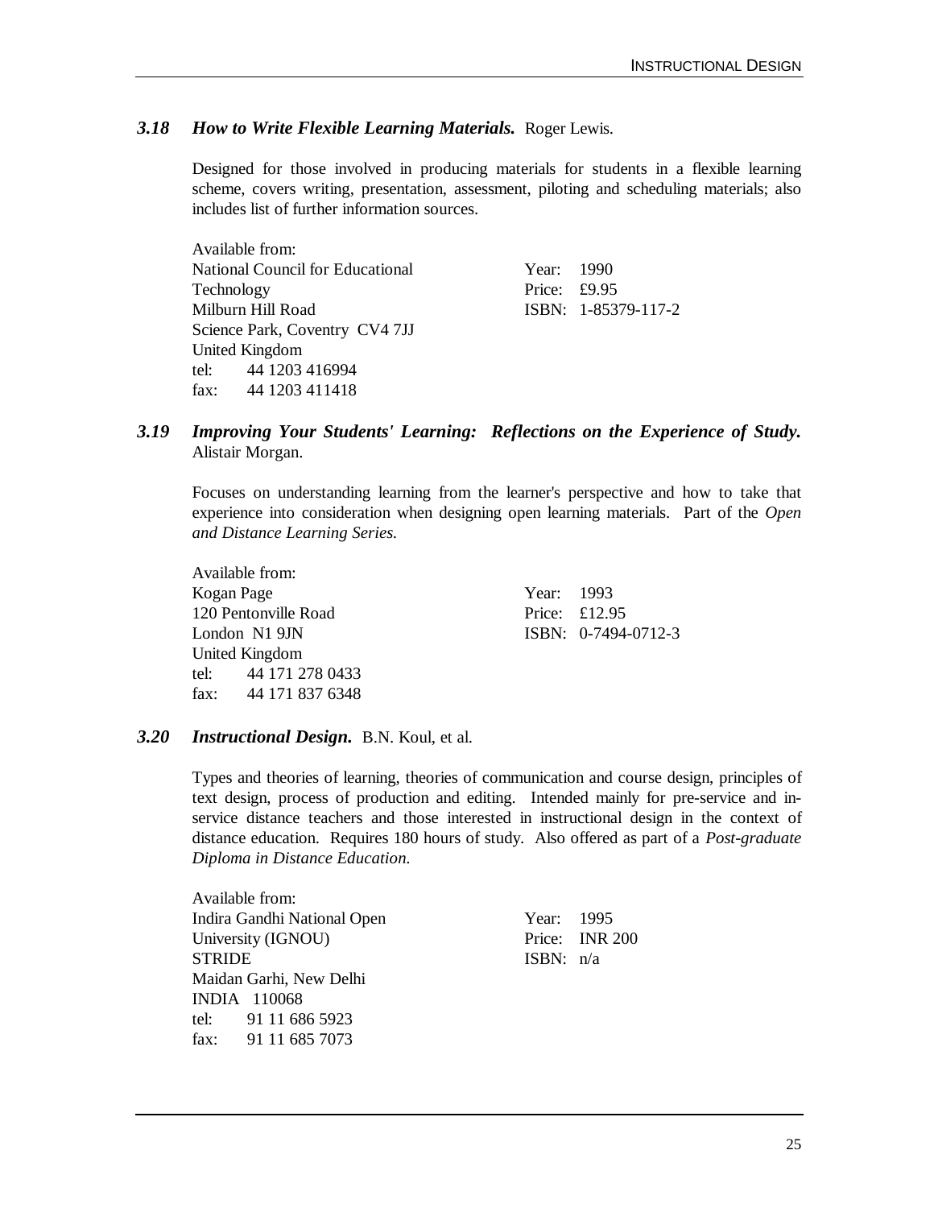### *3.18 How to Write Flexible Learning Materials.* Roger Lewis.

Designed for those involved in producing materials for students in a flexible learning scheme, covers writing, presentation, assessment, piloting and scheduling materials; also includes list of further information sources.

Available from:
National Council for Educational Technology
Milburn Hill Road
Science Park, Coventry CV4 7JJ
United Kingdom
tel: 44 1203 416994
fax: 44 1203 411418

Year: 1990
Price: £9.95
ISBN: 1-85379-117-2

### *3.19 Improving Your Students' Learning: Reflections on the Experience of Study.* Alistair Morgan.

Focuses on understanding learning from the learner's perspective and how to take that experience into consideration when designing open learning materials. Part of the *Open and Distance Learning Series.*

Available from:
Kogan Page
120 Pentonville Road
London N1 9JN
United Kingdom
tel: 44 171 278 0433
fax: 44 171 837 6348

Year: 1993
Price: £12.95
ISBN: 0-7494-0712-3

### *3.20 Instructional Design.* B.N. Koul, et al.

Types and theories of learning, theories of communication and course design, principles of text design, process of production and editing. Intended mainly for pre-service and in-service distance teachers and those interested in instructional design in the context of distance education. Requires 180 hours of study. Also offered as part of a *Post-graduate Diploma in Distance Education.*

Available from:
Indira Gandhi National Open University (IGNOU)
STRIDE
Maidan Garhi, New Delhi
INDIA 110068
tel: 91 11 686 5923
fax: 91 11 685 7073

Year: 1995
Price: INR 200
ISBN: n/a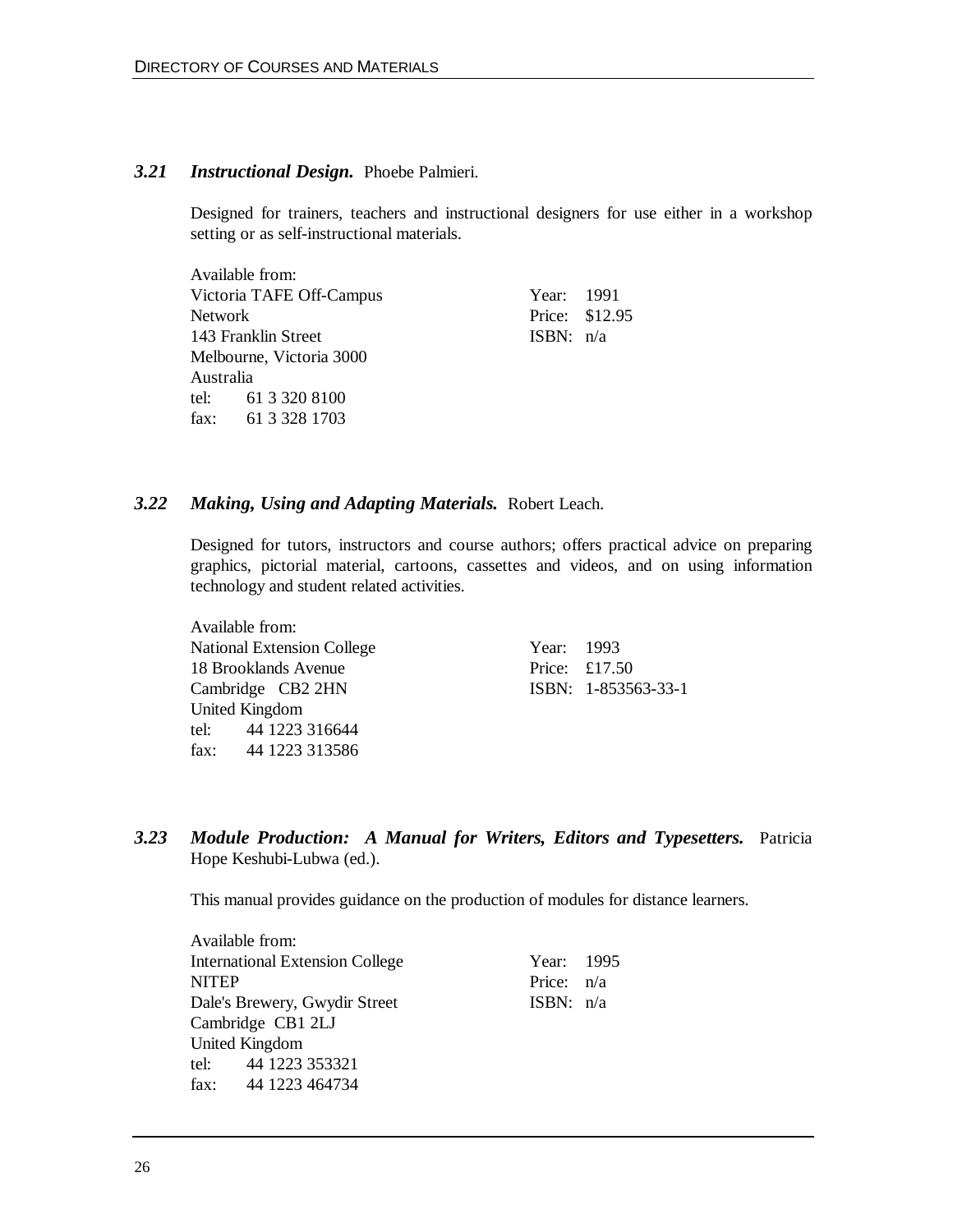### 3.21 *Instructional Design.* Phoebe Palmieri.

Designed for trainers, teachers and instructional designers for use either in a workshop setting or as self-instructional materials.

Available from:
Victoria TAFE Off-Campus Network
143 Franklin Street
Melbourne, Victoria 3000
Australia
tel: 61 3 320 8100
fax: 61 3 328 1703

Year: 1991
Price: $12.95
ISBN: n/a

### 3.22 *Making, Using and Adapting Materials.* Robert Leach.

Designed for tutors, instructors and course authors; offers practical advice on preparing graphics, pictorial material, cartoons, cassettes and videos, and on using information technology and student related activities.

Available from:
National Extension College
18 Brooklands Avenue
Cambridge CB2 2HN
United Kingdom
tel: 44 1223 316644
fax: 44 1223 313586

Year: 1993
Price: £17.50
ISBN: 1-853563-33-1

### 3.23 *Module Production: A Manual for Writers, Editors and Typesetters.* Patricia Hope Keshubi-Lubwa (ed.).

This manual provides guidance on the production of modules for distance learners.

Available from:
International Extension College
NITEP
Dale's Brewery, Gwydir Street
Cambridge CB1 2LJ
United Kingdom
tel: 44 1223 353321
fax: 44 1223 464734

Year: 1995
Price: n/a
ISBN: n/a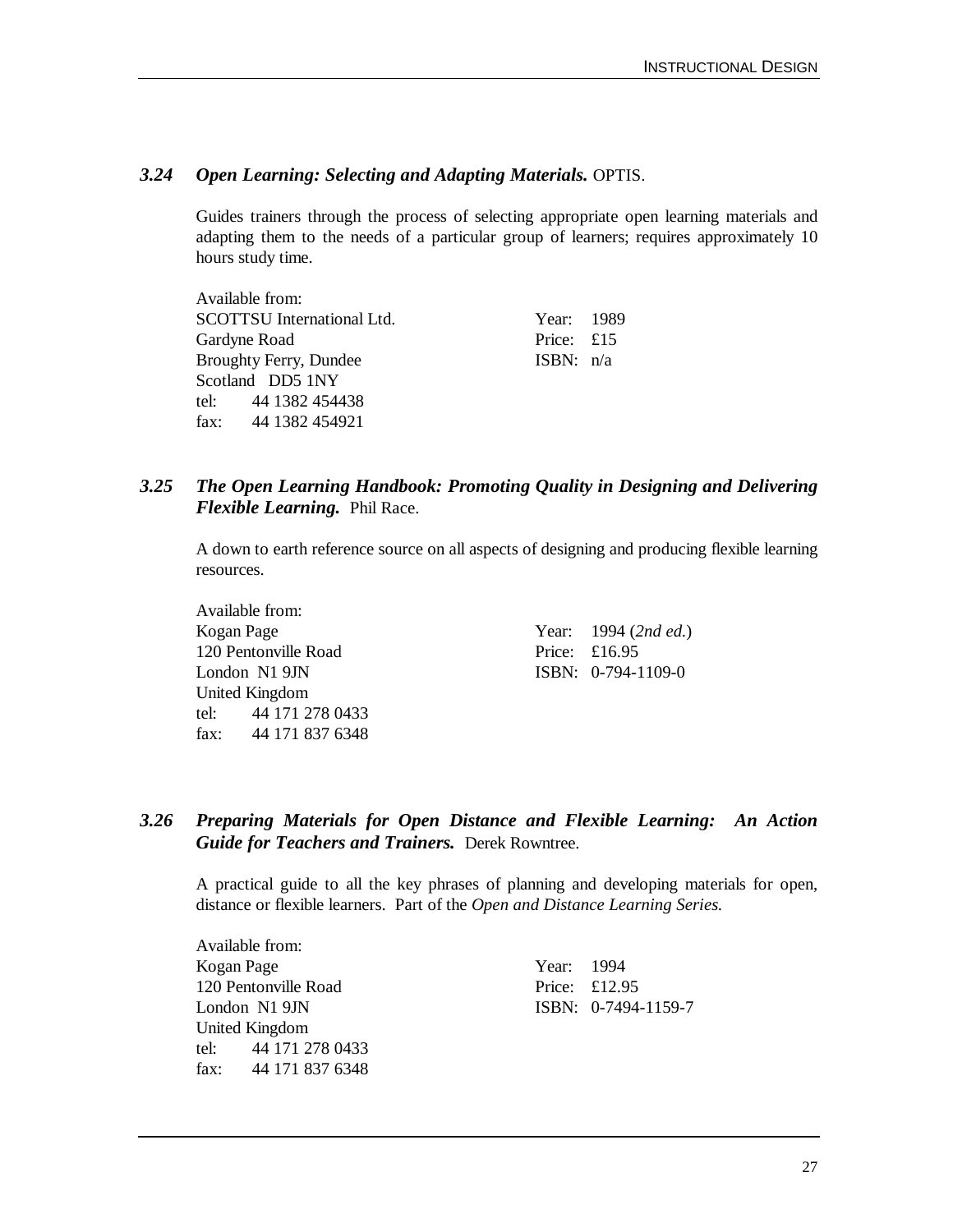### *3.24 Open Learning: Selecting and Adapting Materials.* OPTIS.

Guides trainers through the process of selecting appropriate open learning materials and adapting them to the needs of a particular group of learners; requires approximately 10 hours study time.

Available from:
SCOTTSU International Ltd.
Gardyne Road
Broughty Ferry, Dundee
Scotland DD5 1NY
tel: 44 1382 454438
fax: 44 1382 454921

Year: 1989
Price: £15
ISBN: n/a

### *3.25 The Open Learning Handbook: Promoting Quality in Designing and Delivering Flexible Learning.* Phil Race.

A down to earth reference source on all aspects of designing and producing flexible learning resources.

Available from:
Kogan Page
120 Pentonville Road
London N1 9JN
United Kingdom
tel: 44 171 278 0433
fax: 44 171 837 6348

Year: 1994 (*2nd ed.*)
Price: £16.95
ISBN: 0-794-1109-0

### *3.26 Preparing Materials for Open Distance and Flexible Learning: An Action Guide for Teachers and Trainers.* Derek Rowntree.

A practical guide to all the key phrases of planning and developing materials for open, distance or flexible learners. Part of the *Open and Distance Learning Series.*

Available from:
Kogan Page
120 Pentonville Road
London N1 9JN
United Kingdom
tel: 44 171 278 0433
fax: 44 171 837 6348

Year: 1994
Price: £12.95
ISBN: 0-7494-1159-7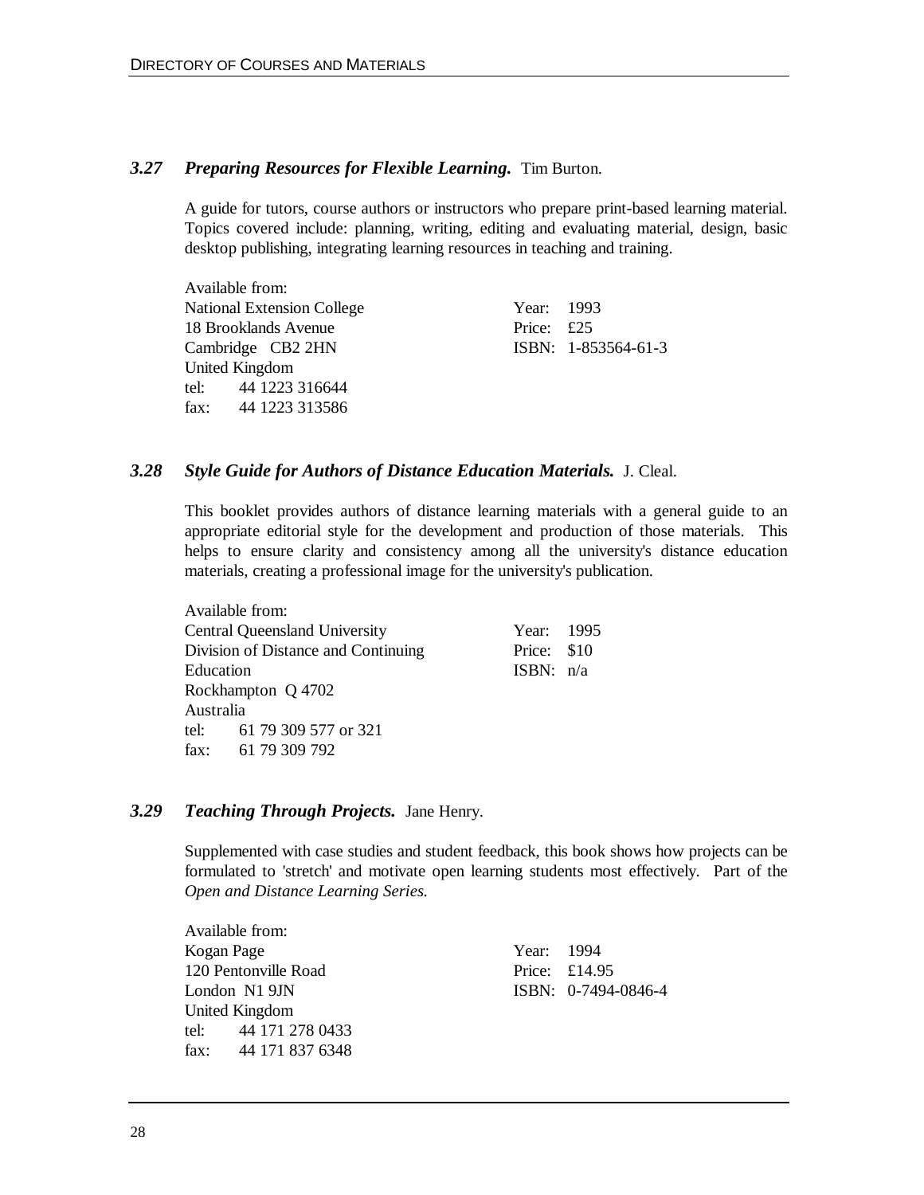### *3.27 Preparing Resources for Flexible Learning.* Tim Burton.

A guide for tutors, course authors or instructors who prepare print-based learning material. Topics covered include: planning, writing, editing and evaluating material, design, basic desktop publishing, integrating learning resources in teaching and training.

Available from:
National Extension College
18 Brooklands Avenue
Cambridge CB2 2HN
United Kingdom
tel: 44 1223 316644
fax: 44 1223 313586

Year: 1993
Price: £25
ISBN: 1-853564-61-3

### *3.28 Style Guide for Authors of Distance Education Materials.* J. Cleal.

This booklet provides authors of distance learning materials with a general guide to an appropriate editorial style for the development and production of those materials. This helps to ensure clarity and consistency among all the university's distance education materials, creating a professional image for the university's publication.

Available from:
Central Queensland University
Division of Distance and Continuing Education
Rockhampton Q 4702
Australia
tel: 61 79 309 577 or 321
fax: 61 79 309 792

Year: 1995
Price: $10
ISBN: n/a

### *3.29 Teaching Through Projects.* Jane Henry.

Supplemented with case studies and student feedback, this book shows how projects can be formulated to 'stretch' and motivate open learning students most effectively. Part of the *Open and Distance Learning Series.*

Available from:
Kogan Page
120 Pentonville Road
London N1 9JN
United Kingdom
tel: 44 171 278 0433
fax: 44 171 837 6348

Year: 1994
Price: £14.95
ISBN: 0-7494-0846-4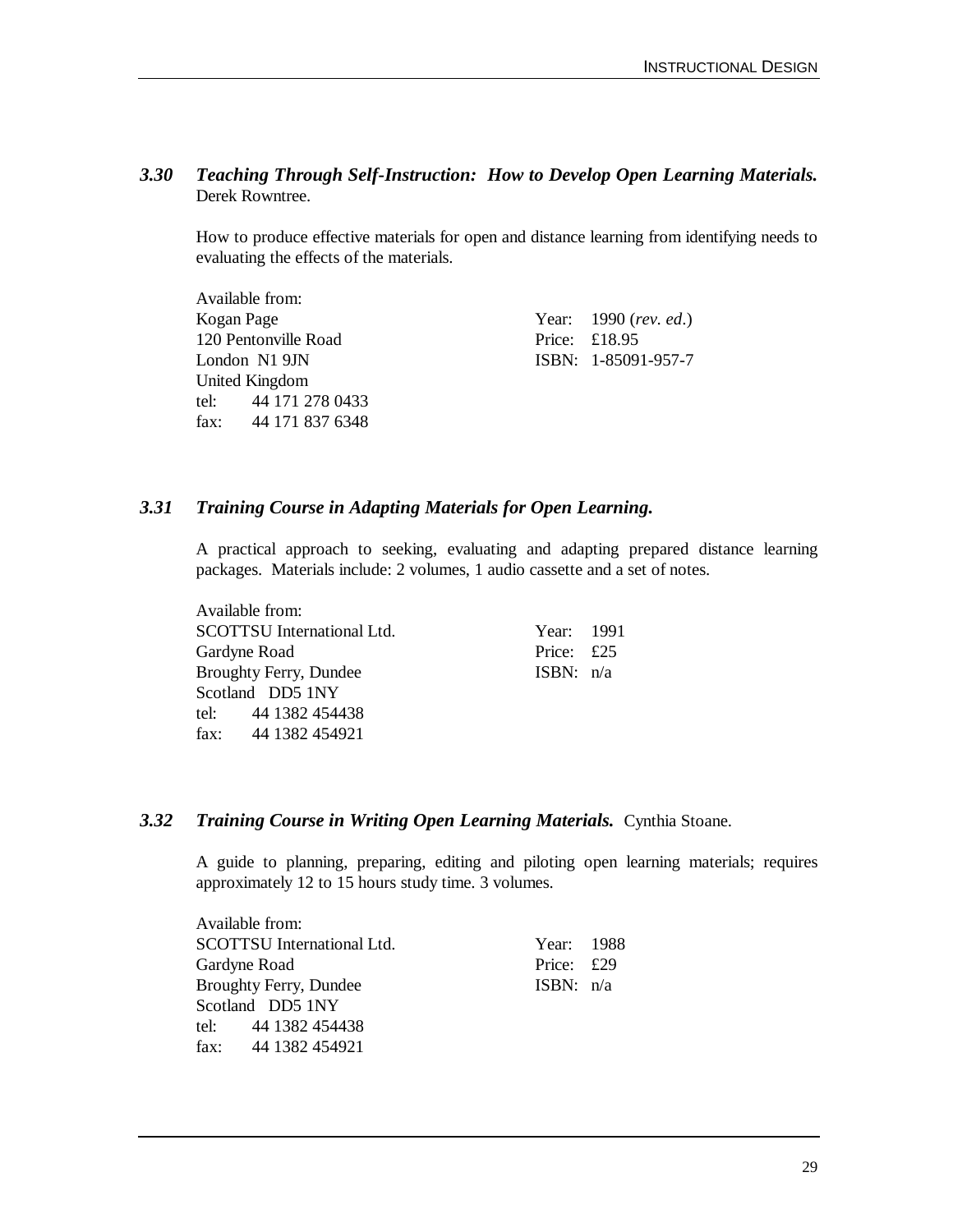### *3.30 Teaching Through Self-Instruction: How to Develop Open Learning Materials.*

Derek Rowntree.

How to produce effective materials for open and distance learning from identifying needs to evaluating the effects of the materials.

Available from:
Kogan Page
120 Pentonville Road
London N1 9JN
United Kingdom
tel: 44 171 278 0433
fax: 44 171 837 6348

Year: 1990 (*rev. ed.*)
Price: £18.95
ISBN: 1-85091-957-7

### *3.31 Training Course in Adapting Materials for Open Learning.*

A practical approach to seeking, evaluating and adapting prepared distance learning packages. Materials include: 2 volumes, 1 audio cassette and a set of notes.

Available from:
SCOTTSU International Ltd.
Gardyne Road
Broughty Ferry, Dundee
Scotland DD5 1NY
tel: 44 1382 454438
fax: 44 1382 454921

Year: 1991
Price: £25
ISBN: n/a

### *3.32 Training Course in Writing Open Learning Materials.* Cynthia Stoane.

A guide to planning, preparing, editing and piloting open learning materials; requires approximately 12 to 15 hours study time. 3 volumes.

Available from:
SCOTTSU International Ltd.
Gardyne Road
Broughty Ferry, Dundee
Scotland DD5 1NY
tel: 44 1382 454438
fax: 44 1382 454921

Year: 1988
Price: £29
ISBN: n/a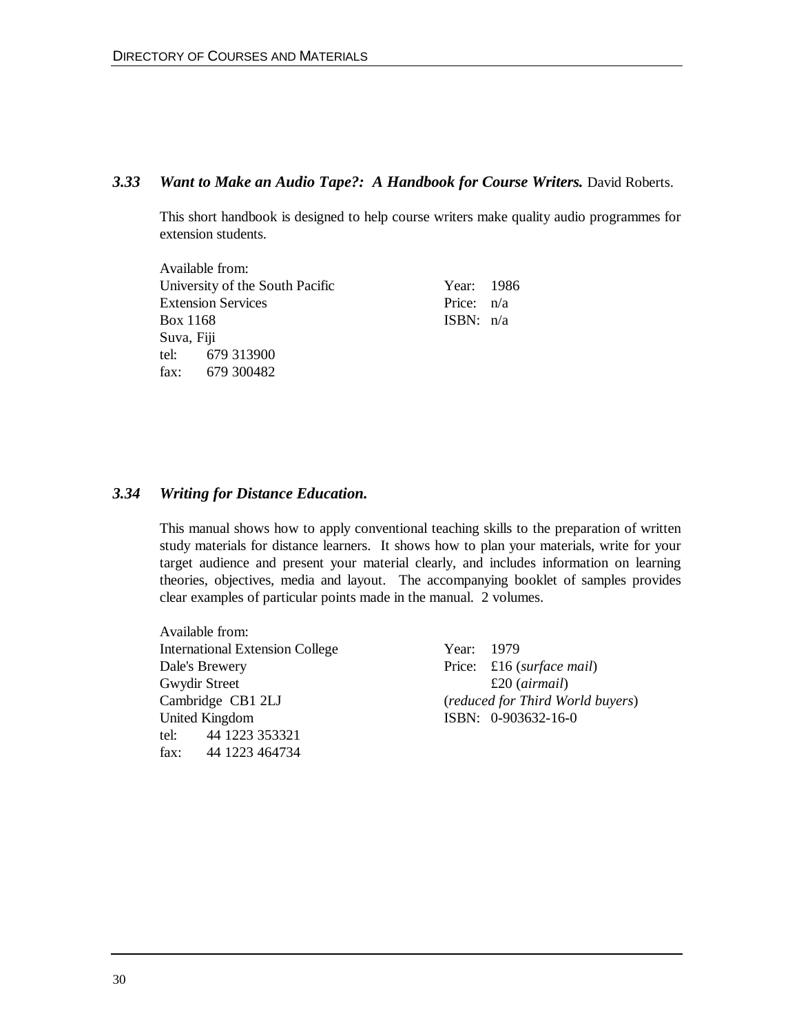### *3.33 Want to Make an Audio Tape?: A Handbook for Course Writers.* David Roberts.

This short handbook is designed to help course writers make quality audio programmes for extension students.

Available from:
University of the South Pacific
Extension Services
Box 1168
Suva, Fiji
tel: 679 313900
fax: 679 300482

Year: 1986
Price: n/a
ISBN: n/a

### *3.34 Writing for Distance Education.*

This manual shows how to apply conventional teaching skills to the preparation of written study materials for distance learners. It shows how to plan your materials, write for your target audience and present your material clearly, and includes information on learning theories, objectives, media and layout. The accompanying booklet of samples provides clear examples of particular points made in the manual. 2 volumes.

Available from:
International Extension College
Dale's Brewery
Gwydir Street
Cambridge CB1 2LJ
United Kingdom
tel: 44 1223 353321
fax: 44 1223 464734

Year: 1979
Price: £16 (*surface mail*)
£20 (*airmail*)
(*reduced for Third World buyers*)
ISBN: 0-903632-16-0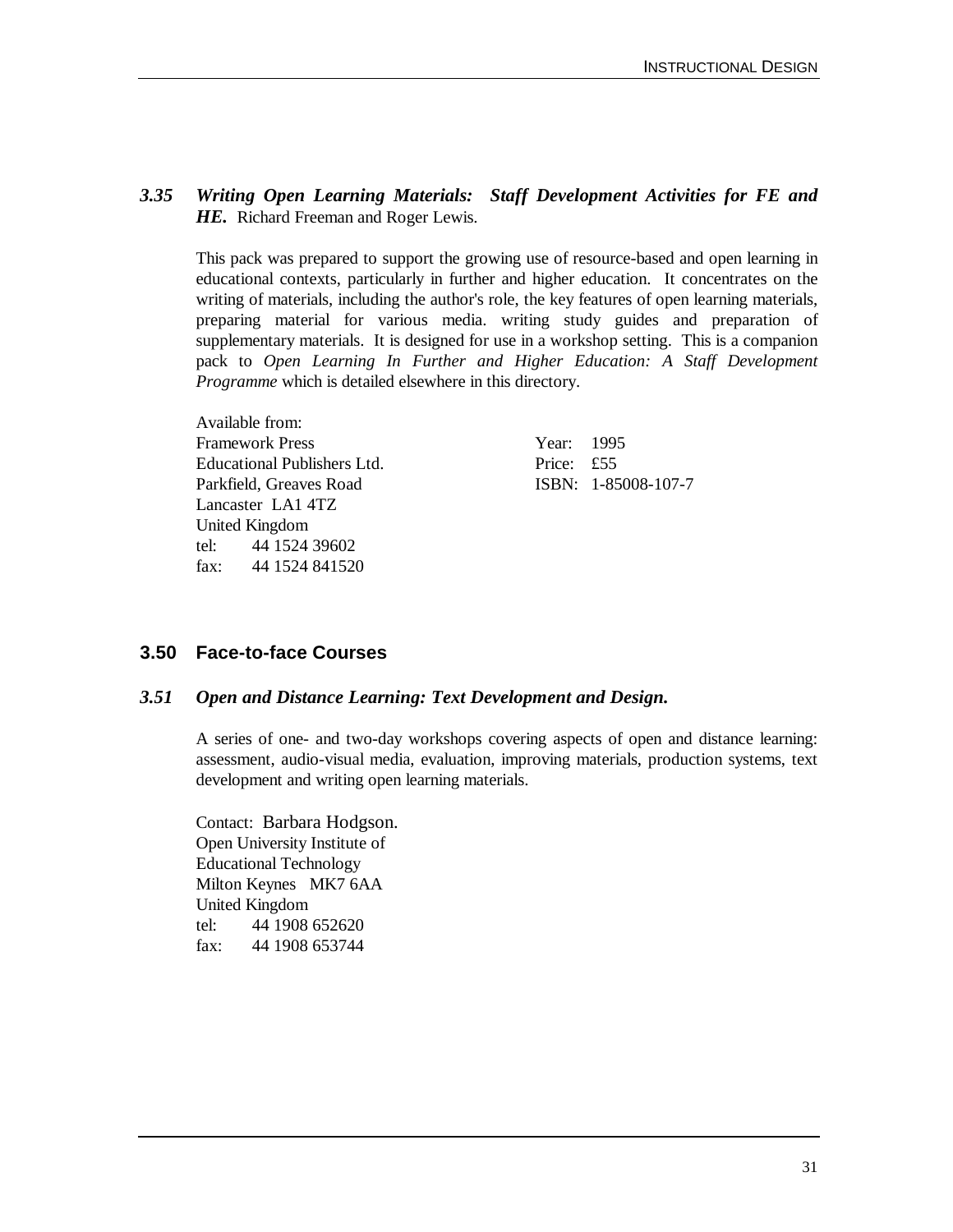### *3.35 Writing Open Learning Materials: Staff Development Activities for FE and HE.* Richard Freeman and Roger Lewis.

This pack was prepared to support the growing use of resource-based and open learning in educational contexts, particularly in further and higher education. It concentrates on the writing of materials, including the author's role, the key features of open learning materials, preparing material for various media. writing study guides and preparation of supplementary materials. It is designed for use in a workshop setting. This is a companion pack to *Open Learning In Further and Higher Education: A Staff Development Programme* which is detailed elsewhere in this directory.

Available from:
Framework Press
Educational Publishers Ltd.
Parkfield, Greaves Road
Lancaster LA1 4TZ
United Kingdom
tel: 44 1524 39602
fax: 44 1524 841520

Year: 1995
Price: £55
ISBN: 1-85008-107-7

## 3.50 Face-to-face Courses

### *3.51 Open and Distance Learning: Text Development and Design.*

A series of one- and two-day workshops covering aspects of open and distance learning: assessment, audio-visual media, evaluation, improving materials, production systems, text development and writing open learning materials.

Contact: Barbara Hodgson.
Open University Institute of
Educational Technology
Milton Keynes MK7 6AA
United Kingdom
tel: 44 1908 652620
fax: 44 1908 653744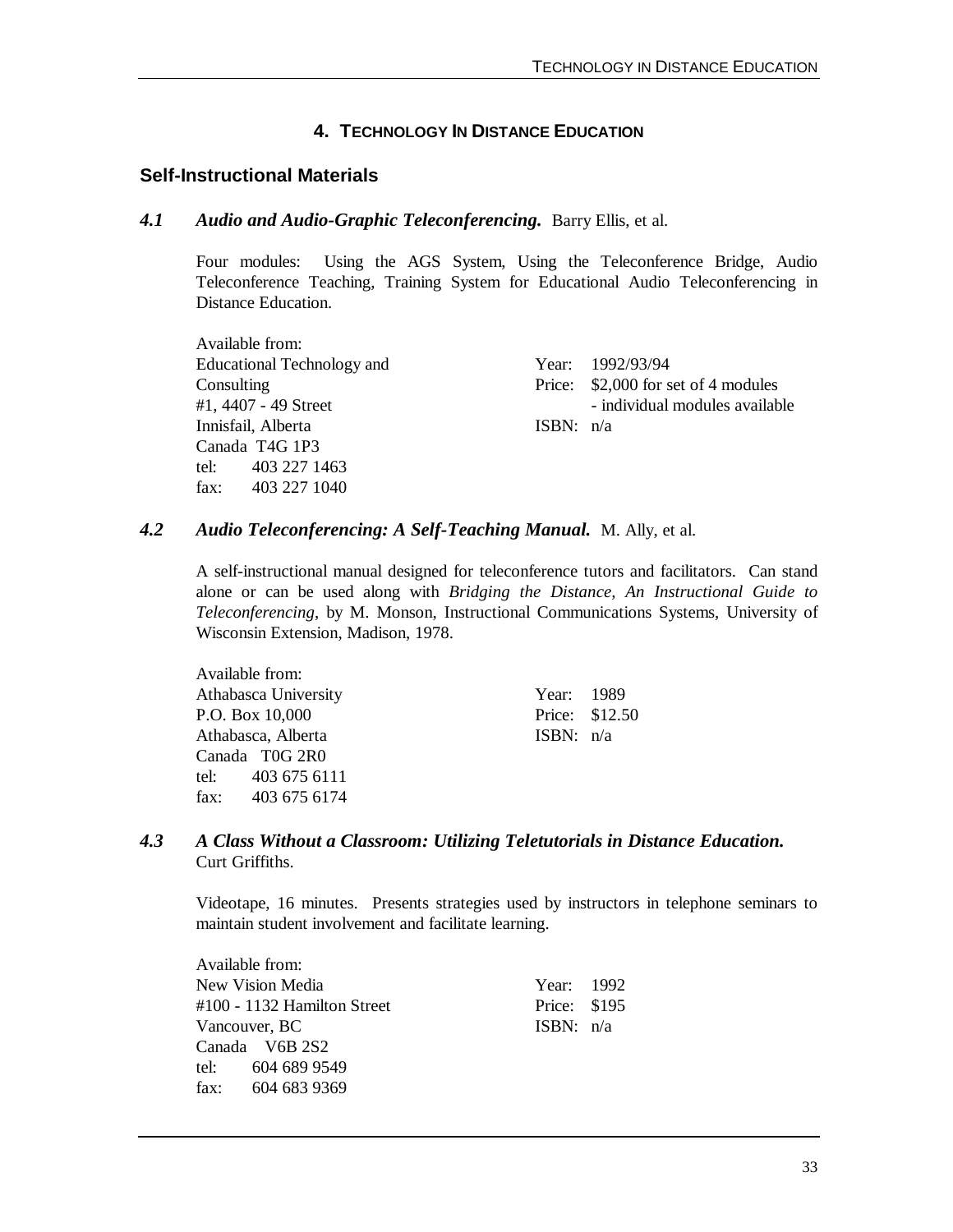# 4. TECHNOLOGY IN DISTANCE EDUCATION

## Self-Instructional Materials

### *4.1 Audio and Audio-Graphic Teleconferencing.* Barry Ellis, et al.

Four modules: Using the AGS System, Using the Teleconference Bridge, Audio Teleconference Teaching, Training System for Educational Audio Teleconferencing in Distance Education.

Available from:
Educational Technology and Consulting
#1, 4407 - 49 Street
Innisfail, Alberta
Canada T4G 1P3
tel: 403 227 1463
fax: 403 227 1040

Year: 1992/93/94
Price: $2,000 for set of 4 modules
- individual modules available
ISBN: n/a

### *4.2 Audio Teleconferencing: A Self-Teaching Manual.* M. Ally, et al.

A self-instructional manual designed for teleconference tutors and facilitators. Can stand alone or can be used along with *Bridging the Distance, An Instructional Guide to Teleconferencing*, by M. Monson, Instructional Communications Systems, University of Wisconsin Extension, Madison, 1978.

Available from:
Athabasca University
P.O. Box 10,000
Athabasca, Alberta
Canada T0G 2R0
tel: 403 675 6111
fax: 403 675 6174

Year: 1989
Price: $12.50
ISBN: n/a

### *4.3 A Class Without a Classroom: Utilizing Teletutorials in Distance Education.* Curt Griffiths.

Videotape, 16 minutes. Presents strategies used by instructors in telephone seminars to maintain student involvement and facilitate learning.

Available from:
New Vision Media
#100 - 1132 Hamilton Street
Vancouver, BC
Canada V6B 2S2
tel: 604 689 9549
fax: 604 683 9369

Year: 1992
Price: $195
ISBN: n/a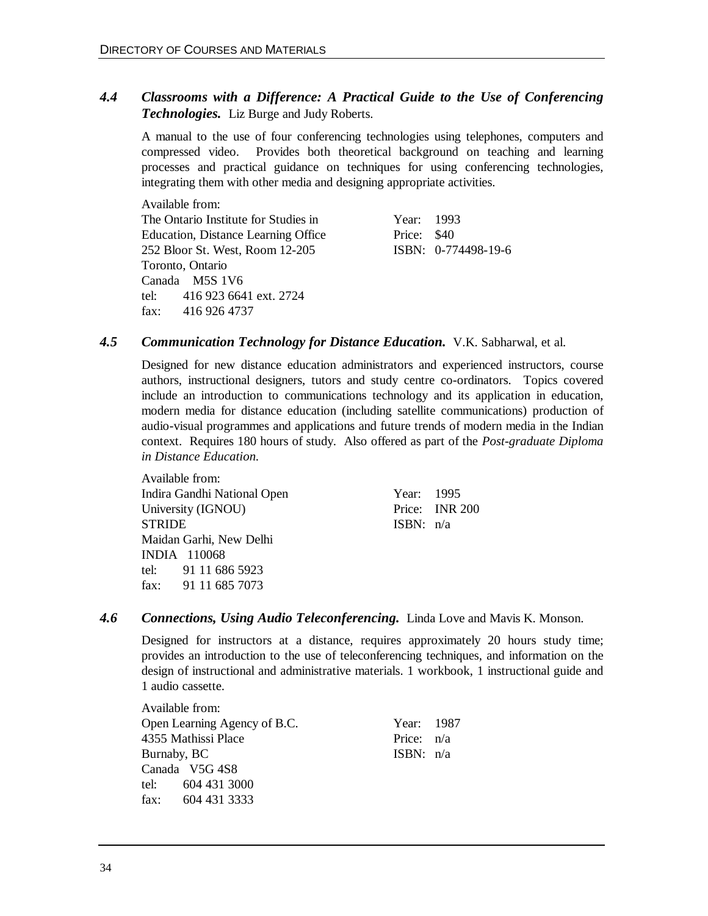### *4.4 Classrooms with a Difference: A Practical Guide to the Use of Conferencing Technologies.* Liz Burge and Judy Roberts.

A manual to the use of four conferencing technologies using telephones, computers and compressed video. Provides both theoretical background on teaching and learning processes and practical guidance on techniques for using conferencing technologies, integrating them with other media and designing appropriate activities.

Available from:
The Ontario Institute for Studies in Education, Distance Learning Office
252 Bloor St. West, Room 12-205
Toronto, Ontario
Canada M5S 1V6
tel: 416 923 6641 ext. 2724
fax: 416 926 4737

Year: 1993
Price: $40
ISBN: 0-774498-19-6

### *4.5 Communication Technology for Distance Education.* V.K. Sabharwal, et al.

Designed for new distance education administrators and experienced instructors, course authors, instructional designers, tutors and study centre co-ordinators. Topics covered include an introduction to communications technology and its application in education, modern media for distance education (including satellite communications) production of audio-visual programmes and applications and future trends of modern media in the Indian context. Requires 180 hours of study. Also offered as part of the *Post-graduate Diploma in Distance Education.*

Available from:
Indira Gandhi National Open University (IGNOU)
STRIDE
Maidan Garhi, New Delhi
INDIA 110068
tel: 91 11 686 5923
fax: 91 11 685 7073

Year: 1995
Price: INR 200
ISBN: n/a

### *4.6 Connections, Using Audio Teleconferencing.* Linda Love and Mavis K. Monson.

Designed for instructors at a distance, requires approximately 20 hours study time; provides an introduction to the use of teleconferencing techniques, and information on the design of instructional and administrative materials. 1 workbook, 1 instructional guide and 1 audio cassette.

Available from:
Open Learning Agency of B.C.
4355 Mathissi Place
Burnaby, BC
Canada V5G 4S8
tel: 604 431 3000
fax: 604 431 3333

Year: 1987
Price: n/a
ISBN: n/a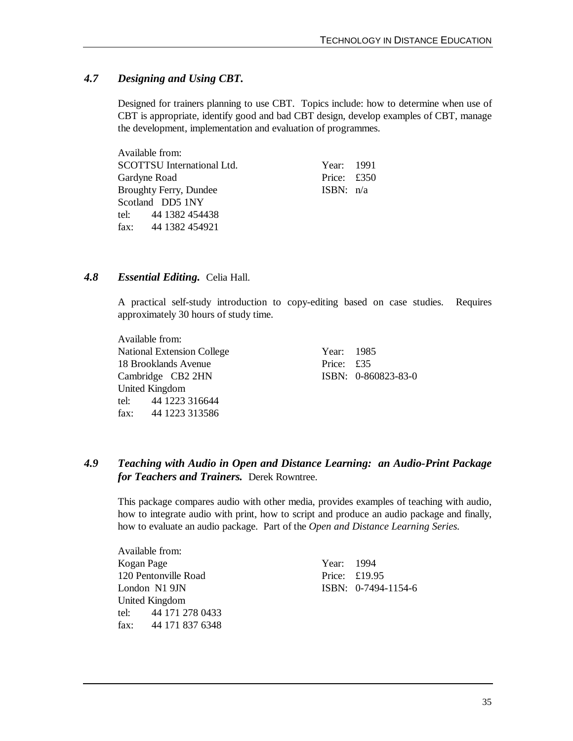### 4.7 *Designing and Using CBT.*

Designed for trainers planning to use CBT. Topics include: how to determine when use of CBT is appropriate, identify good and bad CBT design, develop examples of CBT, manage the development, implementation and evaluation of programmes.

| Available from: | |
|---|---|
| SCOTTSU International Ltd. | Year: 1991 |
| Gardyne Road | Price: £350 |
| Broughty Ferry, Dundee | ISBN: n/a |
| Scotland DD5 1NY | |
| tel: 44 1382 454438 | |
| fax: 44 1382 454921 | |

### 4.8 *Essential Editing.* Celia Hall.

A practical self-study introduction to copy-editing based on case studies. Requires approximately 30 hours of study time.

| Available from: | |
|---|---|
| National Extension College | Year: 1985 |
| 18 Brooklands Avenue | Price: £35 |
| Cambridge CB2 2HN | ISBN: 0-860823-83-0 |
| United Kingdom | |
| tel: 44 1223 316644 | |
| fax: 44 1223 313586 | |

### 4.9 *Teaching with Audio in Open and Distance Learning: an Audio-Print Package for Teachers and Trainers.* Derek Rowntree.

This package compares audio with other media, provides examples of teaching with audio, how to integrate audio with print, how to script and produce an audio package and finally, how to evaluate an audio package. Part of the *Open and Distance Learning Series.*

| Available from: | |
|---|---|
| Kogan Page | Year: 1994 |
| 120 Pentonville Road | Price: £19.95 |
| London N1 9JN | ISBN: 0-7494-1154-6 |
| United Kingdom | |
| tel: 44 171 278 0433 | |
| fax: 44 171 837 6348 | |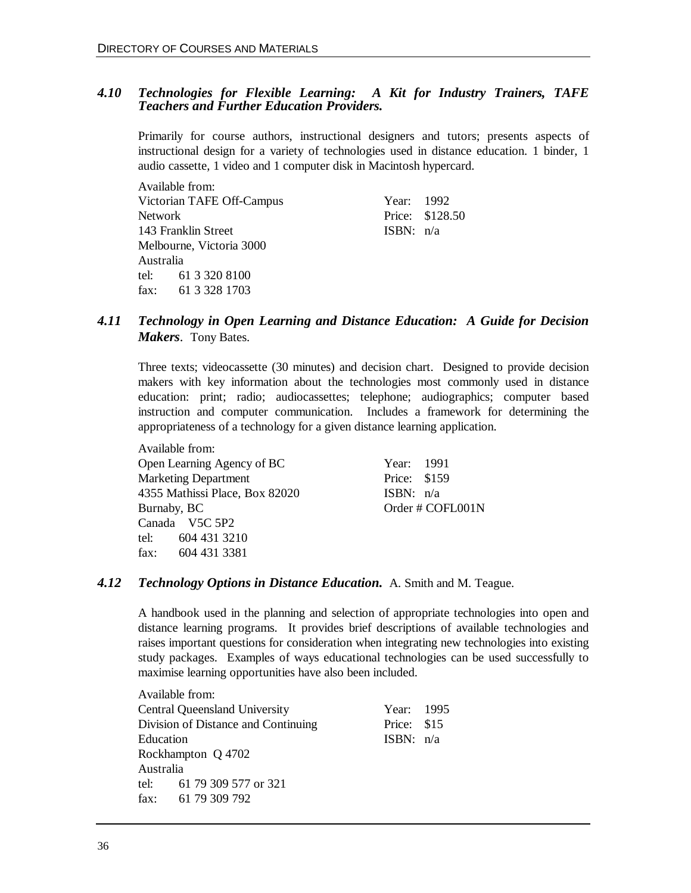### 4.10 *Technologies for Flexible Learning: A Kit for Industry Trainers, TAFE Teachers and Further Education Providers.*

Primarily for course authors, instructional designers and tutors; presents aspects of instructional design for a variety of technologies used in distance education. 1 binder, 1 audio cassette, 1 video and 1 computer disk in Macintosh hypercard.

| Available from: | |
|---|---|
| Victorian TAFE Off-Campus Network | Year: 1992 |
| 143 Franklin Street | Price: $128.50 |
| Melbourne, Victoria 3000 | ISBN: n/a |
| Australia | |
| tel: 61 3 320 8100 | |
| fax: 61 3 328 1703 | |

### 4.11 *Technology in Open Learning and Distance Education: A Guide for Decision Makers*. Tony Bates.

Three texts; videocassette (30 minutes) and decision chart. Designed to provide decision makers with key information about the technologies most commonly used in distance education: print; radio; audiocassettes; telephone; audiographics; computer based instruction and computer communication. Includes a framework for determining the appropriateness of a technology for a given distance learning application.

| Available from: | |
|---|---|
| Open Learning Agency of BC | Year: 1991 |
| Marketing Department | Price: $159 |
| 4355 Mathissi Place, Box 82020 | ISBN: n/a |
| Burnaby, BC | Order # COFL001N |
| Canada V5C 5P2 | |
| tel: 604 431 3210 | |
| fax: 604 431 3381 | |

### 4.12 *Technology Options in Distance Education.* A. Smith and M. Teague.

A handbook used in the planning and selection of appropriate technologies into open and distance learning programs. It provides brief descriptions of available technologies and raises important questions for consideration when integrating new technologies into existing study packages. Examples of ways educational technologies can be used successfully to maximise learning opportunities have also been included.

| Available from: | |
|---|---|
| Central Queensland University | Year: 1995 |
| Division of Distance and Continuing Education | Price: $15 |
| Rockhampton Q 4702 | ISBN: n/a |
| Australia | |
| tel: 61 79 309 577 or 321 | |
| fax: 61 79 309 792 | |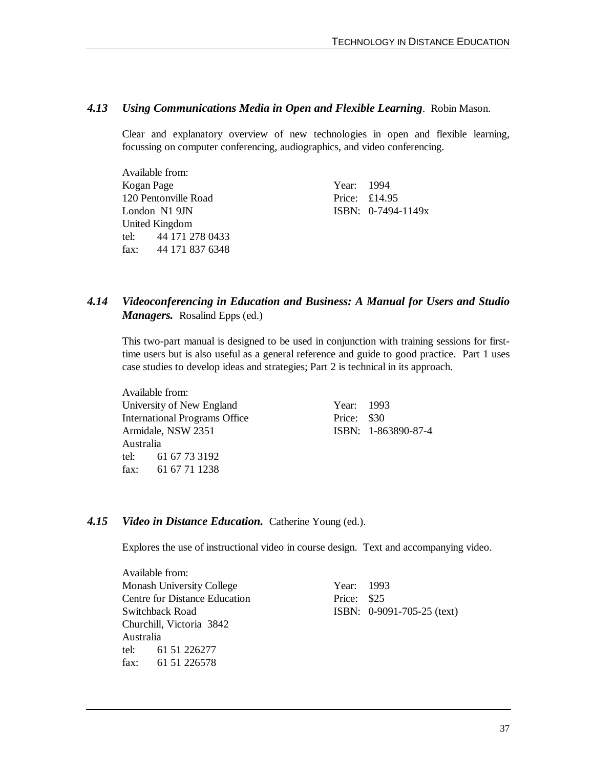### *4.13 Using Communications Media in Open and Flexible Learning*. Robin Mason.

Clear and explanatory overview of new technologies in open and flexible learning, focussing on computer conferencing, audiographics, and video conferencing.

Available from:
Kogan Page
120 Pentonville Road
London N1 9JN
United Kingdom
tel: 44 171 278 0433
fax: 44 171 837 6348

Year: 1994
Price: £14.95
ISBN: 0-7494-1149x

### *4.14 Videoconferencing in Education and Business: A Manual for Users and Studio Managers.* Rosalind Epps (ed.)

This two-part manual is designed to be used in conjunction with training sessions for first-time users but is also useful as a general reference and guide to good practice. Part 1 uses case studies to develop ideas and strategies; Part 2 is technical in its approach.

Available from:
University of New England
International Programs Office
Armidale, NSW 2351
Australia
tel: 61 67 73 3192
fax: 61 67 71 1238

Year: 1993
Price: $30
ISBN: 1-863890-87-4

### *4.15 Video in Distance Education.* Catherine Young (ed.).

Explores the use of instructional video in course design. Text and accompanying video.

Available from:
Monash University College
Centre for Distance Education
Switchback Road
Churchill, Victoria 3842
Australia
tel: 61 51 226277
fax: 61 51 226578

Year: 1993
Price: $25
ISBN: 0-9091-705-25 (text)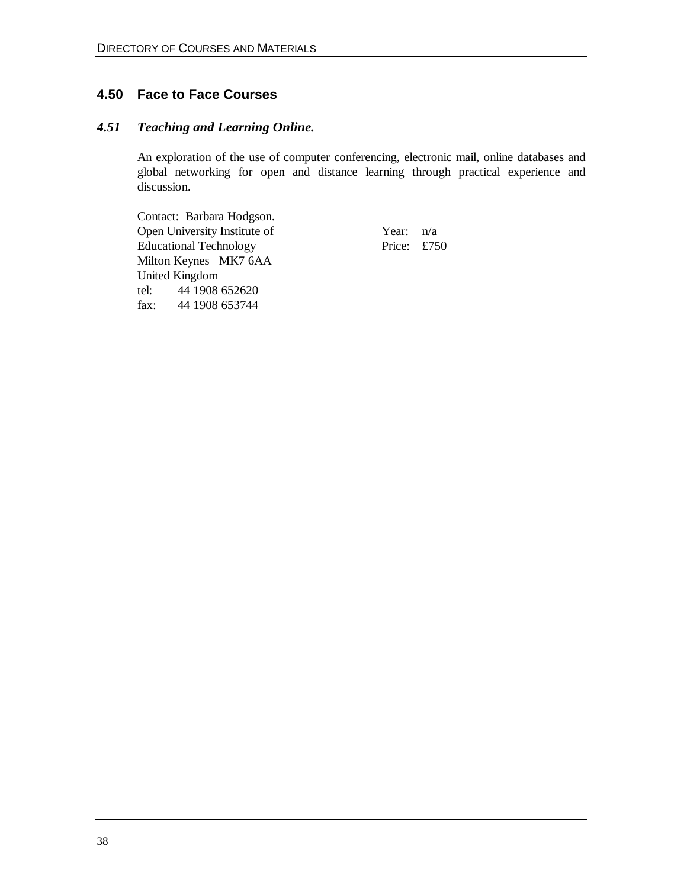## 4.50 Face to Face Courses

### *4.51 Teaching and Learning Online.*

An exploration of the use of computer conferencing, electronic mail, online databases and global networking for open and distance learning through practical experience and discussion.

Contact: Barbara Hodgson.
Open University Institute of Educational Technology
Milton Keynes MK7 6AA
United Kingdom
tel: 44 1908 652620
fax: 44 1908 653744

Year: n/a
Price: £750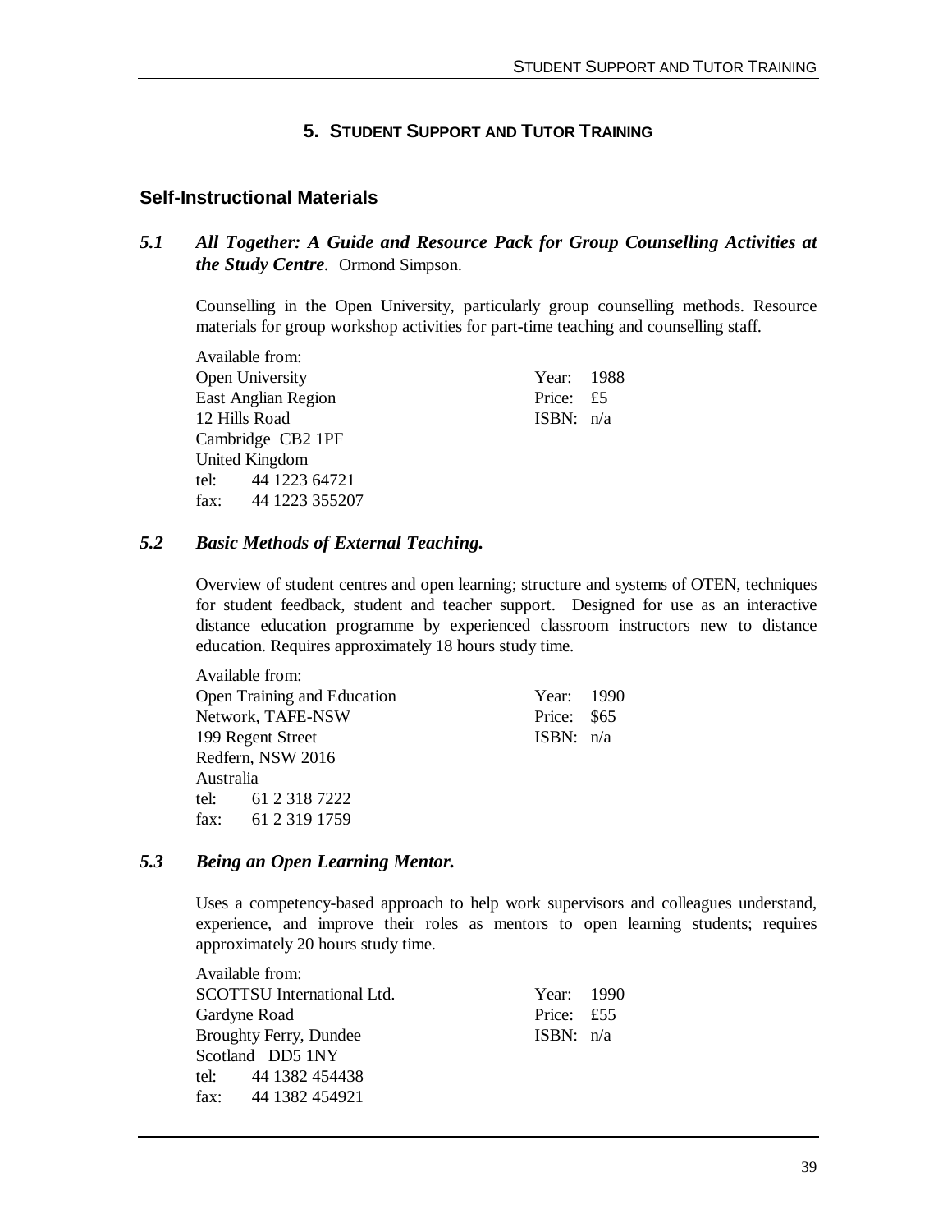# 5. Student Support and Tutor Training

## Self-Instructional Materials

### 5.1 *All Together: A Guide and Resource Pack for Group Counselling Activities at the Study Centre*. Ormond Simpson.

Counselling in the Open University, particularly group counselling methods. Resource materials for group workshop activities for part-time teaching and counselling staff.

Available from:
Open University
East Anglian Region
12 Hills Road
Cambridge CB2 1PF
United Kingdom
tel: 44 1223 64721
fax: 44 1223 355207

Year: 1988
Price: £5
ISBN: n/a

### 5.2 *Basic Methods of External Teaching.*

Overview of student centres and open learning; structure and systems of OTEN, techniques for student feedback, student and teacher support. Designed for use as an interactive distance education programme by experienced classroom instructors new to distance education. Requires approximately 18 hours study time.

Available from:
Open Training and Education Network, TAFE-NSW
199 Regent Street
Redfern, NSW 2016
Australia
tel: 61 2 318 7222
fax: 61 2 319 1759

Year: 1990
Price: $65
ISBN: n/a

### 5.3 *Being an Open Learning Mentor.*

Uses a competency-based approach to help work supervisors and colleagues understand, experience, and improve their roles as mentors to open learning students; requires approximately 20 hours study time.

Available from:
SCOTTSU International Ltd.
Gardyne Road
Broughty Ferry, Dundee
Scotland DD5 1NY
tel: 44 1382 454438
fax: 44 1382 454921

Year: 1990
Price: £55
ISBN: n/a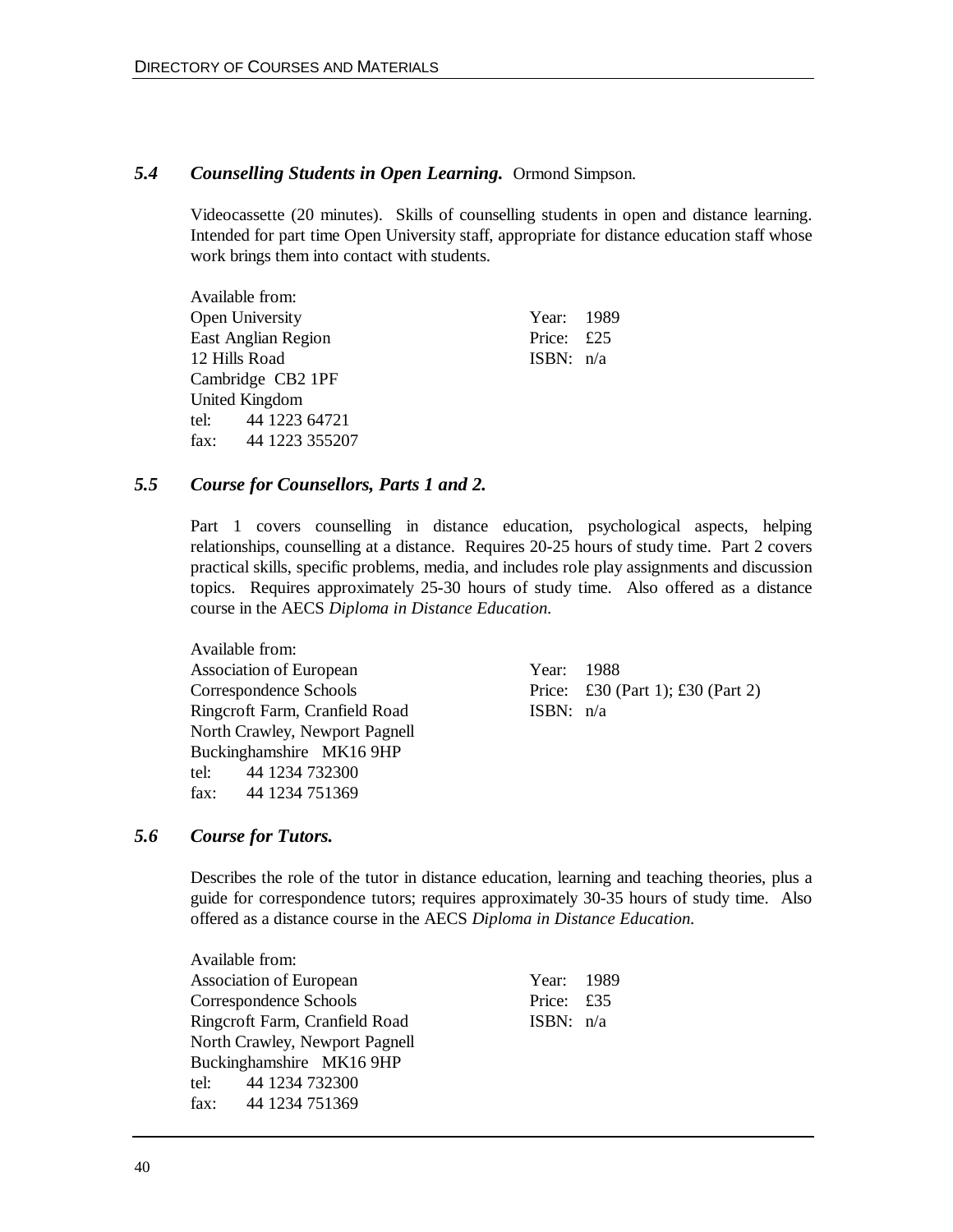### 5.4 *Counselling Students in Open Learning.* Ormond Simpson.

Videocassette (20 minutes). Skills of counselling students in open and distance learning. Intended for part time Open University staff, appropriate for distance education staff whose work brings them into contact with students.

Available from:
Open University
East Anglian Region
12 Hills Road
Cambridge CB2 1PF
United Kingdom
tel: 44 1223 64721
fax: 44 1223 355207

Year: 1989
Price: £25
ISBN: n/a

### 5.5 *Course for Counsellors, Parts 1 and 2.*

Part 1 covers counselling in distance education, psychological aspects, helping relationships, counselling at a distance. Requires 20-25 hours of study time. Part 2 covers practical skills, specific problems, media, and includes role play assignments and discussion topics. Requires approximately 25-30 hours of study time. Also offered as a distance course in the AECS *Diploma in Distance Education.*

Available from:
Association of European
Correspondence Schools
Ringcroft Farm, Cranfield Road
North Crawley, Newport Pagnell
Buckinghamshire MK16 9HP
tel: 44 1234 732300
fax: 44 1234 751369

Year: 1988
Price: £30 (Part 1); £30 (Part 2)
ISBN: n/a

### 5.6 *Course for Tutors.*

Describes the role of the tutor in distance education, learning and teaching theories, plus a guide for correspondence tutors; requires approximately 30-35 hours of study time. Also offered as a distance course in the AECS *Diploma in Distance Education.*

Available from:
Association of European
Correspondence Schools
Ringcroft Farm, Cranfield Road
North Crawley, Newport Pagnell
Buckinghamshire MK16 9HP
tel: 44 1234 732300
fax: 44 1234 751369

Year: 1989
Price: £35
ISBN: n/a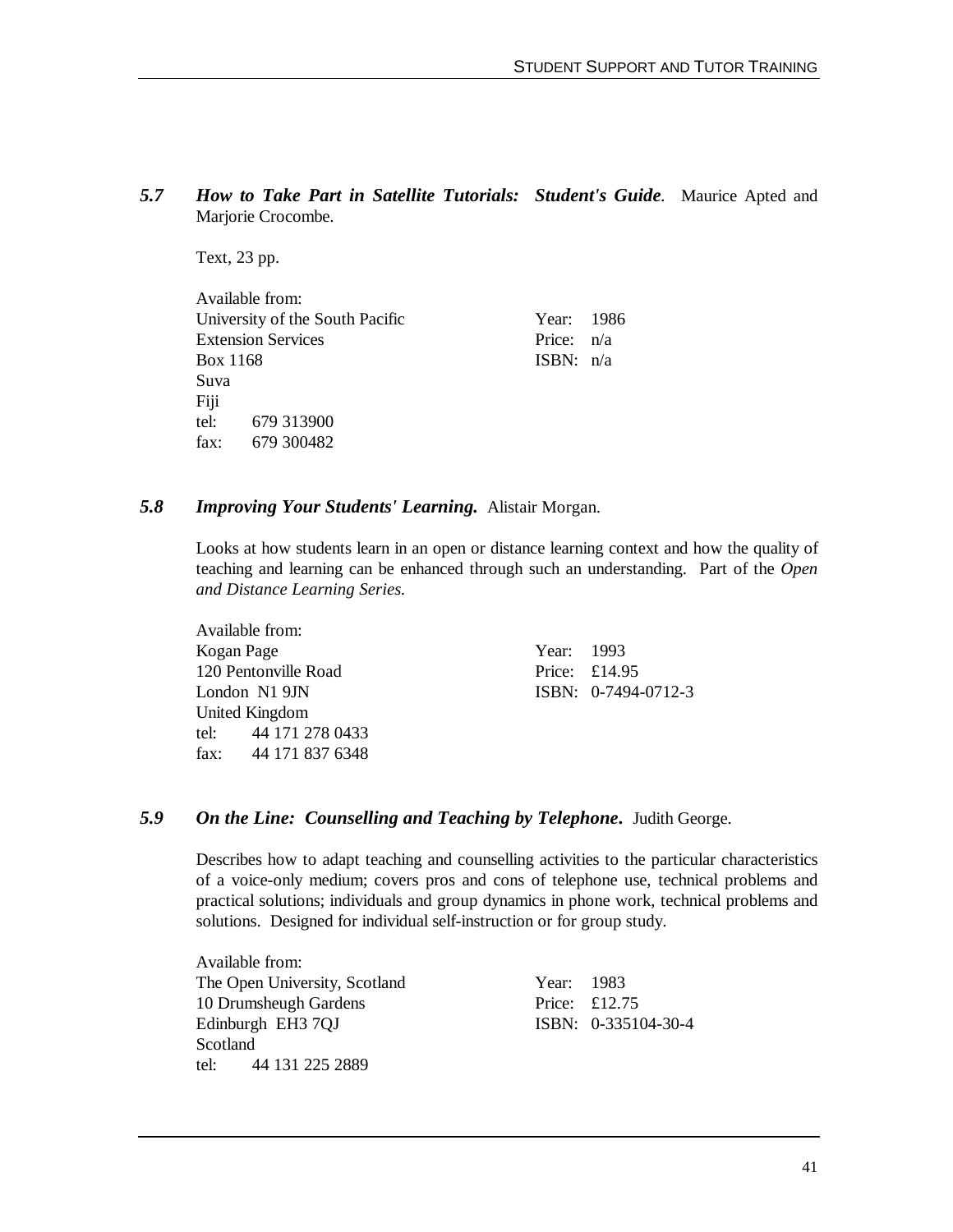### *5.7* ***How to Take Part in Satellite Tutorials: Student's Guide***. Maurice Apted and Marjorie Crocombe.

Text, 23 pp.

Available from:
University of the South Pacific
Extension Services
Box 1168
Suva
Fiji
tel: 679 313900
fax: 679 300482

Year: 1986
Price: n/a
ISBN: n/a

### *5.8* ***Improving Your Students' Learning.*** Alistair Morgan.

Looks at how students learn in an open or distance learning context and how the quality of teaching and learning can be enhanced through such an understanding. Part of the *Open and Distance Learning Series.*

Available from:
Kogan Page
120 Pentonville Road
London N1 9JN
United Kingdom
tel: 44 171 278 0433
fax: 44 171 837 6348

Year: 1993
Price: £14.95
ISBN: 0-7494-0712-3

### *5.9* ***On the Line: Counselling and Teaching by Telephone.*** Judith George.

Describes how to adapt teaching and counselling activities to the particular characteristics of a voice-only medium; covers pros and cons of telephone use, technical problems and practical solutions; individuals and group dynamics in phone work, technical problems and solutions. Designed for individual self-instruction or for group study.

Available from:
The Open University, Scotland
10 Drumsheugh Gardens
Edinburgh EH3 7QJ
Scotland
tel: 44 131 225 2889

Year: 1983
Price: £12.75
ISBN: 0-335104-30-4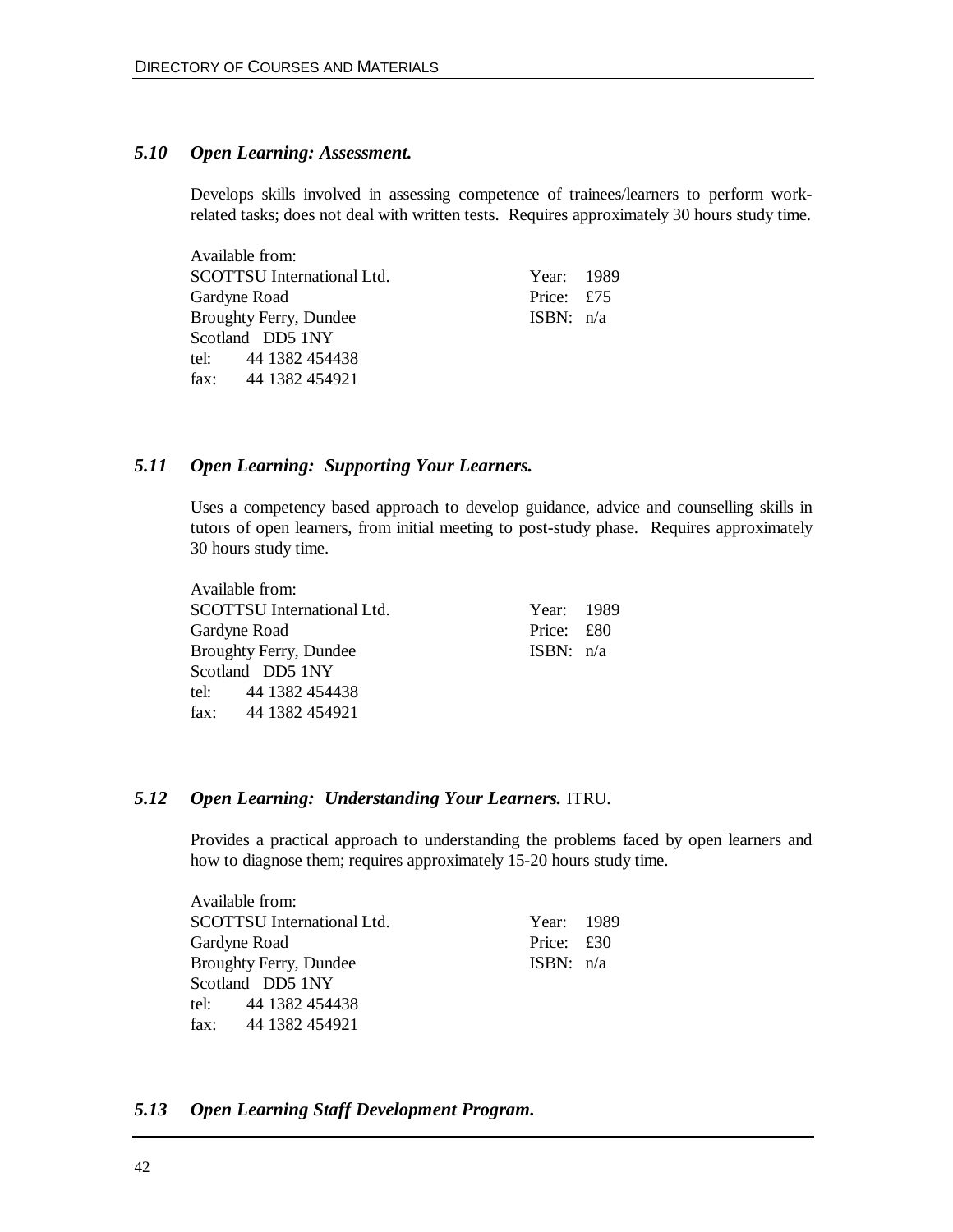### 5.10 *Open Learning: Assessment.*

Develops skills involved in assessing competence of trainees/learners to perform work-related tasks; does not deal with written tests. Requires approximately 30 hours study time.

| Available from: | |
|---|---|
| SCOTTSU International Ltd. | Year: 1989 |
| Gardyne Road | Price: £75 |
| Broughty Ferry, Dundee | ISBN: n/a |
| Scotland DD5 1NY | |
| tel: 44 1382 454438 | |
| fax: 44 1382 454921 | |

### 5.11 *Open Learning: Supporting Your Learners.*

Uses a competency based approach to develop guidance, advice and counselling skills in tutors of open learners, from initial meeting to post-study phase. Requires approximately 30 hours study time.

| Available from: | |
|---|---|
| SCOTTSU International Ltd. | Year: 1989 |
| Gardyne Road | Price: £80 |
| Broughty Ferry, Dundee | ISBN: n/a |
| Scotland DD5 1NY | |
| tel: 44 1382 454438 | |
| fax: 44 1382 454921 | |

### 5.12 *Open Learning: Understanding Your Learners.* ITRU.

Provides a practical approach to understanding the problems faced by open learners and how to diagnose them; requires approximately 15-20 hours study time.

| Available from: | |
|---|---|
| SCOTTSU International Ltd. | Year: 1989 |
| Gardyne Road | Price: £30 |
| Broughty Ferry, Dundee | ISBN: n/a |
| Scotland DD5 1NY | |
| tel: 44 1382 454438 | |
| fax: 44 1382 454921 | |

### 5.13 *Open Learning Staff Development Program.*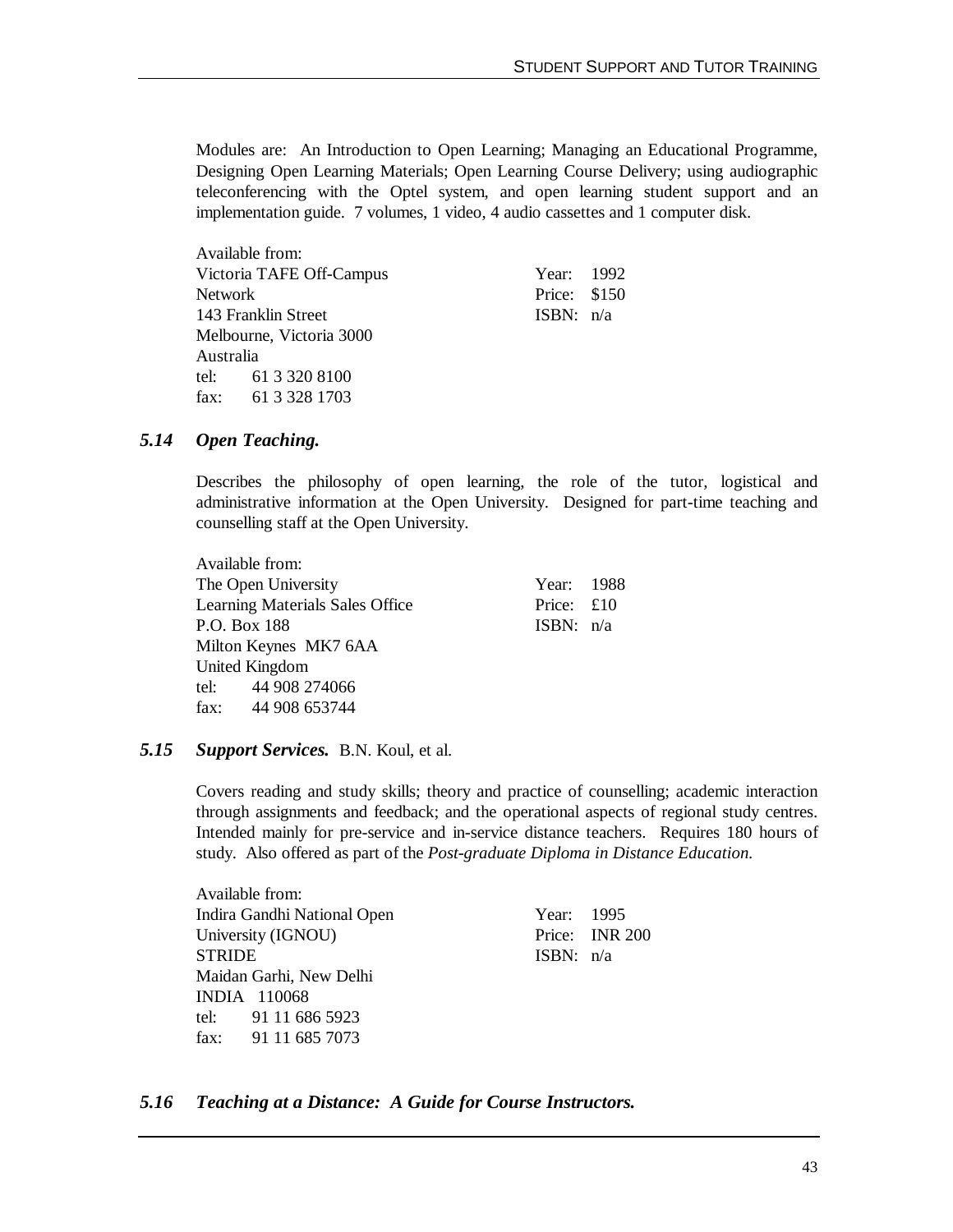Modules are: An Introduction to Open Learning; Managing an Educational Programme, Designing Open Learning Materials; Open Learning Course Delivery; using audiographic teleconferencing with the Optel system, and open learning student support and an implementation guide. 7 volumes, 1 video, 4 audio cassettes and 1 computer disk.

| Available from: | |
|---|---|
| Victoria TAFE Off-Campus Network | Year: 1992 |
| 143 Franklin Street | Price: $150 |
| Melbourne, Victoria 3000 | ISBN: n/a |
| Australia | |
| tel: 61 3 320 8100 | |
| fax: 61 3 328 1703 | |

### 5.14 *Open Teaching.*

Describes the philosophy of open learning, the role of the tutor, logistical and administrative information at the Open University. Designed for part-time teaching and counselling staff at the Open University.

| Available from: | |
|---|---|
| The Open University | Year: 1988 |
| Learning Materials Sales Office | Price: £10 |
| P.O. Box 188 | ISBN: n/a |
| Milton Keynes MK7 6AA | |
| United Kingdom | |
| tel: 44 908 274066 | |
| fax: 44 908 653744 | |

### 5.15 *Support Services.* B.N. Koul, et al.

Covers reading and study skills; theory and practice of counselling; academic interaction through assignments and feedback; and the operational aspects of regional study centres. Intended mainly for pre-service and in-service distance teachers. Requires 180 hours of study. Also offered as part of the *Post-graduate Diploma in Distance Education.*

| Available from: | |
|---|---|
| Indira Gandhi National Open University (IGNOU) | Year: 1995 |
| STRIDE | Price: INR 200 |
| Maidan Garhi, New Delhi | ISBN: n/a |
| INDIA 110068 | |
| tel: 91 11 686 5923 | |
| fax: 91 11 685 7073 | |

### 5.16 *Teaching at a Distance: A Guide for Course Instructors.*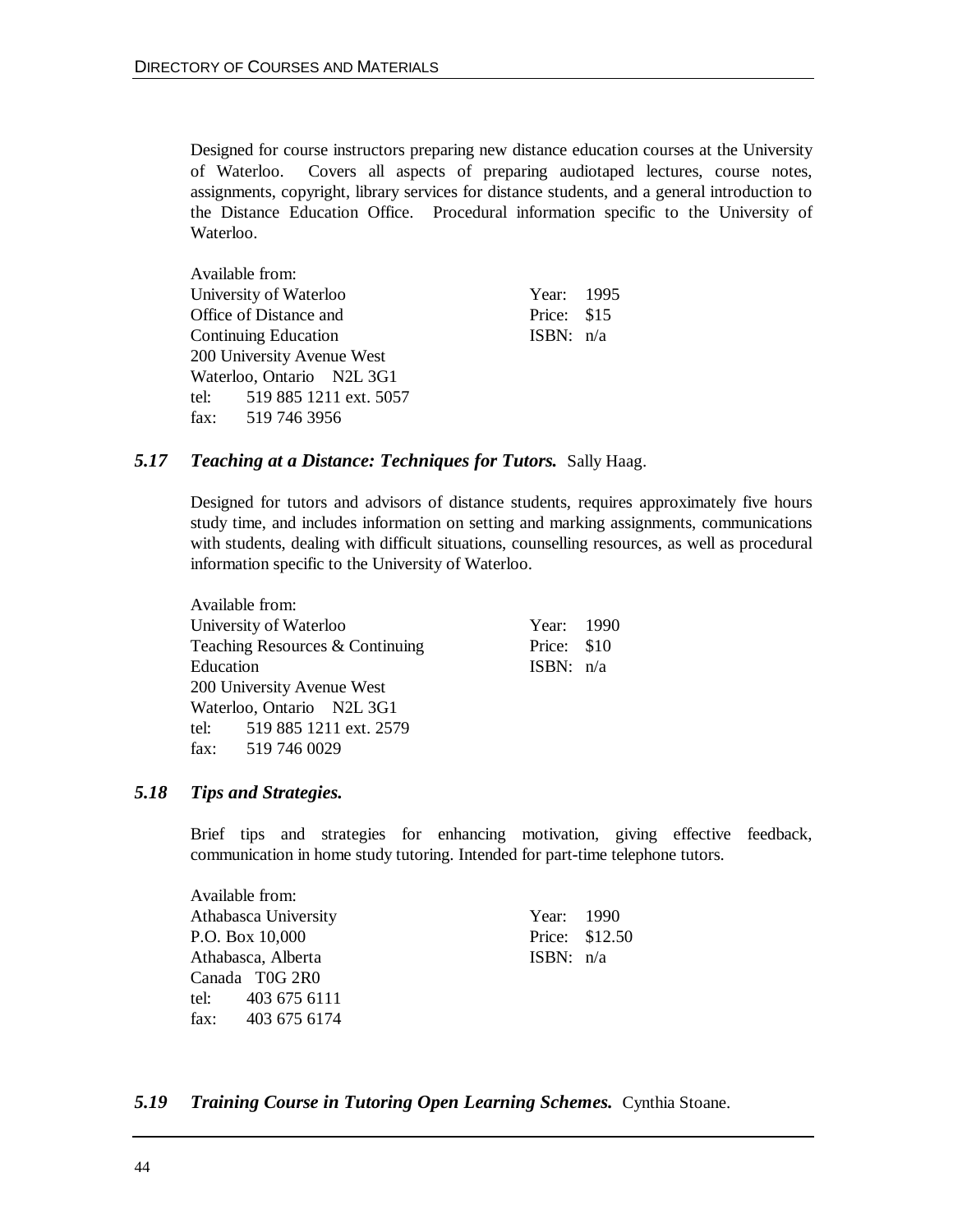Designed for course instructors preparing new distance education courses at the University of Waterloo. Covers all aspects of preparing audiotaped lectures, course notes, assignments, copyright, library services for distance students, and a general introduction to the Distance Education Office. Procedural information specific to the University of Waterloo.

Available from:
University of Waterloo
Office of Distance and
Continuing Education
200 University Avenue West
Waterloo, Ontario N2L 3G1
tel: 519 885 1211 ext. 5057
fax: 519 746 3956

Year: 1995
Price: $15
ISBN: n/a

### 5.17 *Teaching at a Distance: Techniques for Tutors.* Sally Haag.

Designed for tutors and advisors of distance students, requires approximately five hours study time, and includes information on setting and marking assignments, communications with students, dealing with difficult situations, counselling resources, as well as procedural information specific to the University of Waterloo.

Available from:
University of Waterloo
Teaching Resources & Continuing
Education
200 University Avenue West
Waterloo, Ontario N2L 3G1
tel: 519 885 1211 ext. 2579
fax: 519 746 0029

Year: 1990
Price: $10
ISBN: n/a

### 5.18 *Tips and Strategies.*

Brief tips and strategies for enhancing motivation, giving effective feedback, communication in home study tutoring. Intended for part-time telephone tutors.

Available from:
Athabasca University
P.O. Box 10,000
Athabasca, Alberta
Canada T0G 2R0
tel: 403 675 6111
fax: 403 675 6174

Year: 1990
Price: $12.50
ISBN: n/a

### 5.19 *Training Course in Tutoring Open Learning Schemes.* Cynthia Stoane.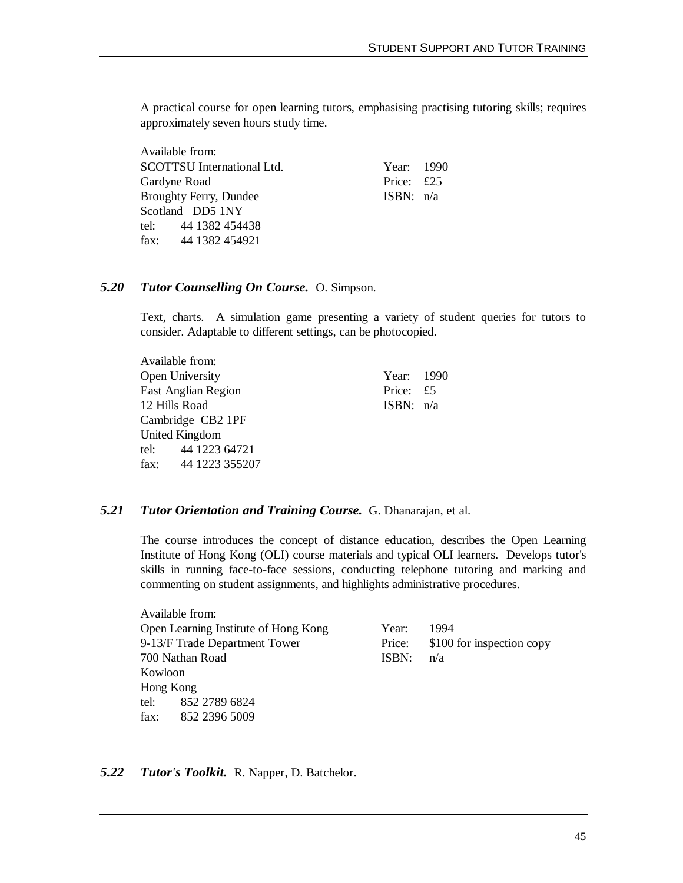A practical course for open learning tutors, emphasising practising tutoring skills; requires approximately seven hours study time.

| Available from: | |
|---|---|
| SCOTTSU International Ltd. | Year: 1990 |
| Gardyne Road | Price: £25 |
| Broughty Ferry, Dundee | ISBN: n/a |
| Scotland DD5 1NY | |
| tel: 44 1382 454438 | |
| fax: 44 1382 454921 | |

### 5.20 *Tutor Counselling On Course.* O. Simpson.

Text, charts. A simulation game presenting a variety of student queries for tutors to consider. Adaptable to different settings, can be photocopied.

| Available from: | |
|---|---|
| Open University | Year: 1990 |
| East Anglian Region | Price: £5 |
| 12 Hills Road | ISBN: n/a |
| Cambridge CB2 1PF | |
| United Kingdom | |
| tel: 44 1223 64721 | |
| fax: 44 1223 355207 | |

### 5.21 *Tutor Orientation and Training Course.* G. Dhanarajan, et al.

The course introduces the concept of distance education, describes the Open Learning Institute of Hong Kong (OLI) course materials and typical OLI learners. Develops tutor's skills in running face-to-face sessions, conducting telephone tutoring and marking and commenting on student assignments, and highlights administrative procedures.

| Available from: | |
|---|---|
| Open Learning Institute of Hong Kong | Year: 1994 |
| 9-13/F Trade Department Tower | Price: $100 for inspection copy |
| 700 Nathan Road | ISBN: n/a |
| Kowloon | |
| Hong Kong | |
| tel: 852 2789 6824 | |
| fax: 852 2396 5009 | |

### 5.22 *Tutor's Toolkit.* R. Napper, D. Batchelor.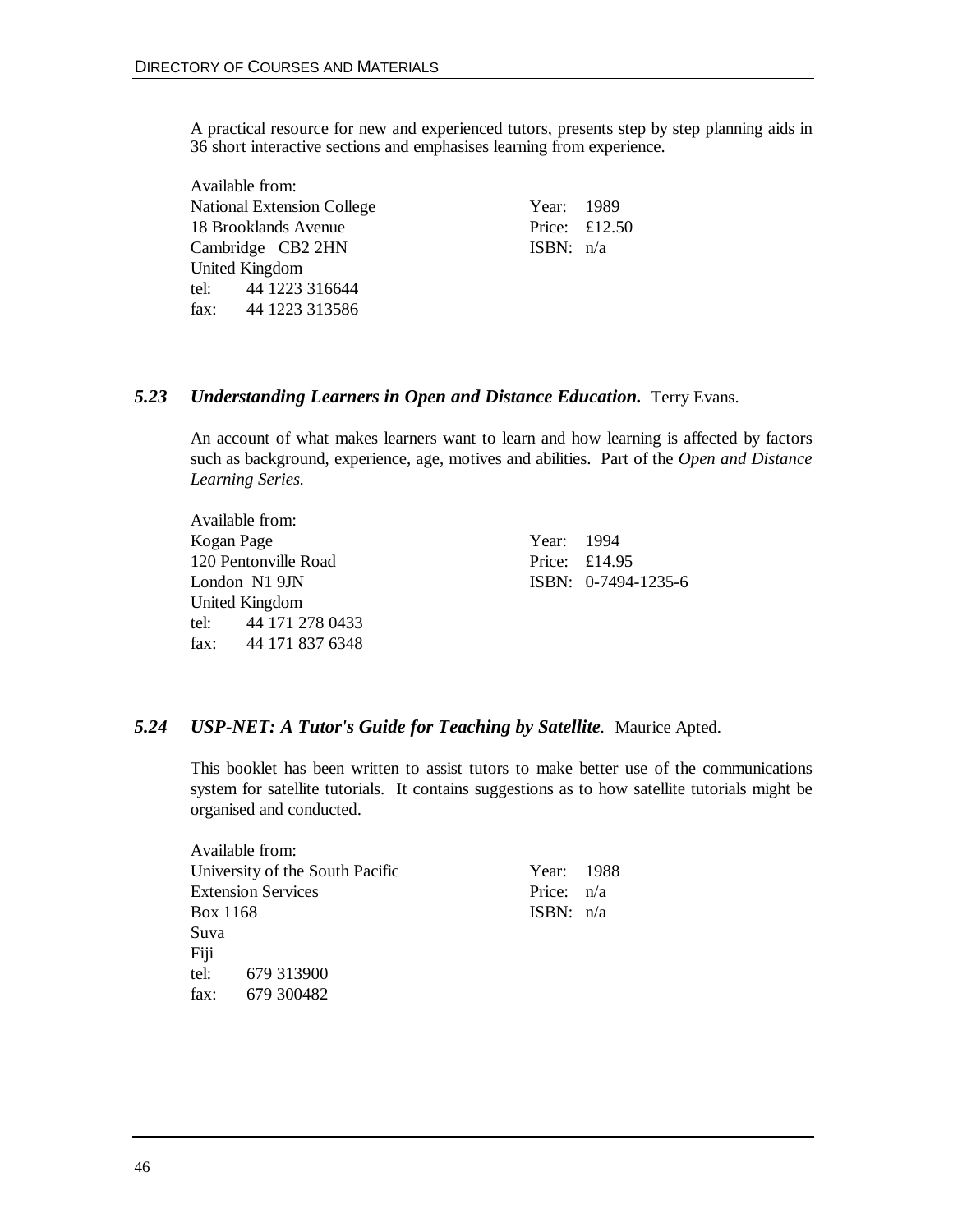A practical resource for new and experienced tutors, presents step by step planning aids in 36 short interactive sections and emphasises learning from experience.

Available from:
National Extension College
18 Brooklands Avenue
Cambridge CB2 2HN
United Kingdom
tel: 44 1223 316644
fax: 44 1223 313586

Year: 1989
Price: £12.50
ISBN: n/a

### *5.23 Understanding Learners in Open and Distance Education.* Terry Evans.

An account of what makes learners want to learn and how learning is affected by factors such as background, experience, age, motives and abilities. Part of the *Open and Distance Learning Series.*

Available from:
Kogan Page
120 Pentonville Road
London N1 9JN
United Kingdom
tel: 44 171 278 0433
fax: 44 171 837 6348

Year: 1994
Price: £14.95
ISBN: 0-7494-1235-6

### *5.24 USP-NET: A Tutor's Guide for Teaching by Satellite.* Maurice Apted.

This booklet has been written to assist tutors to make better use of the communications system for satellite tutorials. It contains suggestions as to how satellite tutorials might be organised and conducted.

Available from:
University of the South Pacific
Extension Services
Box 1168
Suva
Fiji
tel: 679 313900
fax: 679 300482

Year: 1988
Price: n/a
ISBN: n/a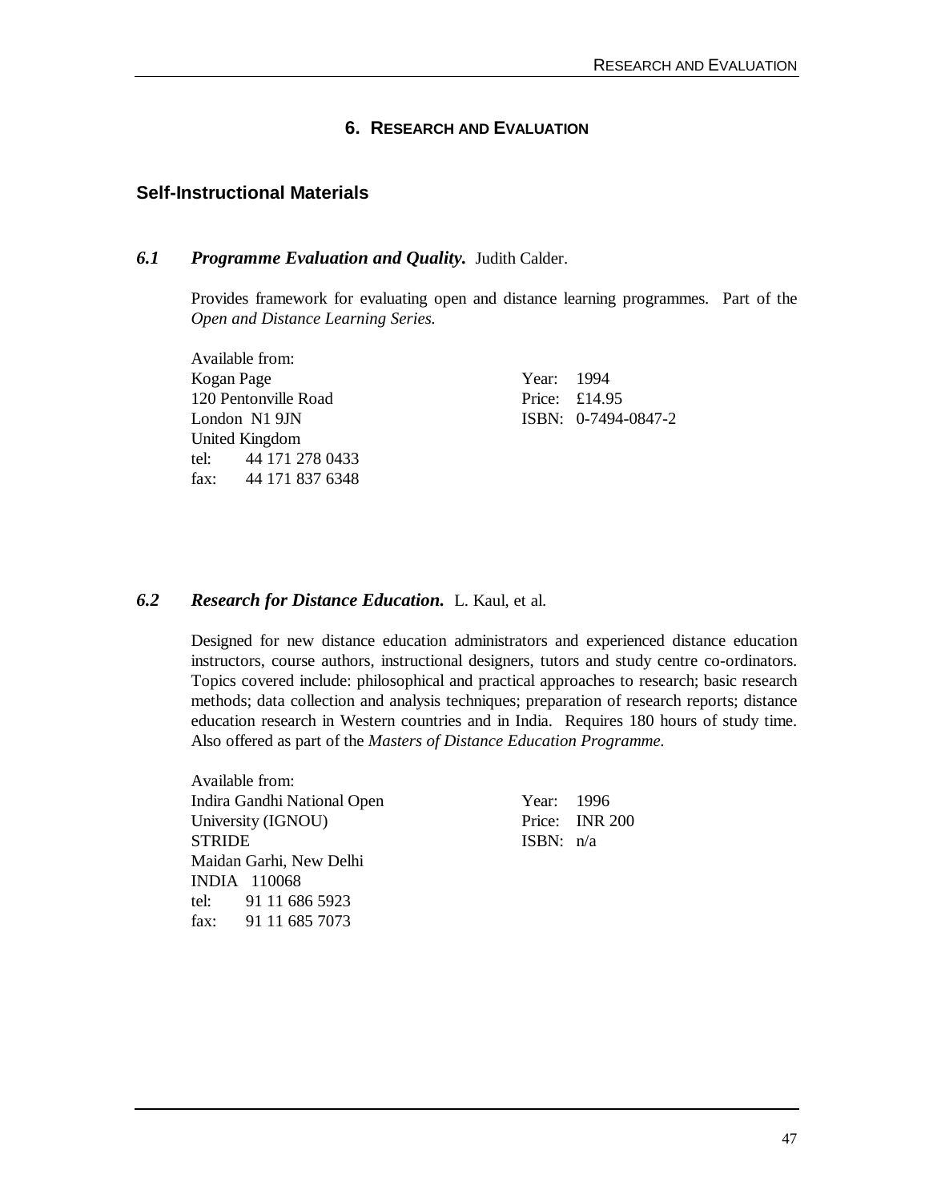# 6. RESEARCH AND EVALUATION

## Self-Instructional Materials

### *6.1 Programme Evaluation and Quality.* Judith Calder.

Provides framework for evaluating open and distance learning programmes. Part of the *Open and Distance Learning Series.*

Available from:
Kogan Page
120 Pentonville Road
London N1 9JN
United Kingdom
tel: 44 171 278 0433
fax: 44 171 837 6348

Year: 1994
Price: £14.95
ISBN: 0-7494-0847-2

### *6.2 Research for Distance Education.* L. Kaul, et al.

Designed for new distance education administrators and experienced distance education instructors, course authors, instructional designers, tutors and study centre co-ordinators. Topics covered include: philosophical and practical approaches to research; basic research methods; data collection and analysis techniques; preparation of research reports; distance education research in Western countries and in India. Requires 180 hours of study time. Also offered as part of the *Masters of Distance Education Programme.*

Available from:
Indira Gandhi National Open University (IGNOU)
STRIDE
Maidan Garhi, New Delhi
INDIA 110068
tel: 91 11 686 5923
fax: 91 11 685 7073

Year: 1996
Price: INR 200
ISBN: n/a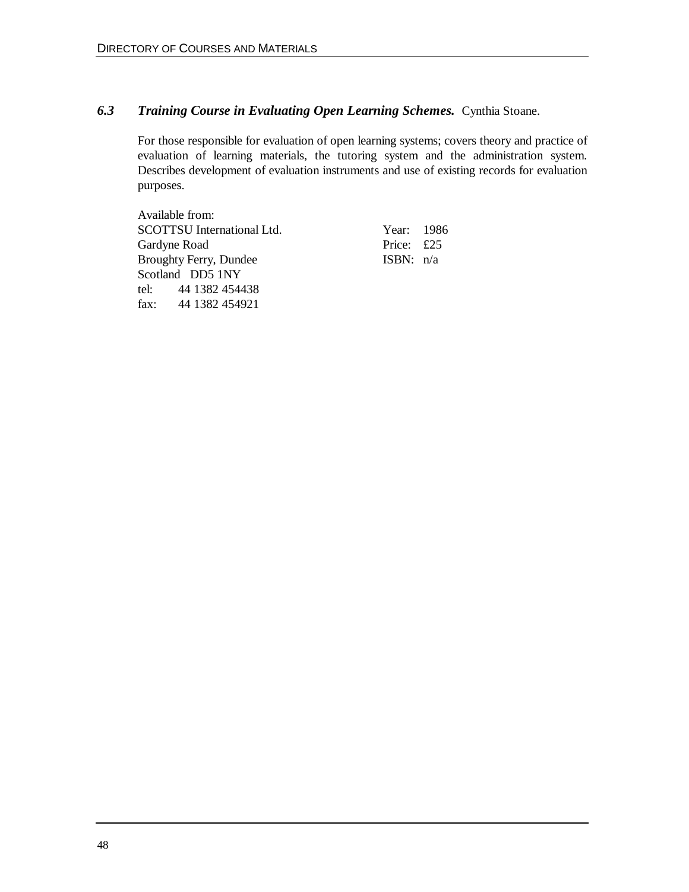### *6.3 Training Course in Evaluating Open Learning Schemes.* Cynthia Stoane.

For those responsible for evaluation of open learning systems; covers theory and practice of evaluation of learning materials, the tutoring system and the administration system. Describes development of evaluation instruments and use of existing records for evaluation purposes.

Available from:
SCOTTSU International Ltd.
Gardyne Road
Broughty Ferry, Dundee
Scotland DD5 1NY
tel: 44 1382 454438
fax: 44 1382 454921

Year: 1986
Price: £25
ISBN: n/a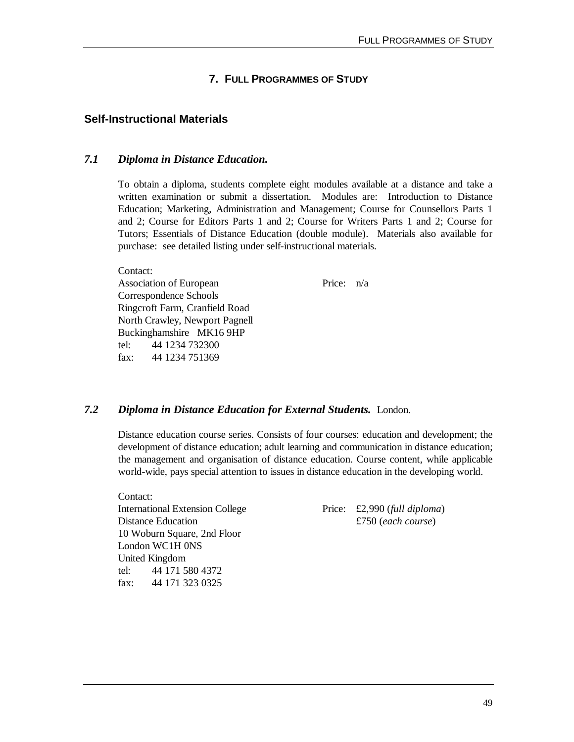# 7. Full Programmes of Study

## Self-Instructional Materials

### *7.1 Diploma in Distance Education.*

To obtain a diploma, students complete eight modules available at a distance and take a written examination or submit a dissertation. Modules are: Introduction to Distance Education; Marketing, Administration and Management; Course for Counsellors Parts 1 and 2; Course for Editors Parts 1 and 2; Course for Writers Parts 1 and 2; Course for Tutors; Essentials of Distance Education (double module). Materials also available for purchase: see detailed listing under self-instructional materials.

Contact:
Association of European Correspondence Schools
Ringcroft Farm, Cranfield Road
North Crawley, Newport Pagnell
Buckinghamshire MK16 9HP
tel: 44 1234 732300
fax: 44 1234 751369

Price: n/a

### *7.2 Diploma in Distance Education for External Students.* London.

Distance education course series. Consists of four courses: education and development; the development of distance education; adult learning and communication in distance education; the management and organisation of distance education. Course content, while applicable world-wide, pays special attention to issues in distance education in the developing world.

Contact:
International Extension College
Distance Education
10 Woburn Square, 2nd Floor
London WC1H 0NS
United Kingdom
tel: 44 171 580 4372
fax: 44 171 323 0325

Price: £2,990 (*full diploma*)
£750 (*each course*)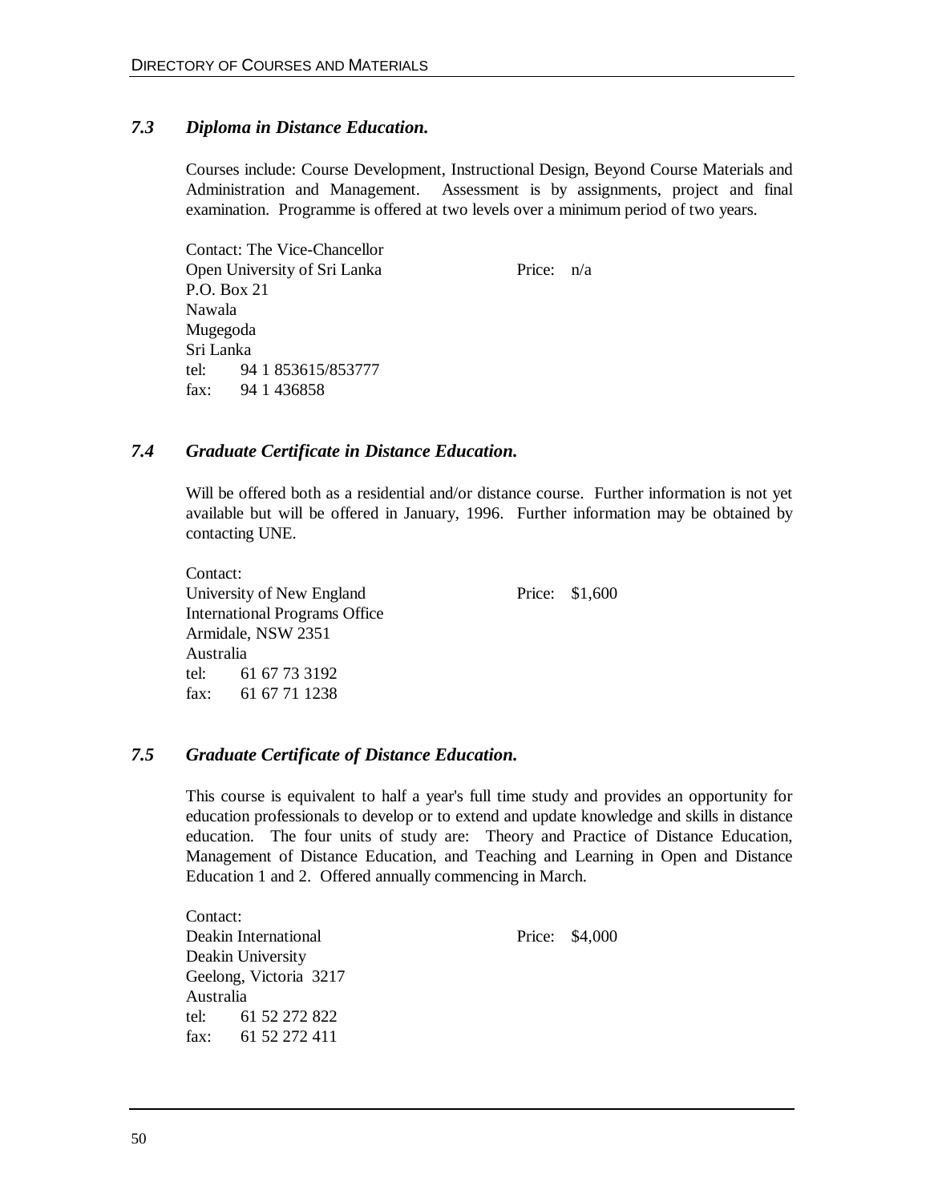### *7.3 Diploma in Distance Education.*

Courses include: Course Development, Instructional Design, Beyond Course Materials and Administration and Management. Assessment is by assignments, project and final examination. Programme is offered at two levels over a minimum period of two years.

Contact: The Vice-Chancellor
Open University of Sri Lanka
P.O. Box 21
Nawala
Mugegoda
Sri Lanka
tel: 94 1 853615/853777
fax: 94 1 436858

Price: n/a

### *7.4 Graduate Certificate in Distance Education.*

Will be offered both as a residential and/or distance course. Further information is not yet available but will be offered in January, 1996. Further information may be obtained by contacting UNE.

Contact:
University of New England
International Programs Office
Armidale, NSW 2351
Australia
tel: 61 67 73 3192
fax: 61 67 71 1238

Price: $1,600

### *7.5 Graduate Certificate of Distance Education.*

This course is equivalent to half a year's full time study and provides an opportunity for education professionals to develop or to extend and update knowledge and skills in distance education. The four units of study are: Theory and Practice of Distance Education, Management of Distance Education, and Teaching and Learning in Open and Distance Education 1 and 2. Offered annually commencing in March.

Contact:
Deakin International
Deakin University
Geelong, Victoria 3217
Australia
tel: 61 52 272 822
fax: 61 52 272 411

Price: $4,000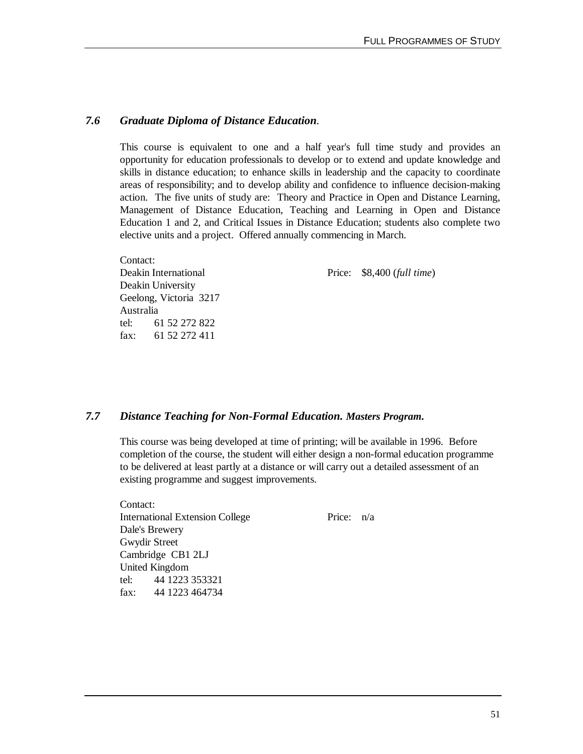## *7.6 Graduate Diploma of Distance Education.*

This course is equivalent to one and a half year's full time study and provides an opportunity for education professionals to develop or to extend and update knowledge and skills in distance education; to enhance skills in leadership and the capacity to coordinate areas of responsibility; and to develop ability and confidence to influence decision-making action. The five units of study are: Theory and Practice in Open and Distance Learning, Management of Distance Education, Teaching and Learning in Open and Distance Education 1 and 2, and Critical Issues in Distance Education; students also complete two elective units and a project. Offered annually commencing in March.

Contact:
Deakin International
Deakin University
Geelong, Victoria 3217
Australia
tel: 61 52 272 822
fax: 61 52 272 411

Price: $8,400 (*full time*)

## *7.7 Distance Teaching for Non-Formal Education. Masters Program.*

This course was being developed at time of printing; will be available in 1996. Before completion of the course, the student will either design a non-formal education programme to be delivered at least partly at a distance or will carry out a detailed assessment of an existing programme and suggest improvements.

Contact:
International Extension College
Dale's Brewery
Gwydir Street
Cambridge CB1 2LJ
United Kingdom
tel: 44 1223 353321
fax: 44 1223 464734

Price: n/a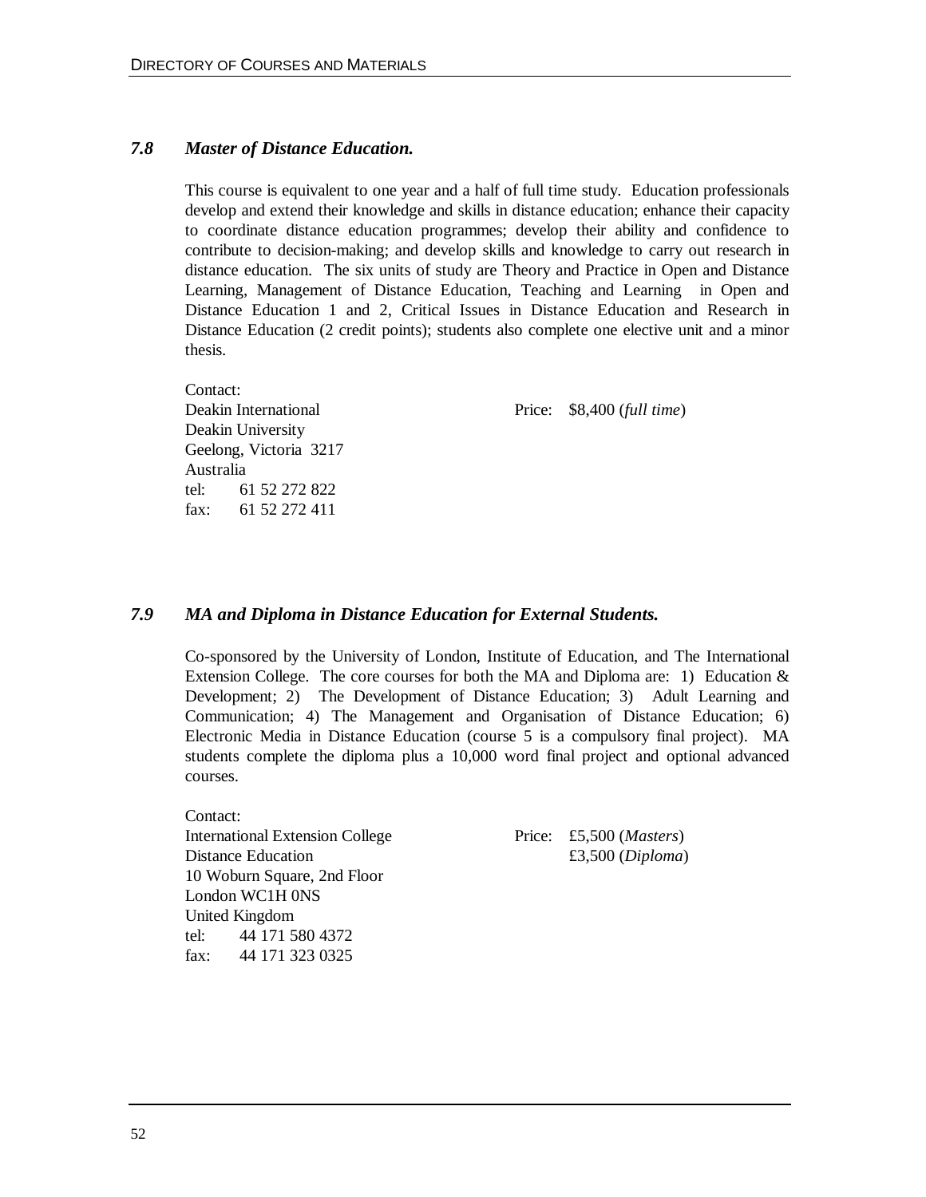### *7.8 Master of Distance Education.*

This course is equivalent to one year and a half of full time study. Education professionals develop and extend their knowledge and skills in distance education; enhance their capacity to coordinate distance education programmes; develop their ability and confidence to contribute to decision-making; and develop skills and knowledge to carry out research in distance education. The six units of study are Theory and Practice in Open and Distance Learning, Management of Distance Education, Teaching and Learning in Open and Distance Education 1 and 2, Critical Issues in Distance Education and Research in Distance Education (2 credit points); students also complete one elective unit and a minor thesis.

Contact:
Deakin International
Deakin University
Geelong, Victoria 3217
Australia
tel: 61 52 272 822
fax: 61 52 272 411

Price: $8,400 (*full time*)

### *7.9 MA and Diploma in Distance Education for External Students.*

Co-sponsored by the University of London, Institute of Education, and The International Extension College. The core courses for both the MA and Diploma are: 1) Education & Development; 2) The Development of Distance Education; 3) Adult Learning and Communication; 4) The Management and Organisation of Distance Education; 6) Electronic Media in Distance Education (course 5 is a compulsory final project). MA students complete the diploma plus a 10,000 word final project and optional advanced courses.

Contact:
International Extension College
Distance Education
10 Woburn Square, 2nd Floor
London WC1H 0NS
United Kingdom
tel: 44 171 580 4372
fax: 44 171 323 0325

Price: £5,500 (*Masters*)
£3,500 (*Diploma*)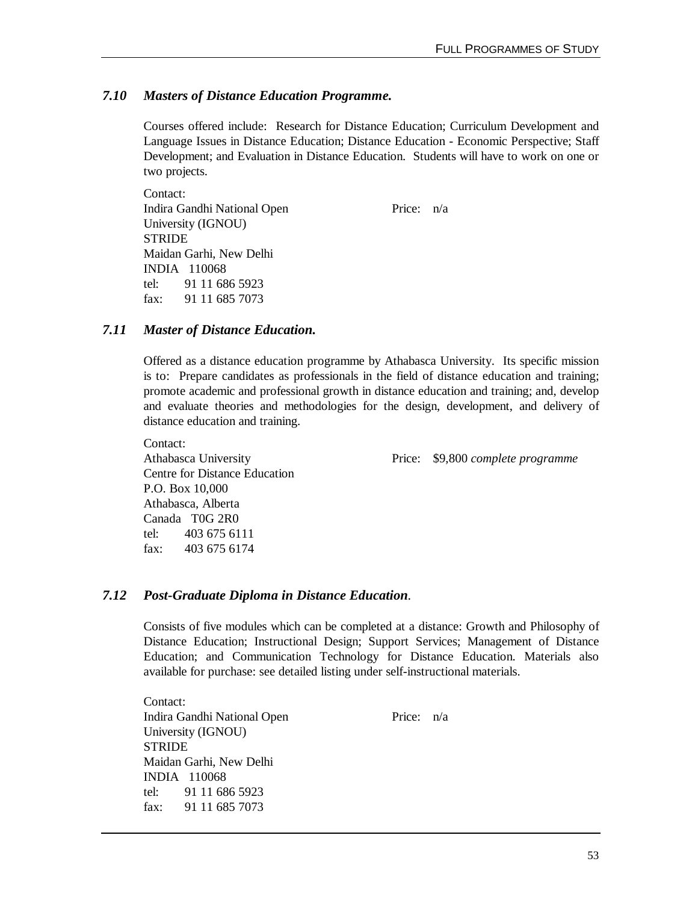### *7.10 Masters of Distance Education Programme.*

Courses offered include: Research for Distance Education; Curriculum Development and Language Issues in Distance Education; Distance Education - Economic Perspective; Staff Development; and Evaluation in Distance Education. Students will have to work on one or two projects.

Contact:
Indira Gandhi National Open University (IGNOU)
STRIDE
Maidan Garhi, New Delhi
INDIA 110068
tel: 91 11 686 5923
fax: 91 11 685 7073

Price: n/a

### *7.11 Master of Distance Education.*

Offered as a distance education programme by Athabasca University. Its specific mission is to: Prepare candidates as professionals in the field of distance education and training; promote academic and professional growth in distance education and training; and, develop and evaluate theories and methodologies for the design, development, and delivery of distance education and training.

Contact:
Athabasca University
Centre for Distance Education
P.O. Box 10,000
Athabasca, Alberta
Canada T0G 2R0
tel: 403 675 6111
fax: 403 675 6174

Price: $9,800 *complete programme*

### *7.12 Post-Graduate Diploma in Distance Education.*

Consists of five modules which can be completed at a distance: Growth and Philosophy of Distance Education; Instructional Design; Support Services; Management of Distance Education; and Communication Technology for Distance Education. Materials also available for purchase: see detailed listing under self-instructional materials.

Contact:
Indira Gandhi National Open University (IGNOU)
STRIDE
Maidan Garhi, New Delhi
INDIA 110068
tel: 91 11 686 5923
fax: 91 11 685 7073

Price: n/a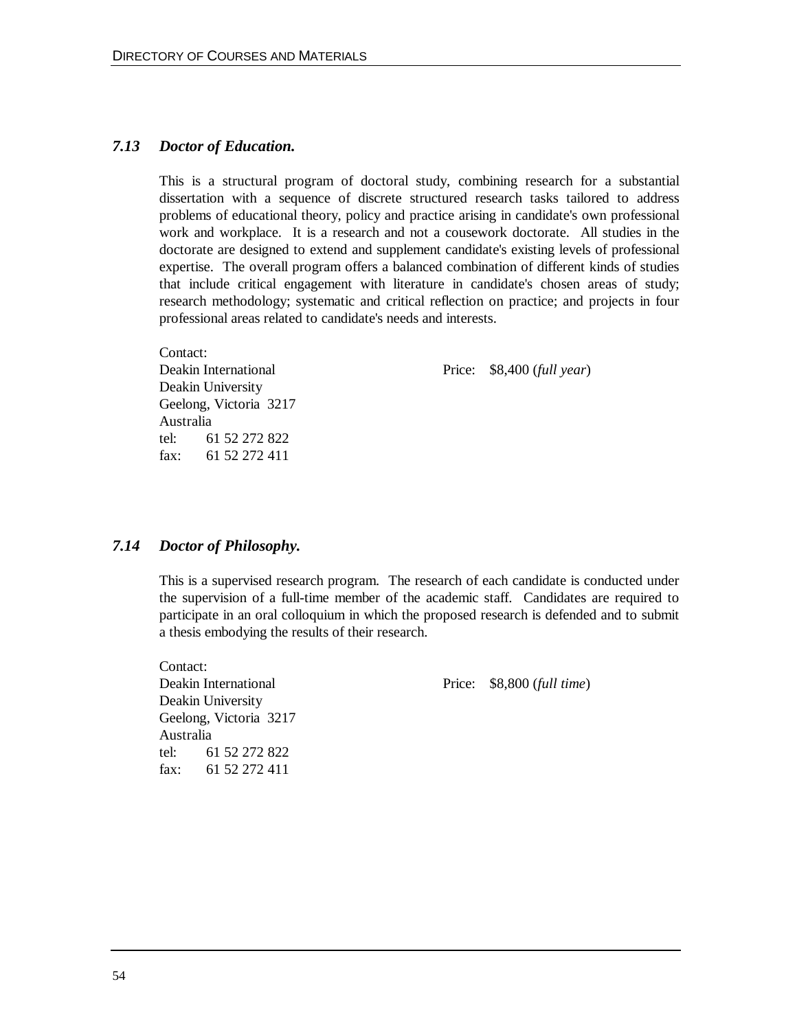## *7.13 Doctor of Education.*

This is a structural program of doctoral study, combining research for a substantial dissertation with a sequence of discrete structured research tasks tailored to address problems of educational theory, policy and practice arising in candidate's own professional work and workplace. It is a research and not a cousework doctorate. All studies in the doctorate are designed to extend and supplement candidate's existing levels of professional expertise. The overall program offers a balanced combination of different kinds of studies that include critical engagement with literature in candidate's chosen areas of study; research methodology; systematic and critical reflection on practice; and projects in four professional areas related to candidate's needs and interests.

Contact:
Deakin International
Deakin University
Geelong, Victoria 3217
Australia
tel: 61 52 272 822
fax: 61 52 272 411

Price: $8,400 (*full year*)

## *7.14 Doctor of Philosophy.*

This is a supervised research program. The research of each candidate is conducted under the supervision of a full-time member of the academic staff. Candidates are required to participate in an oral colloquium in which the proposed research is defended and to submit a thesis embodying the results of their research.

Contact:
Deakin International
Deakin University
Geelong, Victoria 3217
Australia
tel: 61 52 272 822
fax: 61 52 272 411

Price: $8,800 (*full time*)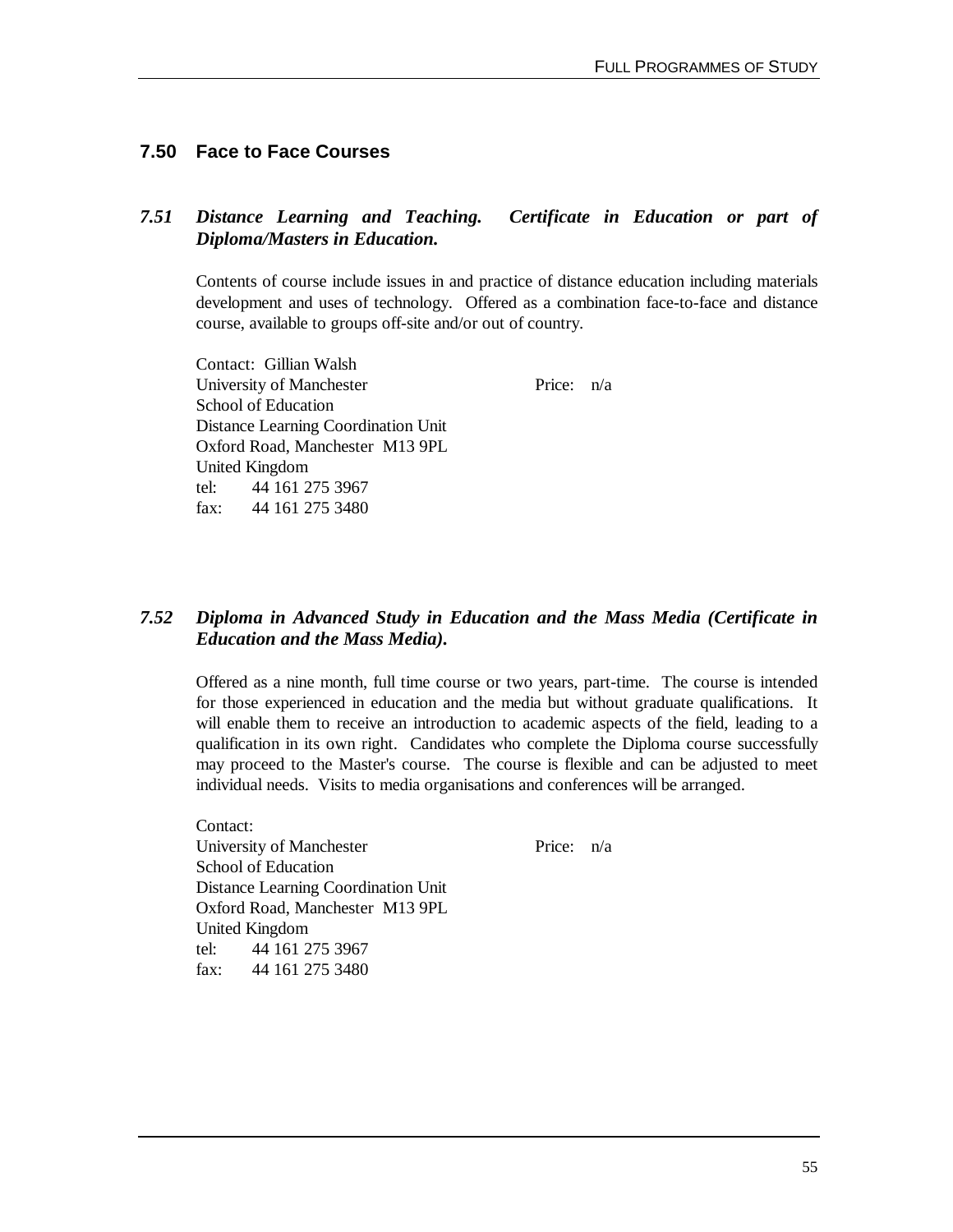## 7.50 Face to Face Courses

### *7.51 Distance Learning and Teaching. Certificate in Education or part of Diploma/Masters in Education.*

Contents of course include issues in and practice of distance education including materials development and uses of technology. Offered as a combination face-to-face and distance course, available to groups off-site and/or out of country.

Contact: Gillian Walsh
University of Manchester
School of Education
Distance Learning Coordination Unit
Oxford Road, Manchester M13 9PL
United Kingdom
tel: 44 161 275 3967
fax: 44 161 275 3480

Price: n/a

### *7.52 Diploma in Advanced Study in Education and the Mass Media (Certificate in Education and the Mass Media).*

Offered as a nine month, full time course or two years, part-time. The course is intended for those experienced in education and the media but without graduate qualifications. It will enable them to receive an introduction to academic aspects of the field, leading to a qualification in its own right. Candidates who complete the Diploma course successfully may proceed to the Master's course. The course is flexible and can be adjusted to meet individual needs. Visits to media organisations and conferences will be arranged.

Contact:
University of Manchester
School of Education
Distance Learning Coordination Unit
Oxford Road, Manchester M13 9PL
United Kingdom
tel: 44 161 275 3967
fax: 44 161 275 3480

Price: n/a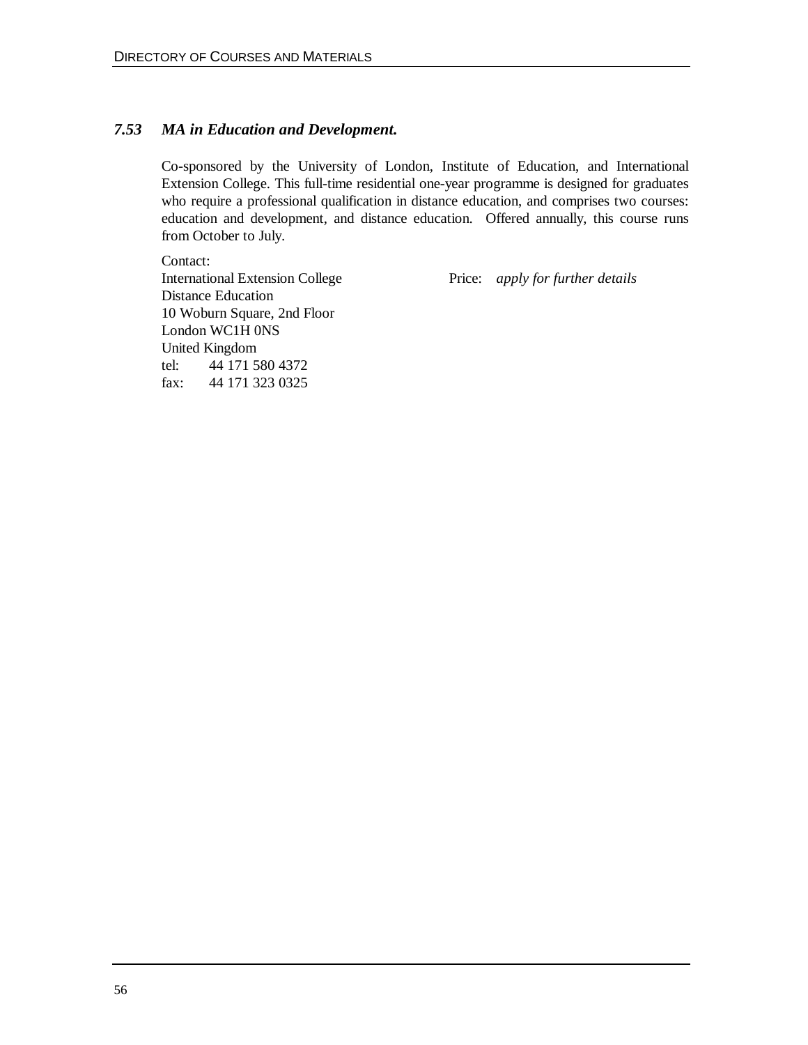### *7.53 MA in Education and Development.*

Co-sponsored by the University of London, Institute of Education, and International Extension College. This full-time residential one-year programme is designed for graduates who require a professional qualification in distance education, and comprises two courses: education and development, and distance education. Offered annually, this course runs from October to July.

Contact:
International Extension College
Distance Education
10 Woburn Square, 2nd Floor
London WC1H 0NS
United Kingdom
tel: 44 171 580 4372
fax: 44 171 323 0325

Price: *apply for further details*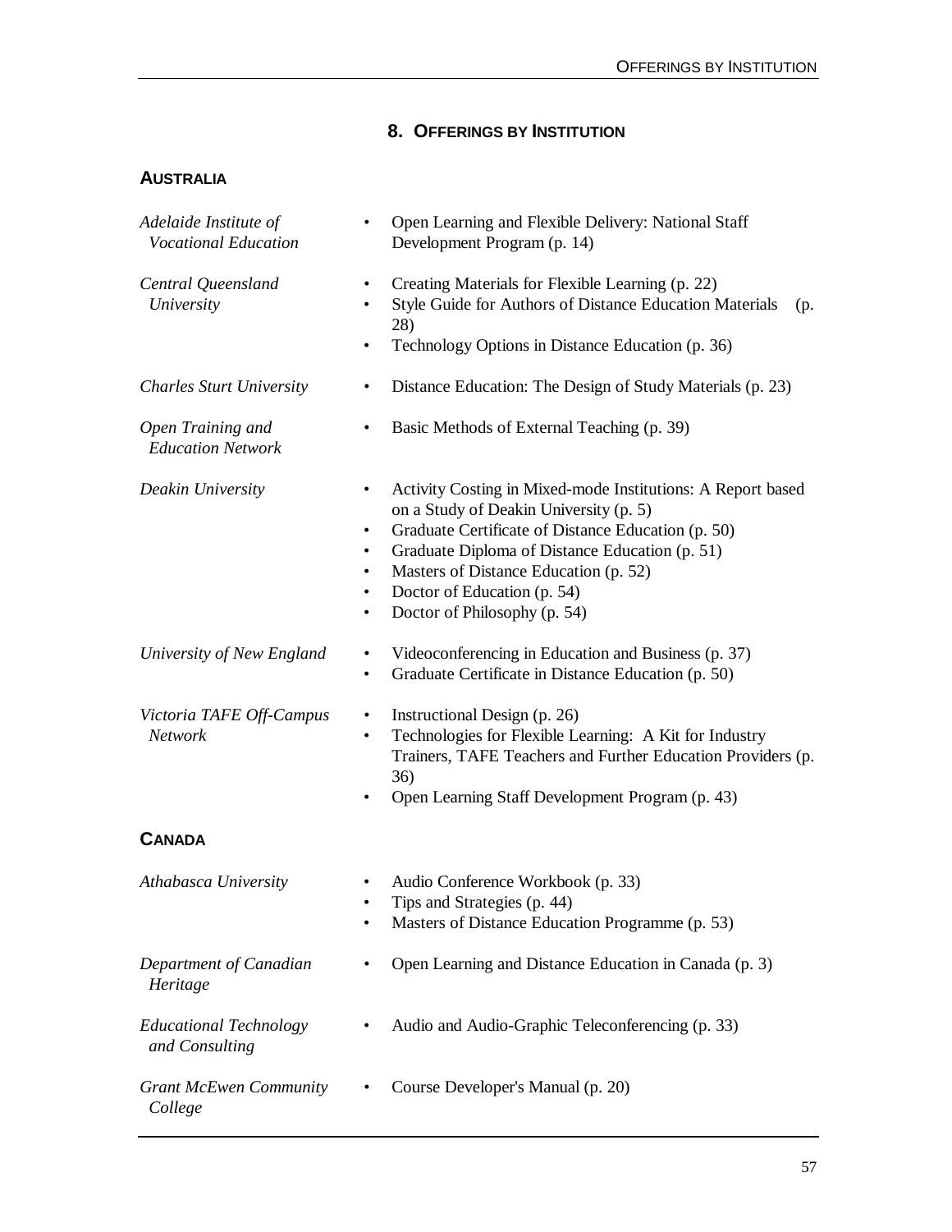## 8. Offerings by Institution

### Australia

*Adelaide Institute of Vocational Education*

- Open Learning and Flexible Delivery: National Staff Development Program (p. 14)

*Central Queensland University*

- Creating Materials for Flexible Learning (p. 22)
- Style Guide for Authors of Distance Education Materials (p. 28)
- Technology Options in Distance Education (p. 36)

*Charles Sturt University*

- Distance Education: The Design of Study Materials (p. 23)

*Open Training and Education Network*

- Basic Methods of External Teaching (p. 39)

*Deakin University*

- Activity Costing in Mixed-mode Institutions: A Report based on a Study of Deakin University (p. 5)
- Graduate Certificate of Distance Education (p. 50)
- Graduate Diploma of Distance Education (p. 51)
- Masters of Distance Education (p. 52)
- Doctor of Education (p. 54)
- Doctor of Philosophy (p. 54)

*University of New England*

- Videoconferencing in Education and Business (p. 37)
- Graduate Certificate in Distance Education (p. 50)

*Victoria TAFE Off-Campus Network*

- Instructional Design (p. 26)
- Technologies for Flexible Learning: A Kit for Industry Trainers, TAFE Teachers and Further Education Providers (p. 36)
- Open Learning Staff Development Program (p. 43)

### Canada

*Athabasca University*

- Audio Conference Workbook (p. 33)
- Tips and Strategies (p. 44)
- Masters of Distance Education Programme (p. 53)

*Department of Canadian Heritage*

- Open Learning and Distance Education in Canada (p. 3)

*Educational Technology and Consulting*

- Audio and Audio-Graphic Teleconferencing (p. 33)

*Grant McEwen Community College*

- Course Developer's Manual (p. 20)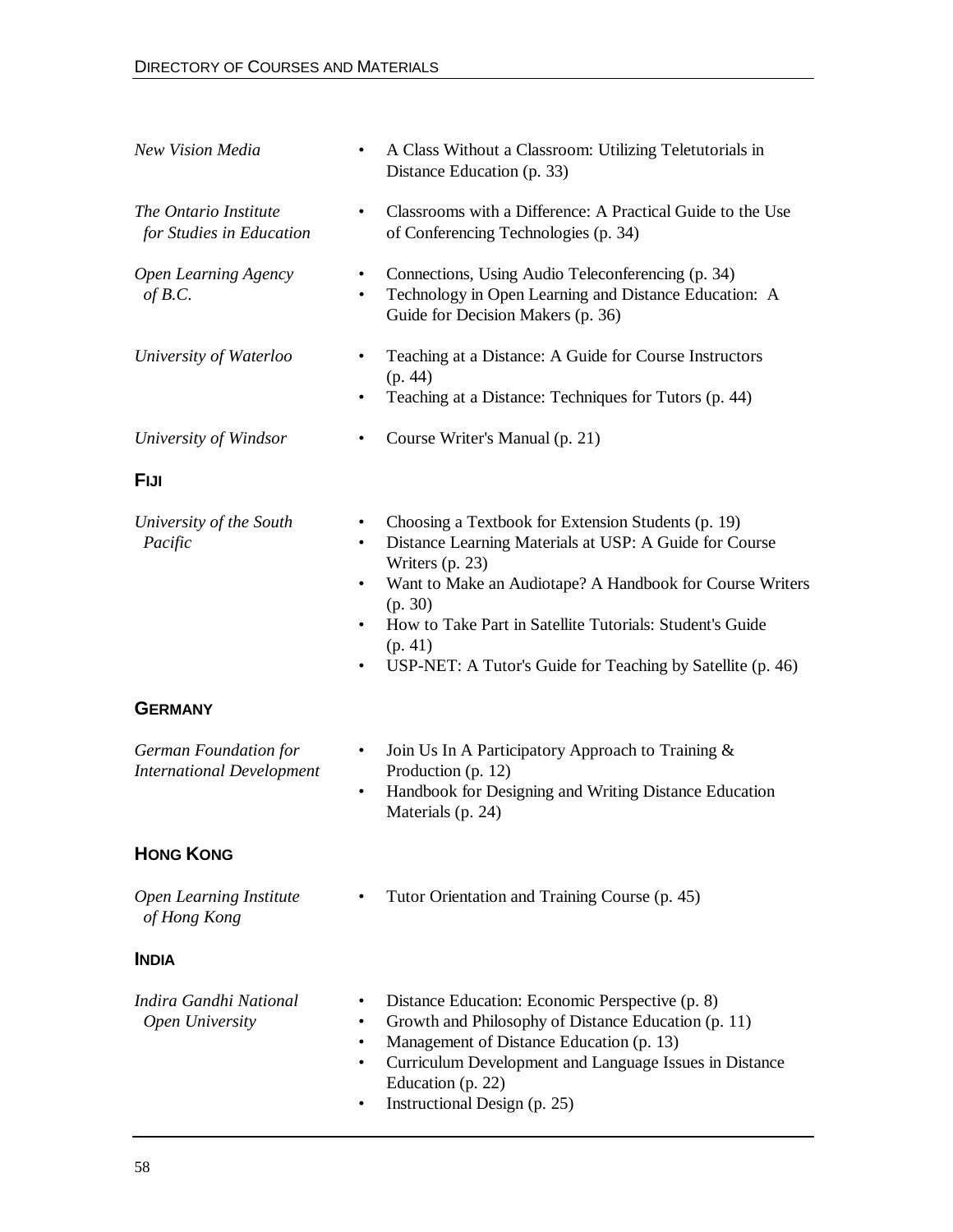*New Vision Media*

- A Class Without a Classroom: Utilizing Teletutorials in Distance Education (p. 33)

*The Ontario Institute for Studies in Education*

- Classrooms with a Difference: A Practical Guide to the Use of Conferencing Technologies (p. 34)

*Open Learning Agency of B.C.*

- Connections, Using Audio Teleconferencing (p. 34)
- Technology in Open Learning and Distance Education: A Guide for Decision Makers (p. 36)

*University of Waterloo*

- Teaching at a Distance: A Guide for Course Instructors (p. 44)
- Teaching at a Distance: Techniques for Tutors (p. 44)

*University of Windsor*

- Course Writer's Manual (p. 21)

## FIJI

*University of the South Pacific*

- Choosing a Textbook for Extension Students (p. 19)
- Distance Learning Materials at USP: A Guide for Course Writers (p. 23)
- Want to Make an Audiotape? A Handbook for Course Writers (p. 30)
- How to Take Part in Satellite Tutorials: Student's Guide (p. 41)
- USP-NET: A Tutor's Guide for Teaching by Satellite (p. 46)

## GERMANY

*German Foundation for International Development*

- Join Us In A Participatory Approach to Training & Production (p. 12)
- Handbook for Designing and Writing Distance Education Materials (p. 24)

## HONG KONG

*Open Learning Institute of Hong Kong*

- Tutor Orientation and Training Course (p. 45)

## INDIA

*Indira Gandhi National Open University*

- Distance Education: Economic Perspective (p. 8)
- Growth and Philosophy of Distance Education (p. 11)
- Management of Distance Education (p. 13)
- Curriculum Development and Language Issues in Distance Education (p. 22)
- Instructional Design (p. 25)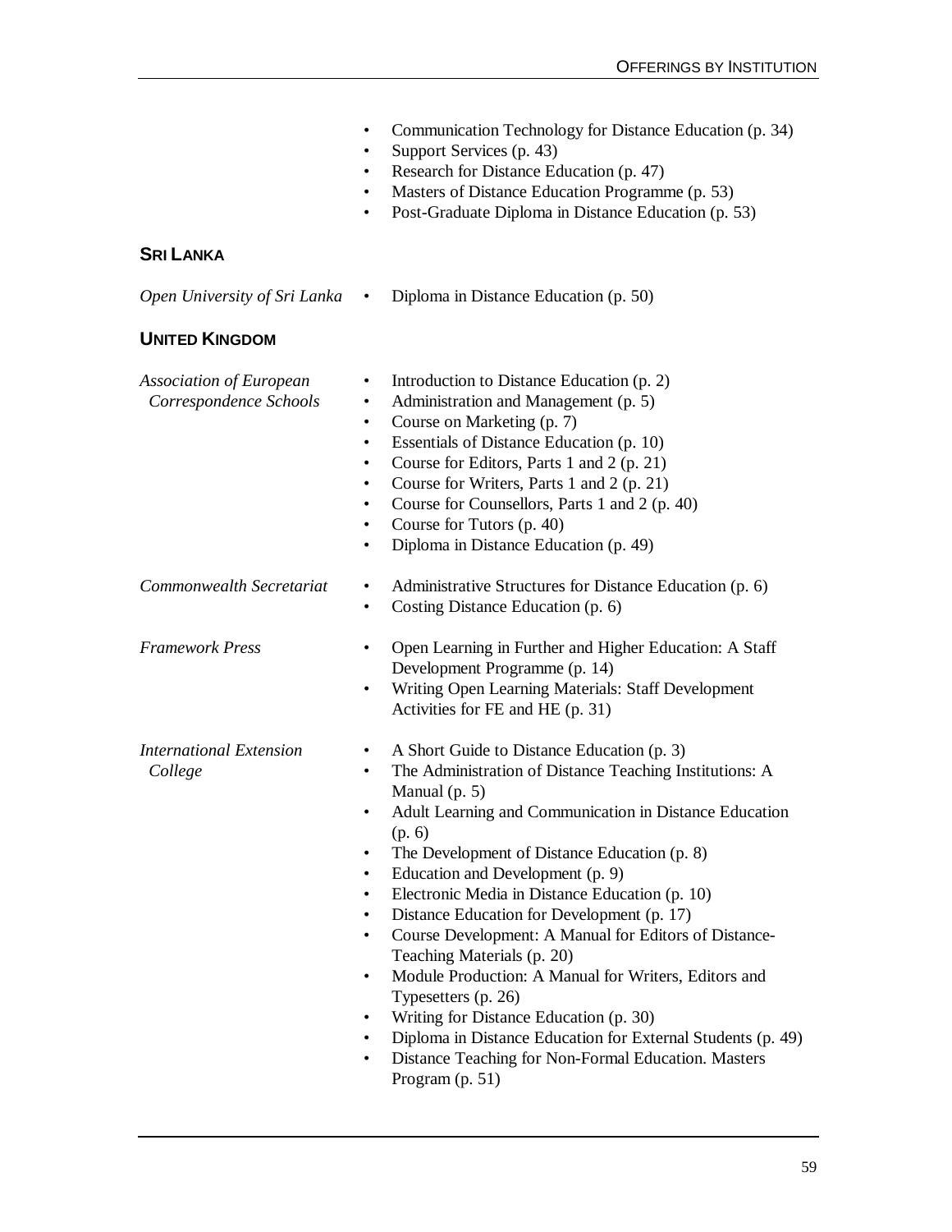- Communication Technology for Distance Education (p. 34)
- Support Services (p. 43)
- Research for Distance Education (p. 47)
- Masters of Distance Education Programme (p. 53)
- Post-Graduate Diploma in Distance Education (p. 53)

## SRI LANKA

*Open University of Sri Lanka*

- Diploma in Distance Education (p. 50)

## UNITED KINGDOM

*Association of European Correspondence Schools*

- Introduction to Distance Education (p. 2)
- Administration and Management (p. 5)
- Course on Marketing (p. 7)
- Essentials of Distance Education (p. 10)
- Course for Editors, Parts 1 and 2 (p. 21)
- Course for Writers, Parts 1 and 2 (p. 21)
- Course for Counsellors, Parts 1 and 2 (p. 40)
- Course for Tutors (p. 40)
- Diploma in Distance Education (p. 49)

*Commonwealth Secretariat*

- Administrative Structures for Distance Education (p. 6)
- Costing Distance Education (p. 6)

*Framework Press*

- Open Learning in Further and Higher Education: A Staff Development Programme (p. 14)
- Writing Open Learning Materials: Staff Development Activities for FE and HE (p. 31)

*International Extension College*

- A Short Guide to Distance Education (p. 3)
- The Administration of Distance Teaching Institutions: A Manual (p. 5)
- Adult Learning and Communication in Distance Education (p. 6)
- The Development of Distance Education (p. 8)
- Education and Development (p. 9)
- Electronic Media in Distance Education (p. 10)
- Distance Education for Development (p. 17)
- Course Development: A Manual for Editors of Distance-Teaching Materials (p. 20)
- Module Production: A Manual for Writers, Editors and Typesetters (p. 26)
- Writing for Distance Education (p. 30)
- Diploma in Distance Education for External Students (p. 49)
- Distance Teaching for Non-Formal Education. Masters Program (p. 51)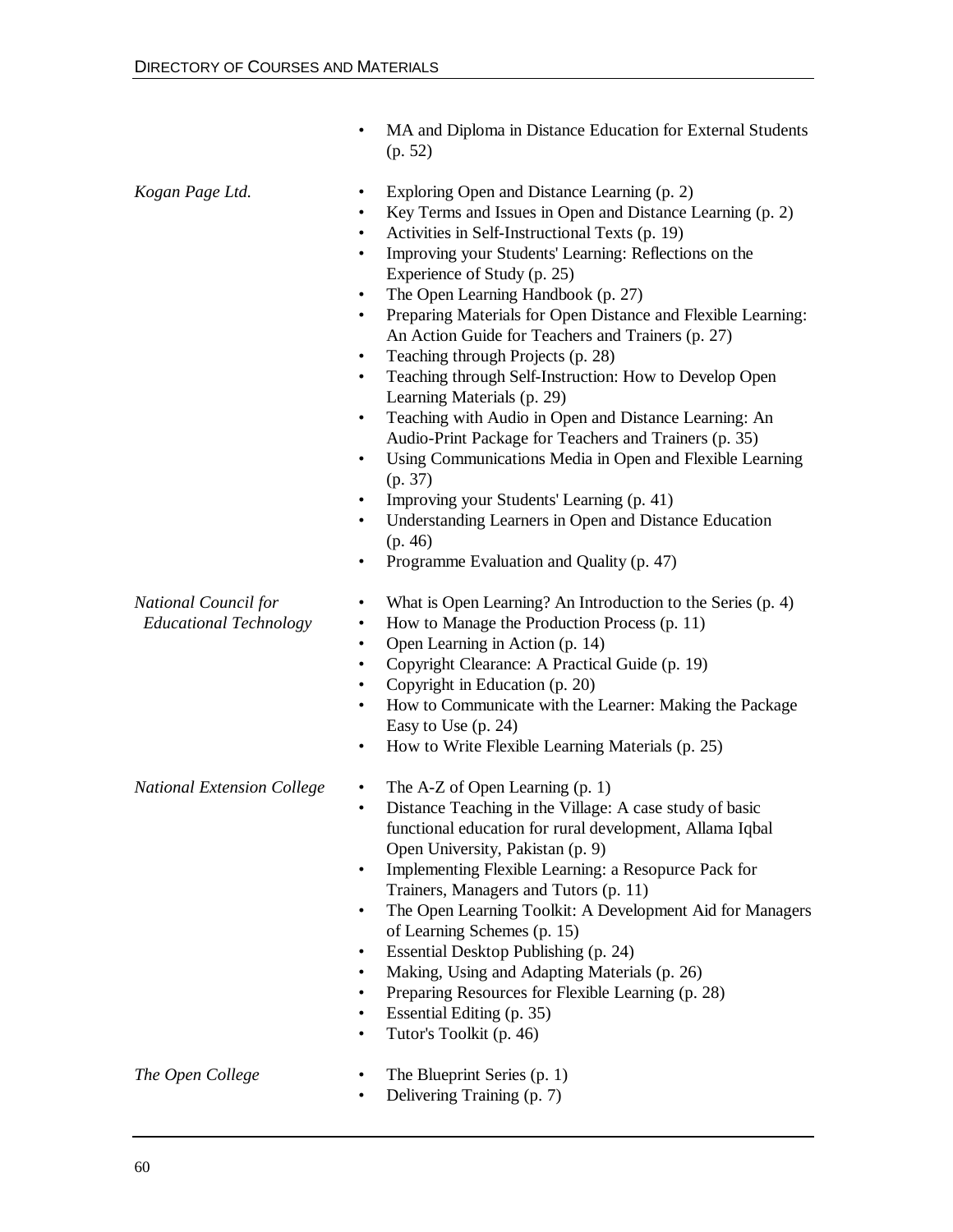- MA and Diploma in Distance Education for External Students (p. 52)

*Kogan Page Ltd.*

- Exploring Open and Distance Learning (p. 2)
- Key Terms and Issues in Open and Distance Learning (p. 2)
- Activities in Self-Instructional Texts (p. 19)
- Improving your Students' Learning: Reflections on the Experience of Study (p. 25)
- The Open Learning Handbook (p. 27)
- Preparing Materials for Open Distance and Flexible Learning: An Action Guide for Teachers and Trainers (p. 27)
- Teaching through Projects (p. 28)
- Teaching through Self-Instruction: How to Develop Open Learning Materials (p. 29)
- Teaching with Audio in Open and Distance Learning: An Audio-Print Package for Teachers and Trainers (p. 35)
- Using Communications Media in Open and Flexible Learning (p. 37)
- Improving your Students' Learning (p. 41)
- Understanding Learners in Open and Distance Education (p. 46)
- Programme Evaluation and Quality (p. 47)

*National Council for Educational Technology*

- What is Open Learning? An Introduction to the Series (p. 4)
- How to Manage the Production Process (p. 11)
- Open Learning in Action (p. 14)
- Copyright Clearance: A Practical Guide (p. 19)
- Copyright in Education (p. 20)
- How to Communicate with the Learner: Making the Package Easy to Use (p. 24)
- How to Write Flexible Learning Materials (p. 25)

*National Extension College*

- The A-Z of Open Learning (p. 1)
- Distance Teaching in the Village: A case study of basic functional education for rural development, Allama Iqbal Open University, Pakistan (p. 9)
- Implementing Flexible Learning: a Resopurce Pack for Trainers, Managers and Tutors (p. 11)
- The Open Learning Toolkit: A Development Aid for Managers of Learning Schemes (p. 15)
- Essential Desktop Publishing (p. 24)
- Making, Using and Adapting Materials (p. 26)
- Preparing Resources for Flexible Learning (p. 28)
- Essential Editing (p. 35)
- Tutor's Toolkit (p. 46)

*The Open College*

- The Blueprint Series (p. 1)
- Delivering Training (p. 7)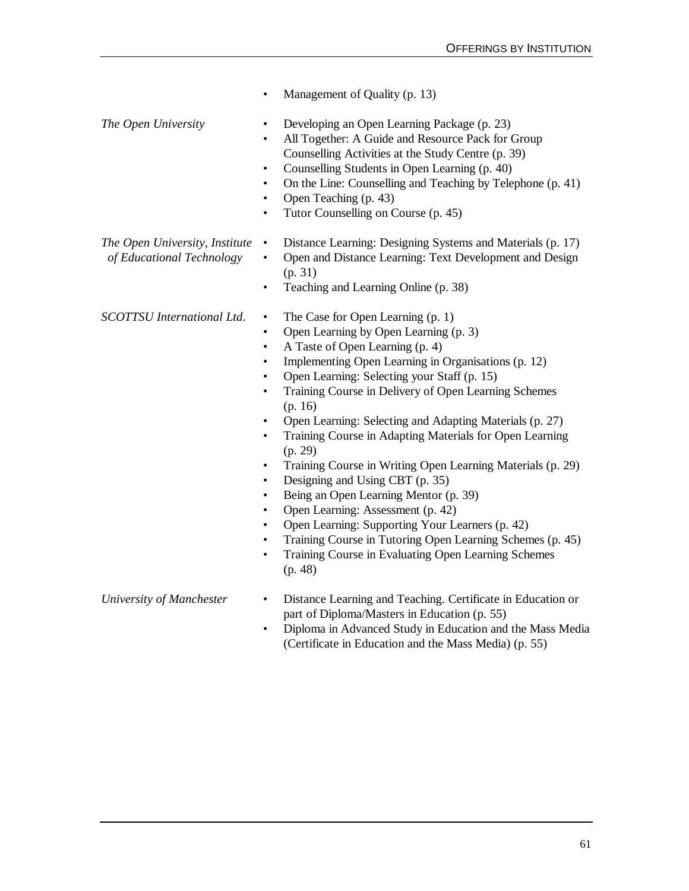- Management of Quality (p. 13)

*The Open University*

- Developing an Open Learning Package (p. 23)
- All Together: A Guide and Resource Pack for Group Counselling Activities at the Study Centre (p. 39)
- Counselling Students in Open Learning (p. 40)
- On the Line: Counselling and Teaching by Telephone (p. 41)
- Open Teaching (p. 43)
- Tutor Counselling on Course (p. 45)

*The Open University, Institute of Educational Technology*

- Distance Learning: Designing Systems and Materials (p. 17)
- Open and Distance Learning: Text Development and Design (p. 31)
- Teaching and Learning Online (p. 38)

*SCOTTSU International Ltd.*

- The Case for Open Learning (p. 1)
- Open Learning by Open Learning (p. 3)
- A Taste of Open Learning (p. 4)
- Implementing Open Learning in Organisations (p. 12)
- Open Learning: Selecting your Staff (p. 15)
- Training Course in Delivery of Open Learning Schemes (p. 16)
- Open Learning: Selecting and Adapting Materials (p. 27)
- Training Course in Adapting Materials for Open Learning (p. 29)
- Training Course in Writing Open Learning Materials (p. 29)
- Designing and Using CBT (p. 35)
- Being an Open Learning Mentor (p. 39)
- Open Learning: Assessment (p. 42)
- Open Learning: Supporting Your Learners (p. 42)
- Training Course in Tutoring Open Learning Schemes (p. 45)
- Training Course in Evaluating Open Learning Schemes (p. 48)

*University of Manchester*

- Distance Learning and Teaching. Certificate in Education or part of Diploma/Masters in Education (p. 55)
- Diploma in Advanced Study in Education and the Mass Media (Certificate in Education and the Mass Media) (p. 55)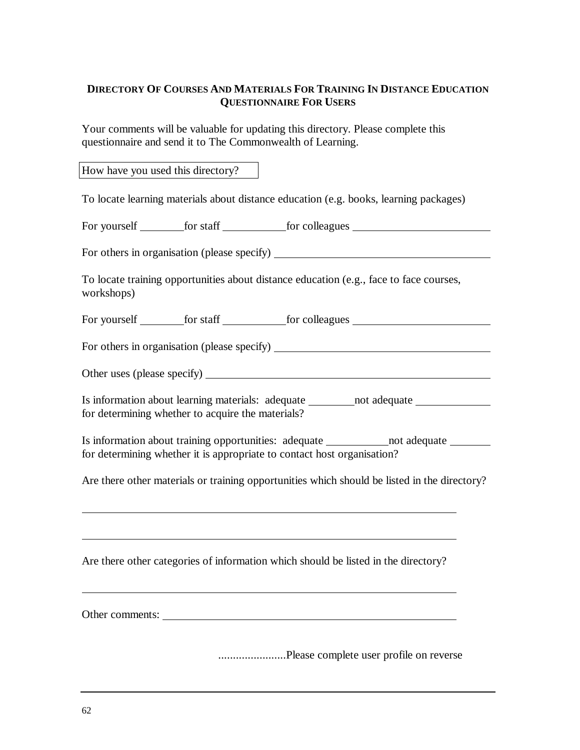## DIRECTORY OF COURSES AND MATERIALS FOR TRAINING IN DISTANCE EDUCATION QUESTIONNAIRE FOR USERS

Your comments will be valuable for updating this directory. Please complete this questionnaire and send it to The Commonwealth of Learning.

How have you used this directory?

To locate learning materials about distance education (e.g. books, learning packages)

For yourself ________ for staff ___________ for colleagues ________________________

For others in organisation (please specify) ______________________________________

To locate training opportunities about distance education (e.g., face to face courses, workshops)

For yourself ________ for staff ___________ for colleagues ________________________

For others in organisation (please specify) ______________________________________

Other uses (please specify) _______________________________________________

Is information about learning materials: adequate ________ not adequate _____________ for determining whether to acquire the materials?

Is information about training opportunities: adequate ___________ not adequate _______ for determining whether it is appropriate to contact host organisation?

Are there other materials or training opportunities which should be listed in the directory?

______________________________________________________________________

______________________________________________________________________

Are there other categories of information which should be listed in the directory?

______________________________________________________________________

Other comments: _______________________________________________________

.......................Please complete user profile on reverse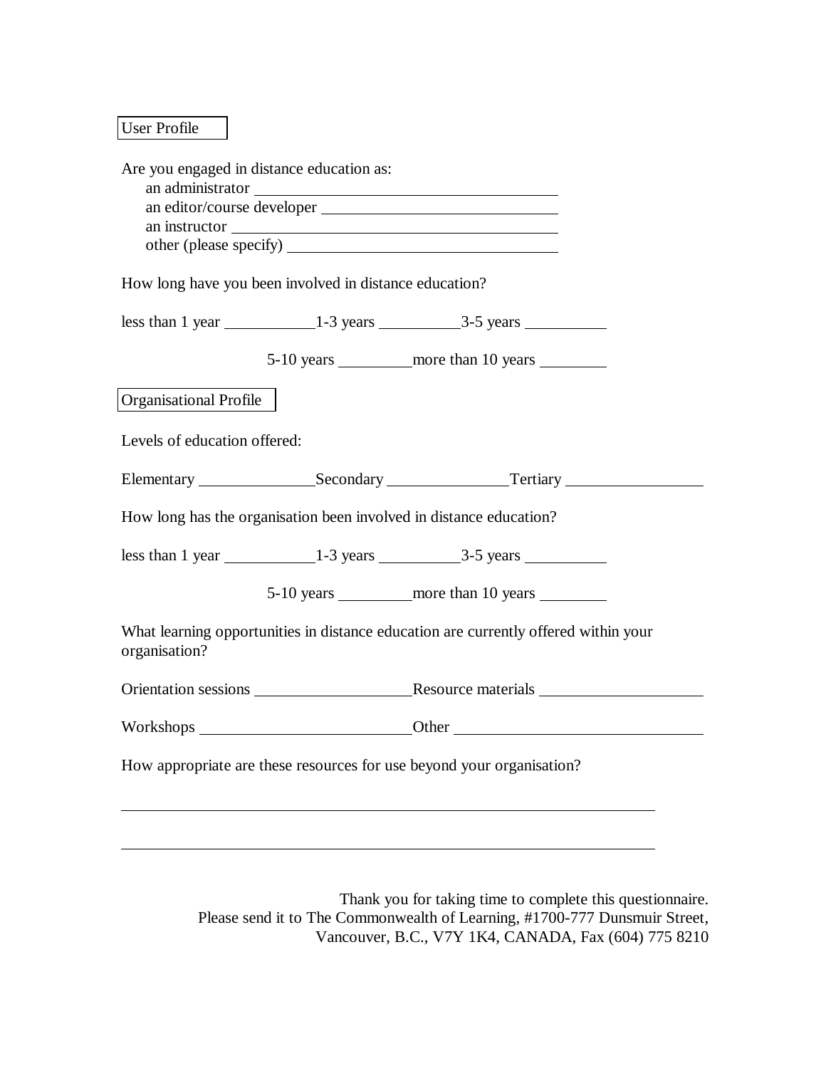User Profile

Are you engaged in distance education as:

an administrator ______________________________

an editor/course developer ______________________________

an instructor ______________________________

other (please specify) ______________________________

How long have you been involved in distance education?

less than 1 year __________ 1-3 years __________ 3-5 years __________

5-10 years __________ more than 10 years __________

Organisational Profile

Levels of education offered:

Elementary ______________ Secondary ______________ Tertiary ______________

How long has the organisation been involved in distance education?

less than 1 year __________ 1-3 years __________ 3-5 years __________

5-10 years __________ more than 10 years __________

What learning opportunities in distance education are currently offered within your organisation?

Orientation sessions ______________ Resource materials ______________

Workshops ______________ Other ______________

How appropriate are these resources for use beyond your organisation?

______________________________________________________________

______________________________________________________________

Thank you for taking time to complete this questionnaire.
Please send it to The Commonwealth of Learning, #1700-777 Dunsmuir Street,
Vancouver, B.C., V7Y 1K4, CANADA, Fax (604) 775 8210